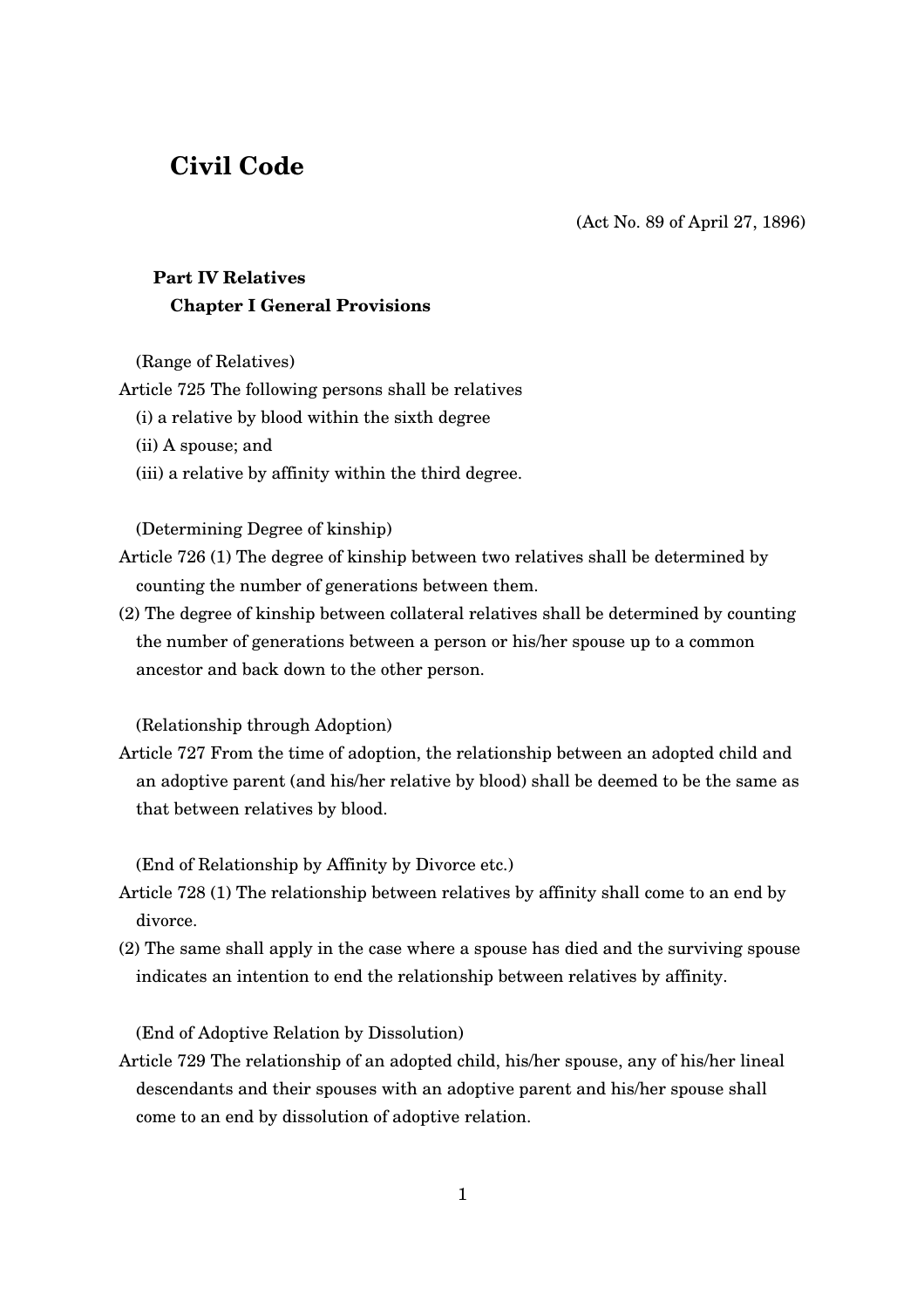# Civil Code

(Act No. 89 of April 27, 1896)

## Part IV Relatives

### Chapter I General Provisions

(Range of Relatives)

Article 725 The following persons shall be relatives

(i) a relative by blood within the sixth degree

(ii) A spouse; and

(iii) a relative by affinity within the third degree.

(Determining Degree of kinship)

Article 726 (1) The degree of kinship between two relatives shall be determined by counting the number of generations between them.

(2) The degree of kinship between collateral relatives shall be determined by counting the number of generations between a person or his/her spouse up to a common ancestor and back down to the other person.

(Relationship through Adoption)

Article 727 From the time of adoption, the relationship between an adopted child and an adoptive parent (and his/her relative by blood) shall be deemed to be the same as that between relatives by blood.

(End of Relationship by Affinity by Divorce etc.)

Article 728 (1) The relationship between relatives by affinity shall come to an end by divorce.

(2) The same shall apply in the case where a spouse has died and the surviving spouse indicates an intention to end the relationship between relatives by affinity.

(End of Adoptive Relation by Dissolution)

Article 729 The relationship of an adopted child, his/her spouse, any of his/her lineal descendants and their spouses with an adoptive parent and his/her spouse shall come to an end by dissolution of adoptive relation.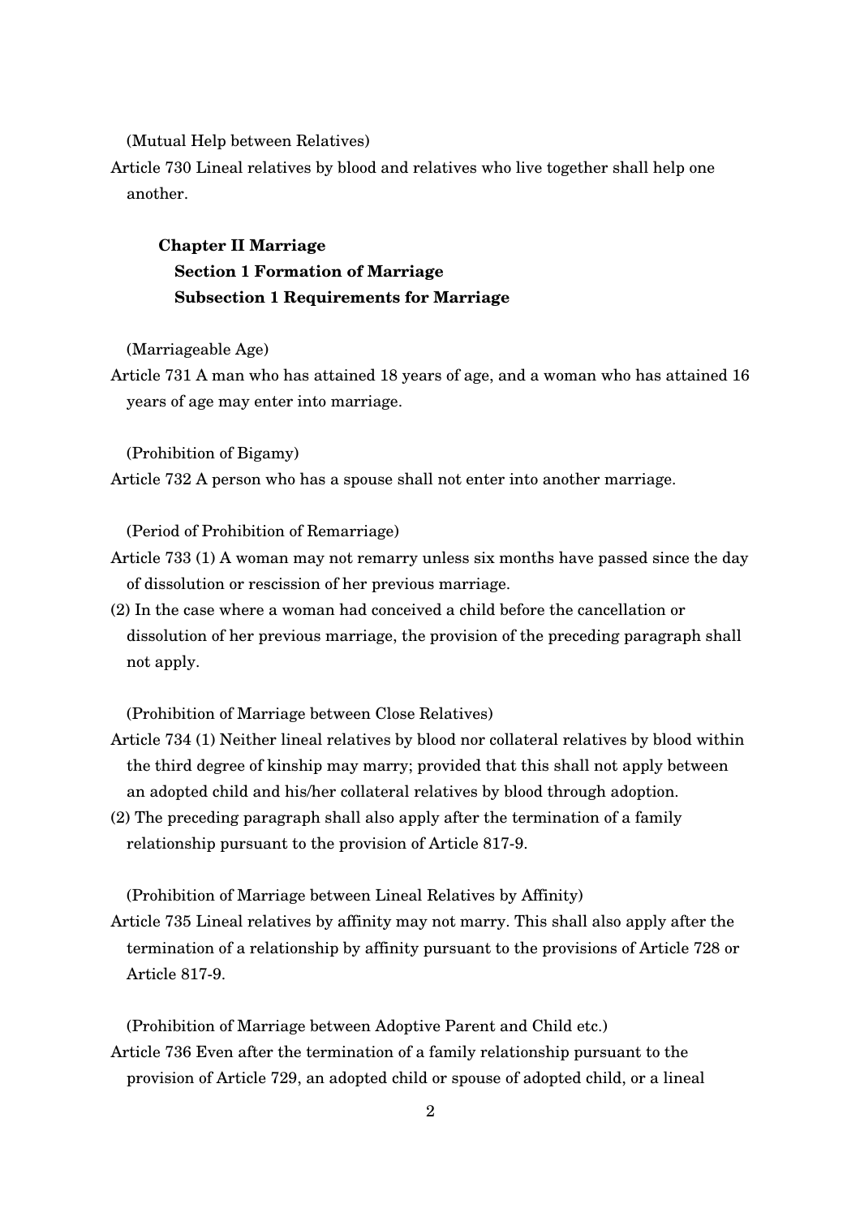(Mutual Help between Relatives)

Article 730 Lineal relatives by blood and relatives who live together shall help one another.

## Chapter II Marriage

### Section 1 Formation of Marriage

#### Subsection 1 Requirements for Marriage

(Marriageable Age)

Article 731 A man who has attained 18 years of age, and a woman who has attained 16 years of age may enter into marriage.

(Prohibition of Bigamy)

Article 732 A person who has a spouse shall not enter into another marriage.

(Period of Prohibition of Remarriage)

Article 733 (1) A woman may not remarry unless six months have passed since the day of dissolution or rescission of her previous marriage.

(2) In the case where a woman had conceived a child before the cancellation or dissolution of her previous marriage, the provision of the preceding paragraph shall not apply.

(Prohibition of Marriage between Close Relatives)

Article 734 (1) Neither lineal relatives by blood nor collateral relatives by blood within the third degree of kinship may marry; provided that this shall not apply between an adopted child and his/her collateral relatives by blood through adoption.

(2) The preceding paragraph shall also apply after the termination of a family relationship pursuant to the provision of Article 817-9.

(Prohibition of Marriage between Lineal Relatives by Affinity)

Article 735 Lineal relatives by affinity may not marry. This shall also apply after the termination of a relationship by affinity pursuant to the provisions of Article 728 or Article 817-9.

(Prohibition of Marriage between Adoptive Parent and Child etc.)

Article 736 Even after the termination of a family relationship pursuant to the provision of Article 729, an adopted child or spouse of adopted child, or a lineal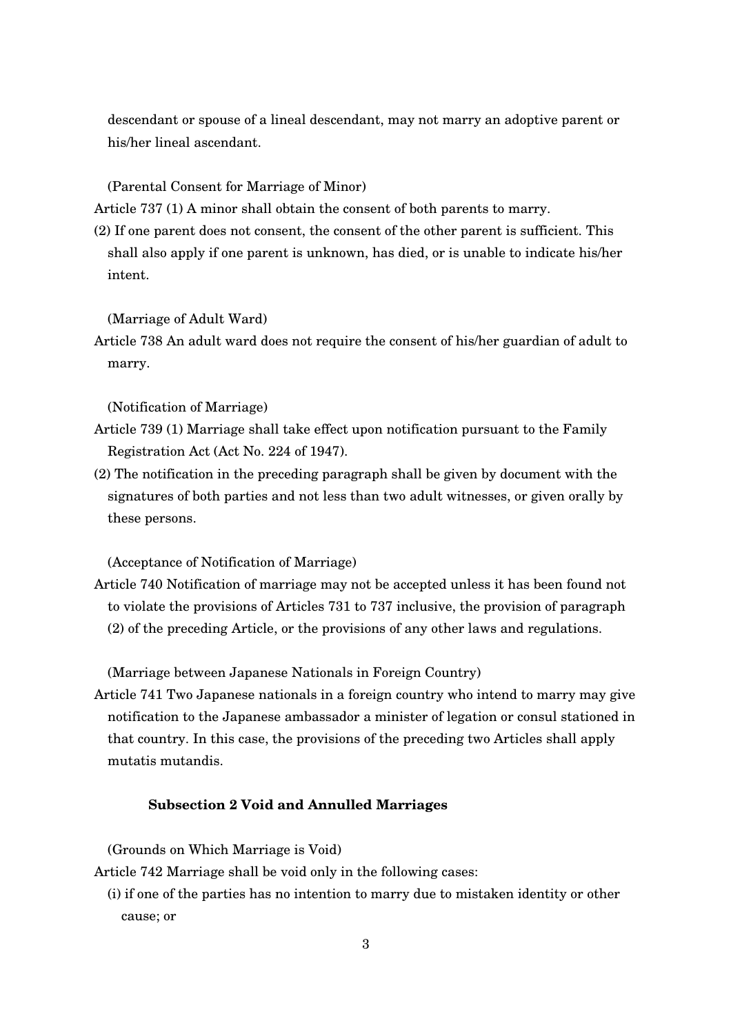descendant or spouse of a lineal descendant, may not marry an adoptive parent or his/her lineal ascendant.

(Parental Consent for Marriage of Minor)

Article 737 (1) A minor shall obtain the consent of both parents to marry.

(2) If one parent does not consent, the consent of the other parent is sufficient. This shall also apply if one parent is unknown, has died, or is unable to indicate his/her intent.

(Marriage of Adult Ward)

Article 738 An adult ward does not require the consent of his/her guardian of adult to marry.

(Notification of Marriage)

Article 739 (1) Marriage shall take effect upon notification pursuant to the Family Registration Act (Act No. 224 of 1947).

(2) The notification in the preceding paragraph shall be given by document with the signatures of both parties and not less than two adult witnesses, or given orally by these persons.

(Acceptance of Notification of Marriage)

Article 740 Notification of marriage may not be accepted unless it has been found not to violate the provisions of Articles 731 to 737 inclusive, the provision of paragraph (2) of the preceding Article, or the provisions of any other laws and regulations.

(Marriage between Japanese Nationals in Foreign Country)

Article 741 Two Japanese nationals in a foreign country who intend to marry may give notification to the Japanese ambassador a minister of legation or consul stationed in that country. In this case, the provisions of the preceding two Articles shall apply mutatis mutandis.

### Subsection 2 Void and Annulled Marriages

(Grounds on Which Marriage is Void)

Article 742 Marriage shall be void only in the following cases:

(i) if one of the parties has no intention to marry due to mistaken identity or other cause; or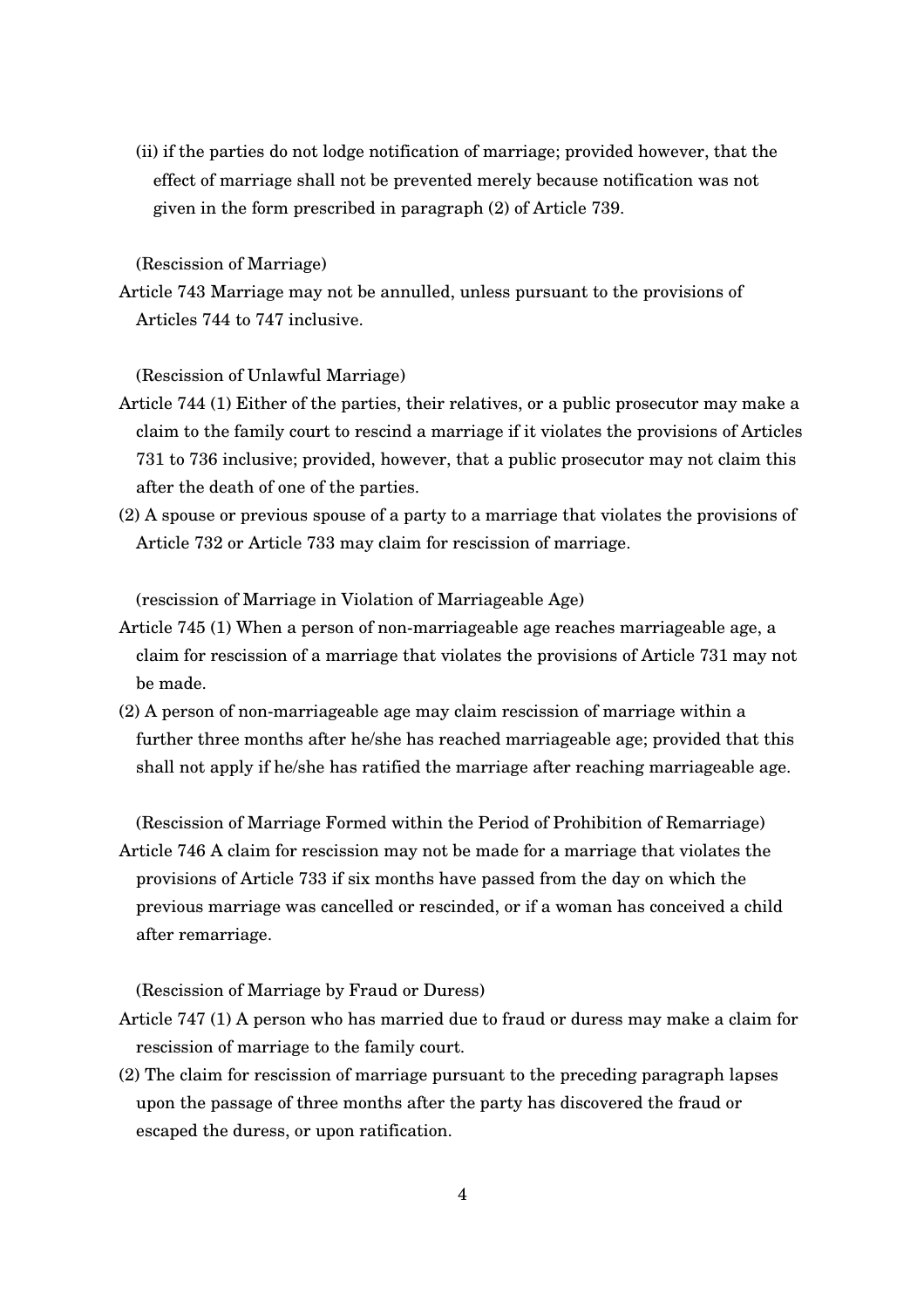(ii) if the parties do not lodge notification of marriage; provided however, that the effect of marriage shall not be prevented merely because notification was not given in the form prescribed in paragraph (2) of Article 739.

(Rescission of Marriage)

Article 743 Marriage may not be annulled, unless pursuant to the provisions of Articles 744 to 747 inclusive.

(Rescission of Unlawful Marriage)

Article 744 (1) Either of the parties, their relatives, or a public prosecutor may make a claim to the family court to rescind a marriage if it violates the provisions of Articles 731 to 736 inclusive; provided, however, that a public prosecutor may not claim this after the death of one of the parties.

(2) A spouse or previous spouse of a party to a marriage that violates the provisions of Article 732 or Article 733 may claim for rescission of marriage.

(rescission of Marriage in Violation of Marriageable Age)

Article 745 (1) When a person of non-marriageable age reaches marriageable age, a claim for rescission of a marriage that violates the provisions of Article 731 may not be made.

(2) A person of non-marriageable age may claim rescission of marriage within a further three months after he/she has reached marriageable age; provided that this shall not apply if he/she has ratified the marriage after reaching marriageable age.

(Rescission of Marriage Formed within the Period of Prohibition of Remarriage)

Article 746 A claim for rescission may not be made for a marriage that violates the provisions of Article 733 if six months have passed from the day on which the previous marriage was cancelled or rescinded, or if a woman has conceived a child after remarriage.

(Rescission of Marriage by Fraud or Duress)

Article 747 (1) A person who has married due to fraud or duress may make a claim for rescission of marriage to the family court.

(2) The claim for rescission of marriage pursuant to the preceding paragraph lapses upon the passage of three months after the party has discovered the fraud or escaped the duress, or upon ratification.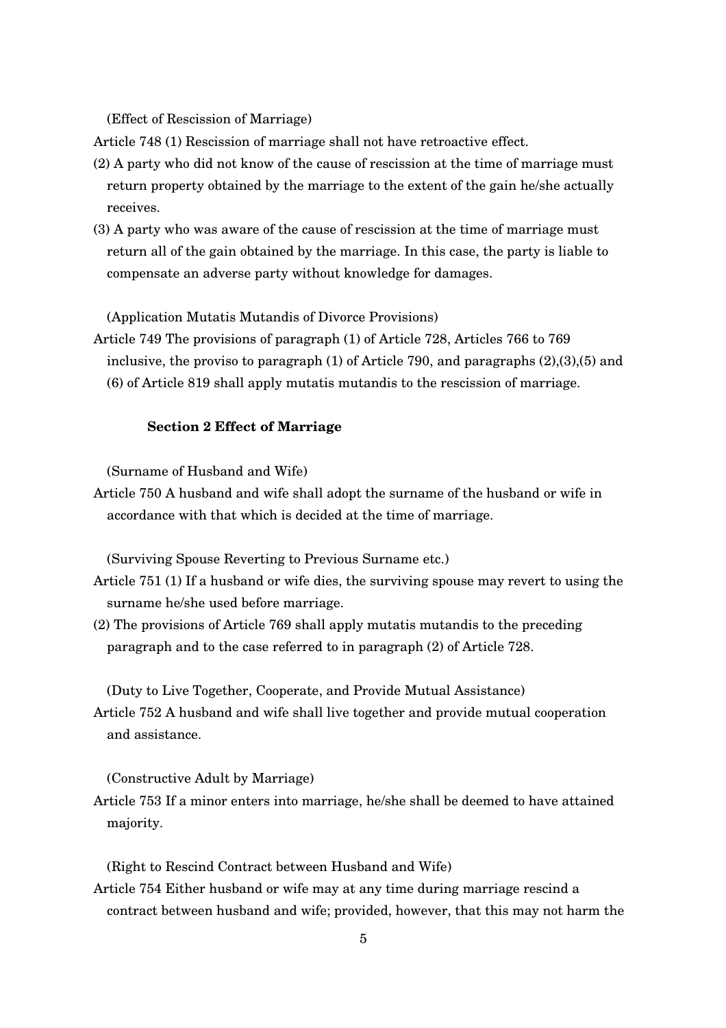(Effect of Rescission of Marriage)

Article 748 (1) Rescission of marriage shall not have retroactive effect.

(2) A party who did not know of the cause of rescission at the time of marriage must return property obtained by the marriage to the extent of the gain he/she actually receives.

(3) A party who was aware of the cause of rescission at the time of marriage must return all of the gain obtained by the marriage. In this case, the party is liable to compensate an adverse party without knowledge for damages.

(Application Mutatis Mutandis of Divorce Provisions)

Article 749 The provisions of paragraph (1) of Article 728, Articles 766 to 769 inclusive, the proviso to paragraph (1) of Article 790, and paragraphs (2),(3),(5) and (6) of Article 819 shall apply mutatis mutandis to the rescission of marriage.

### Section 2 Effect of Marriage

(Surname of Husband and Wife)

Article 750 A husband and wife shall adopt the surname of the husband or wife in accordance with that which is decided at the time of marriage.

(Surviving Spouse Reverting to Previous Surname etc.)

Article 751 (1) If a husband or wife dies, the surviving spouse may revert to using the surname he/she used before marriage.

(2) The provisions of Article 769 shall apply mutatis mutandis to the preceding paragraph and to the case referred to in paragraph (2) of Article 728.

(Duty to Live Together, Cooperate, and Provide Mutual Assistance)

Article 752 A husband and wife shall live together and provide mutual cooperation and assistance.

(Constructive Adult by Marriage)

Article 753 If a minor enters into marriage, he/she shall be deemed to have attained majority.

(Right to Rescind Contract between Husband and Wife)

Article 754 Either husband or wife may at any time during marriage rescind a contract between husband and wife; provided, however, that this may not harm the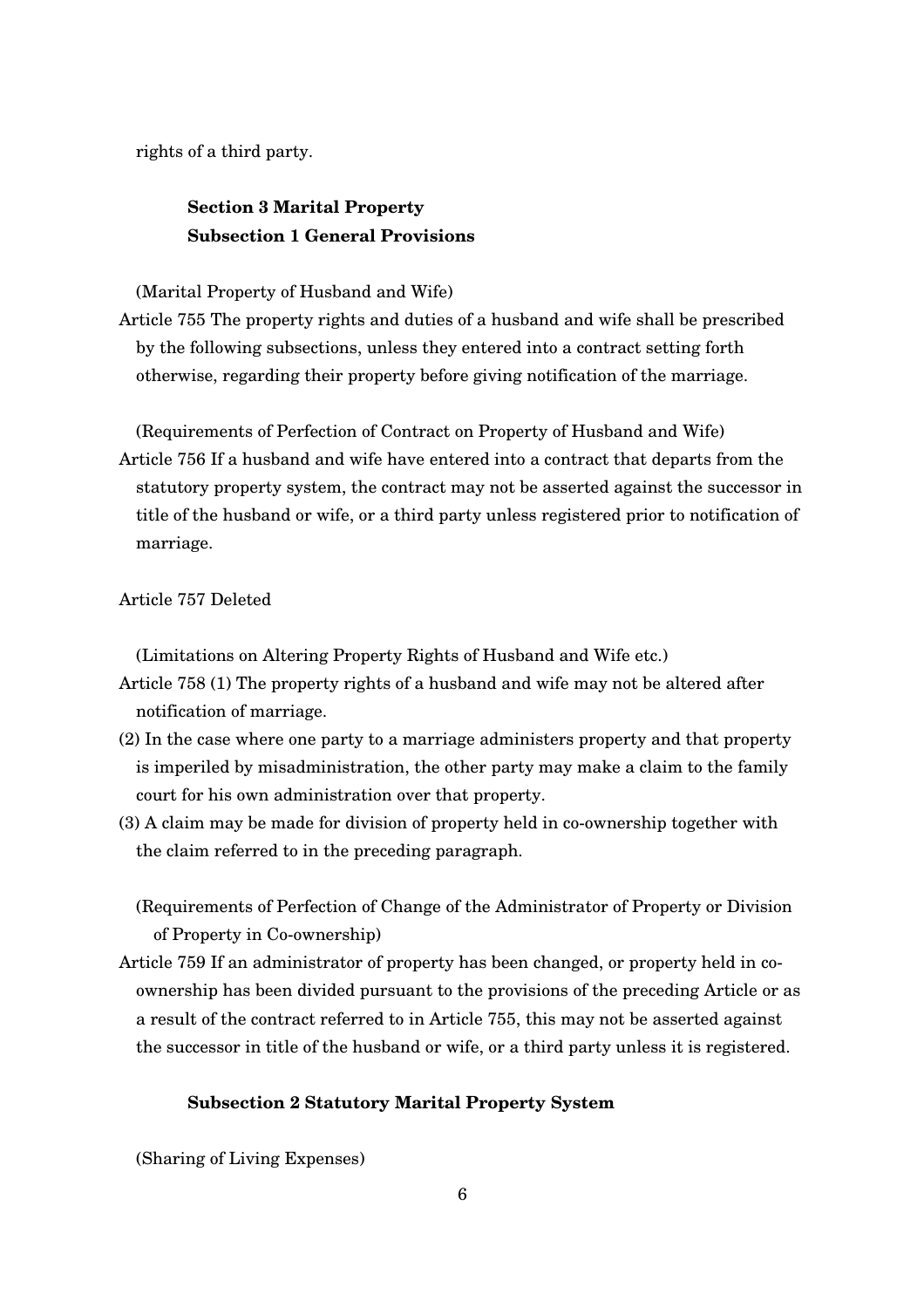rights of a third party.

### Section 3 Marital Property
### Subsection 1 General Provisions

(Marital Property of Husband and Wife)

Article 755 The property rights and duties of a husband and wife shall be prescribed by the following subsections, unless they entered into a contract setting forth otherwise, regarding their property before giving notification of the marriage.

(Requirements of Perfection of Contract on Property of Husband and Wife)

Article 756 If a husband and wife have entered into a contract that departs from the statutory property system, the contract may not be asserted against the successor in title of the husband or wife, or a third party unless registered prior to notification of marriage.

Article 757 Deleted

(Limitations on Altering Property Rights of Husband and Wife etc.)

Article 758 (1) The property rights of a husband and wife may not be altered after notification of marriage.

(2) In the case where one party to a marriage administers property and that property is imperiled by misadministration, the other party may make a claim to the family court for his own administration over that property.

(3) A claim may be made for division of property held in co-ownership together with the claim referred to in the preceding paragraph.

(Requirements of Perfection of Change of the Administrator of Property or Division of Property in Co-ownership)

Article 759 If an administrator of property has been changed, or property held in co-ownership has been divided pursuant to the provisions of the preceding Article or as a result of the contract referred to in Article 755, this may not be asserted against the successor in title of the husband or wife, or a third party unless it is registered.

### Subsection 2 Statutory Marital Property System

(Sharing of Living Expenses)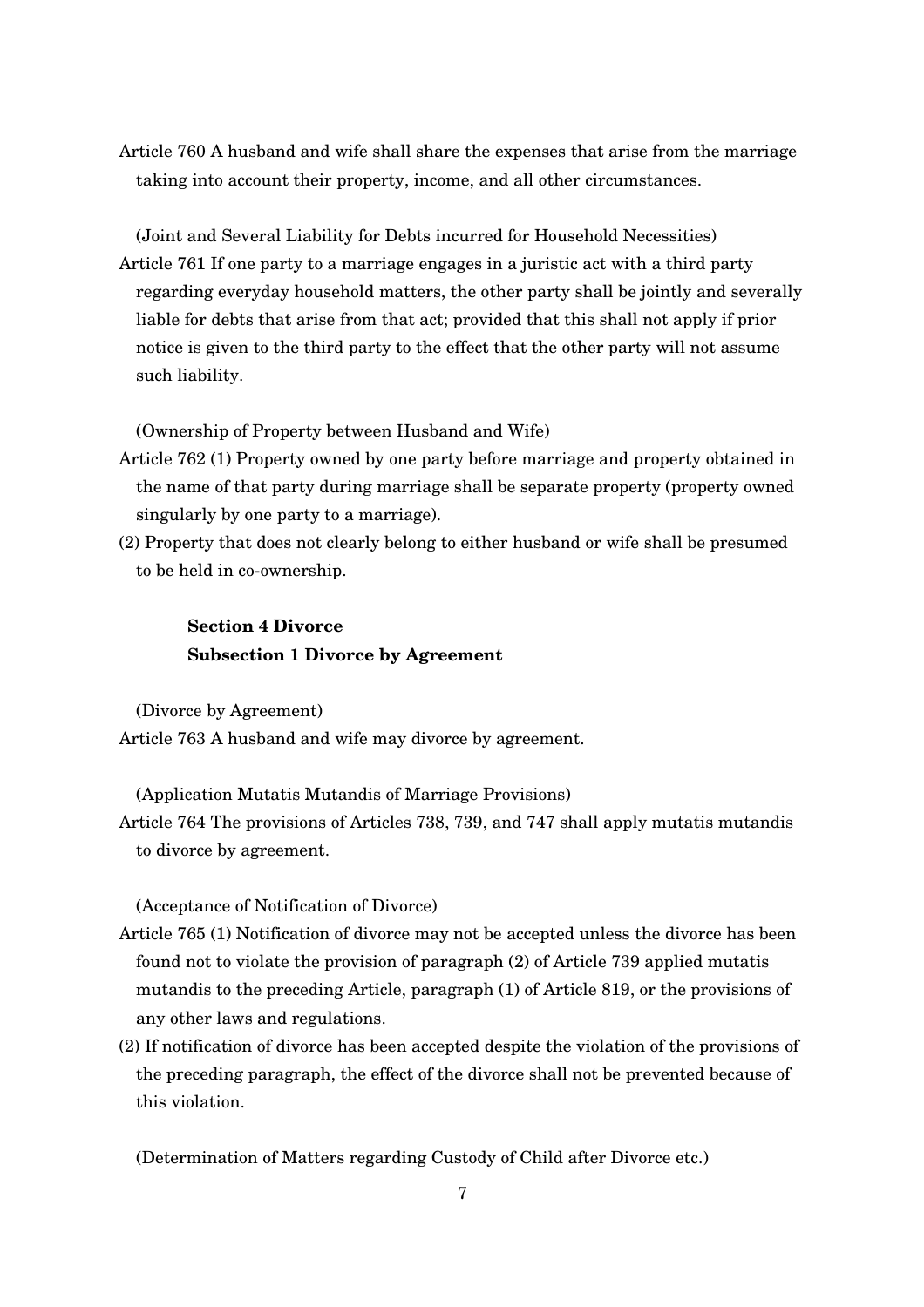Article 760 A husband and wife shall share the expenses that arise from the marriage taking into account their property, income, and all other circumstances.

(Joint and Several Liability for Debts incurred for Household Necessities)

Article 761 If one party to a marriage engages in a juristic act with a third party regarding everyday household matters, the other party shall be jointly and severally liable for debts that arise from that act; provided that this shall not apply if prior notice is given to the third party to the effect that the other party will not assume such liability.

(Ownership of Property between Husband and Wife)

Article 762 (1) Property owned by one party before marriage and property obtained in the name of that party during marriage shall be separate property (property owned singularly by one party to a marriage).

(2) Property that does not clearly belong to either husband or wife shall be presumed to be held in co-ownership.

### Section 4 Divorce

#### Subsection 1 Divorce by Agreement

(Divorce by Agreement)

Article 763 A husband and wife may divorce by agreement.

(Application Mutatis Mutandis of Marriage Provisions)

Article 764 The provisions of Articles 738, 739, and 747 shall apply mutatis mutandis to divorce by agreement.

(Acceptance of Notification of Divorce)

Article 765 (1) Notification of divorce may not be accepted unless the divorce has been found not to violate the provision of paragraph (2) of Article 739 applied mutatis mutandis to the preceding Article, paragraph (1) of Article 819, or the provisions of any other laws and regulations.

(2) If notification of divorce has been accepted despite the violation of the provisions of the preceding paragraph, the effect of the divorce shall not be prevented because of this violation.

(Determination of Matters regarding Custody of Child after Divorce etc.)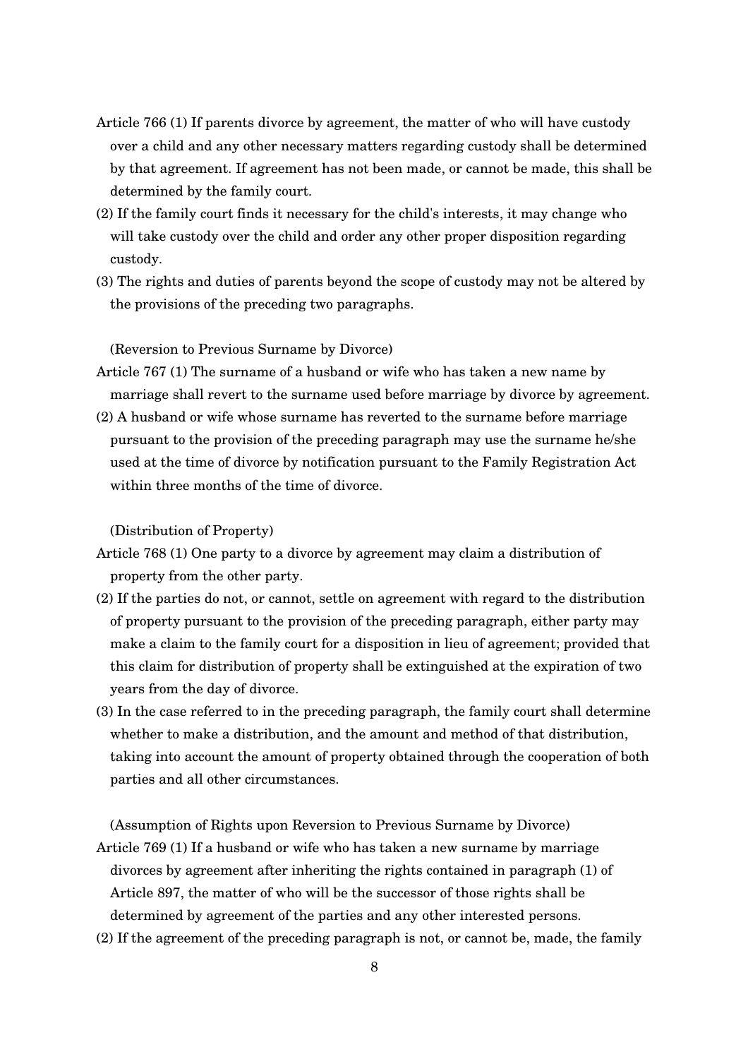Article 766 (1) If parents divorce by agreement, the matter of who will have custody over a child and any other necessary matters regarding custody shall be determined by that agreement. If agreement has not been made, or cannot be made, this shall be determined by the family court.

(2) If the family court finds it necessary for the child's interests, it may change who will take custody over the child and order any other proper disposition regarding custody.

(3) The rights and duties of parents beyond the scope of custody may not be altered by the provisions of the preceding two paragraphs.

(Reversion to Previous Surname by Divorce)

Article 767 (1) The surname of a husband or wife who has taken a new name by marriage shall revert to the surname used before marriage by divorce by agreement.

(2) A husband or wife whose surname has reverted to the surname before marriage pursuant to the provision of the preceding paragraph may use the surname he/she used at the time of divorce by notification pursuant to the Family Registration Act within three months of the time of divorce.

(Distribution of Property)

Article 768 (1) One party to a divorce by agreement may claim a distribution of property from the other party.

(2) If the parties do not, or cannot, settle on agreement with regard to the distribution of property pursuant to the provision of the preceding paragraph, either party may make a claim to the family court for a disposition in lieu of agreement; provided that this claim for distribution of property shall be extinguished at the expiration of two years from the day of divorce.

(3) In the case referred to in the preceding paragraph, the family court shall determine whether to make a distribution, and the amount and method of that distribution, taking into account the amount of property obtained through the cooperation of both parties and all other circumstances.

(Assumption of Rights upon Reversion to Previous Surname by Divorce)

Article 769 (1) If a husband or wife who has taken a new surname by marriage divorces by agreement after inheriting the rights contained in paragraph (1) of Article 897, the matter of who will be the successor of those rights shall be determined by agreement of the parties and any other interested persons.

(2) If the agreement of the preceding paragraph is not, or cannot be, made, the family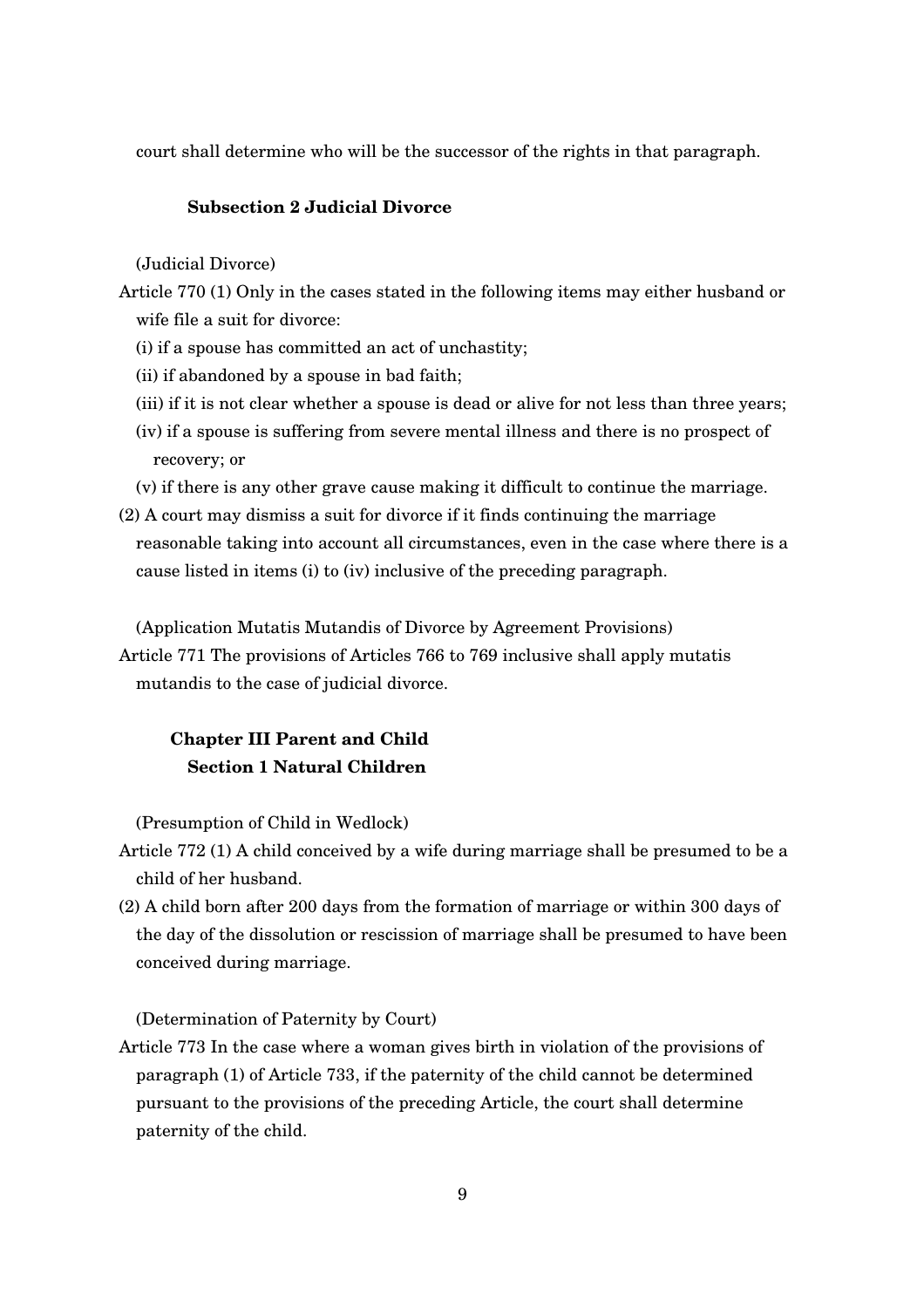court shall determine who will be the successor of the rights in that paragraph.

### Subsection 2 Judicial Divorce

(Judicial Divorce)

Article 770 (1) Only in the cases stated in the following items may either husband or wife file a suit for divorce:

(i) if a spouse has committed an act of unchastity;

(ii) if abandoned by a spouse in bad faith;

(iii) if it is not clear whether a spouse is dead or alive for not less than three years;

(iv) if a spouse is suffering from severe mental illness and there is no prospect of recovery; or

(v) if there is any other grave cause making it difficult to continue the marriage.

(2) A court may dismiss a suit for divorce if it finds continuing the marriage reasonable taking into account all circumstances, even in the case where there is a cause listed in items (i) to (iv) inclusive of the preceding paragraph.

(Application Mutatis Mutandis of Divorce by Agreement Provisions)

Article 771 The provisions of Articles 766 to 769 inclusive shall apply mutatis mutandis to the case of judicial divorce.

## Chapter III Parent and Child

### Section 1 Natural Children

(Presumption of Child in Wedlock)

Article 772 (1) A child conceived by a wife during marriage shall be presumed to be a child of her husband.

(2) A child born after 200 days from the formation of marriage or within 300 days of the day of the dissolution or rescission of marriage shall be presumed to have been conceived during marriage.

(Determination of Paternity by Court)

Article 773 In the case where a woman gives birth in violation of the provisions of paragraph (1) of Article 733, if the paternity of the child cannot be determined pursuant to the provisions of the preceding Article, the court shall determine paternity of the child.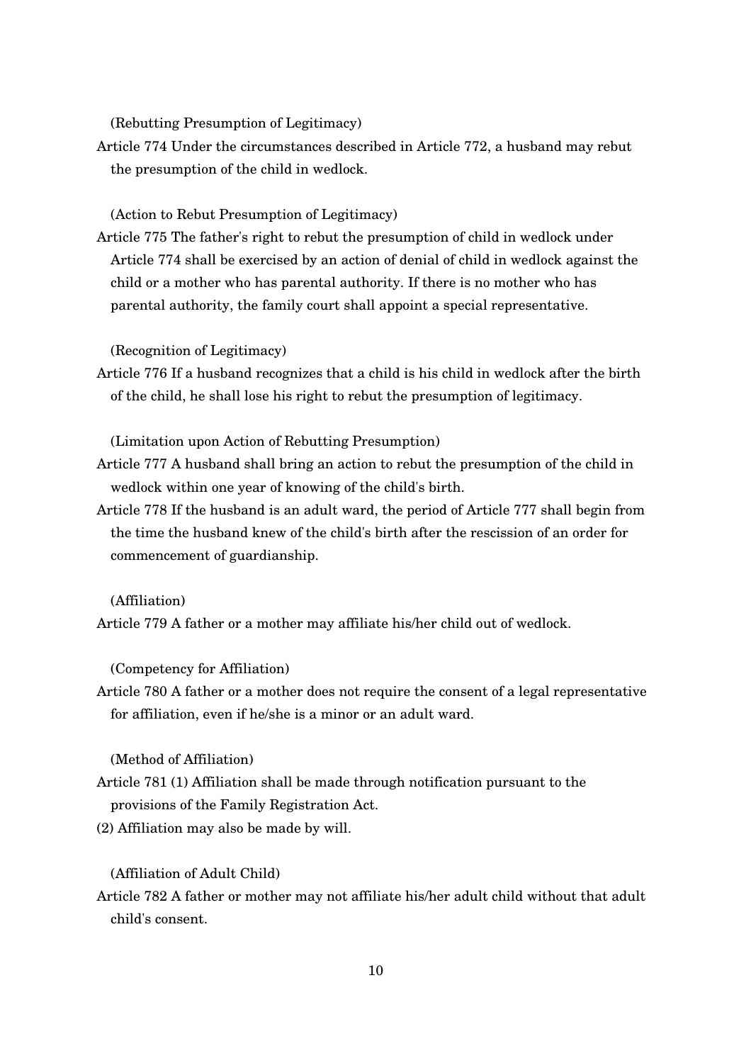(Rebutting Presumption of Legitimacy)

Article 774 Under the circumstances described in Article 772, a husband may rebut the presumption of the child in wedlock.

(Action to Rebut Presumption of Legitimacy)

Article 775 The father's right to rebut the presumption of child in wedlock under Article 774 shall be exercised by an action of denial of child in wedlock against the child or a mother who has parental authority. If there is no mother who has parental authority, the family court shall appoint a special representative.

(Recognition of Legitimacy)

Article 776 If a husband recognizes that a child is his child in wedlock after the birth of the child, he shall lose his right to rebut the presumption of legitimacy.

(Limitation upon Action of Rebutting Presumption)

Article 777 A husband shall bring an action to rebut the presumption of the child in wedlock within one year of knowing of the child's birth.

Article 778 If the husband is an adult ward, the period of Article 777 shall begin from the time the husband knew of the child's birth after the rescission of an order for commencement of guardianship.

(Affiliation)

Article 779 A father or a mother may affiliate his/her child out of wedlock.

(Competency for Affiliation)

Article 780 A father or a mother does not require the consent of a legal representative for affiliation, even if he/she is a minor or an adult ward.

(Method of Affiliation)

Article 781 (1) Affiliation shall be made through notification pursuant to the provisions of the Family Registration Act.

(2) Affiliation may also be made by will.

(Affiliation of Adult Child)

Article 782 A father or mother may not affiliate his/her adult child without that adult child's consent.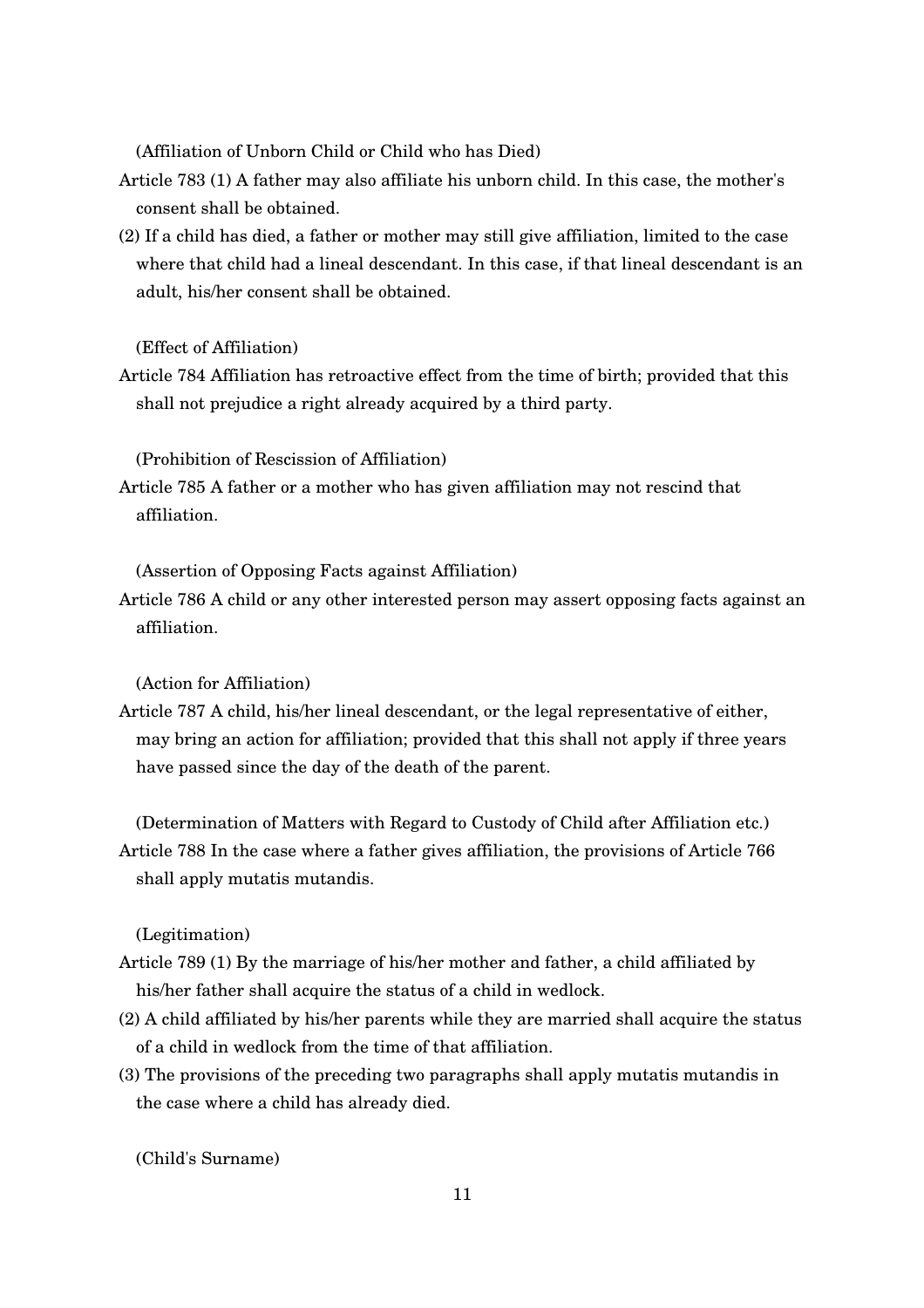(Affiliation of Unborn Child or Child who has Died)

Article 783 (1) A father may also affiliate his unborn child. In this case, the mother's consent shall be obtained.

(2) If a child has died, a father or mother may still give affiliation, limited to the case where that child had a lineal descendant. In this case, if that lineal descendant is an adult, his/her consent shall be obtained.

(Effect of Affiliation)

Article 784 Affiliation has retroactive effect from the time of birth; provided that this shall not prejudice a right already acquired by a third party.

(Prohibition of Rescission of Affiliation)

Article 785 A father or a mother who has given affiliation may not rescind that affiliation.

(Assertion of Opposing Facts against Affiliation)

Article 786 A child or any other interested person may assert opposing facts against an affiliation.

(Action for Affiliation)

Article 787 A child, his/her lineal descendant, or the legal representative of either, may bring an action for affiliation; provided that this shall not apply if three years have passed since the day of the death of the parent.

(Determination of Matters with Regard to Custody of Child after Affiliation etc.)

Article 788 In the case where a father gives affiliation, the provisions of Article 766 shall apply mutatis mutandis.

(Legitimation)

Article 789 (1) By the marriage of his/her mother and father, a child affiliated by his/her father shall acquire the status of a child in wedlock.

(2) A child affiliated by his/her parents while they are married shall acquire the status of a child in wedlock from the time of that affiliation.

(3) The provisions of the preceding two paragraphs shall apply mutatis mutandis in the case where a child has already died.

(Child's Surname)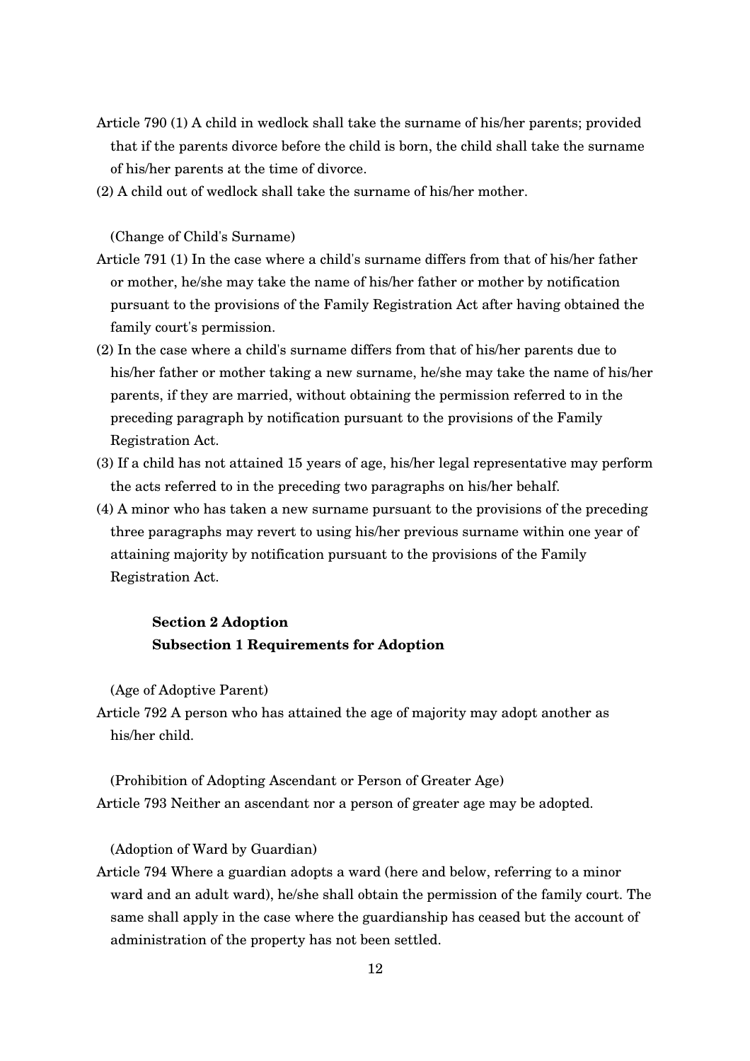Article 790 (1) A child in wedlock shall take the surname of his/her parents; provided that if the parents divorce before the child is born, the child shall take the surname of his/her parents at the time of divorce.

(2) A child out of wedlock shall take the surname of his/her mother.

(Change of Child's Surname)

Article 791 (1) In the case where a child's surname differs from that of his/her father or mother, he/she may take the name of his/her father or mother by notification pursuant to the provisions of the Family Registration Act after having obtained the family court's permission.

(2) In the case where a child's surname differs from that of his/her parents due to his/her father or mother taking a new surname, he/she may take the name of his/her parents, if they are married, without obtaining the permission referred to in the preceding paragraph by notification pursuant to the provisions of the Family Registration Act.

(3) If a child has not attained 15 years of age, his/her legal representative may perform the acts referred to in the preceding two paragraphs on his/her behalf.

(4) A minor who has taken a new surname pursuant to the provisions of the preceding three paragraphs may revert to using his/her previous surname within one year of attaining majority by notification pursuant to the provisions of the Family Registration Act.

## Section 2 Adoption

### Subsection 1 Requirements for Adoption

(Age of Adoptive Parent)

Article 792 A person who has attained the age of majority may adopt another as his/her child.

(Prohibition of Adopting Ascendant or Person of Greater Age)

Article 793 Neither an ascendant nor a person of greater age may be adopted.

(Adoption of Ward by Guardian)

Article 794 Where a guardian adopts a ward (here and below, referring to a minor ward and an adult ward), he/she shall obtain the permission of the family court. The same shall apply in the case where the guardianship has ceased but the account of administration of the property has not been settled.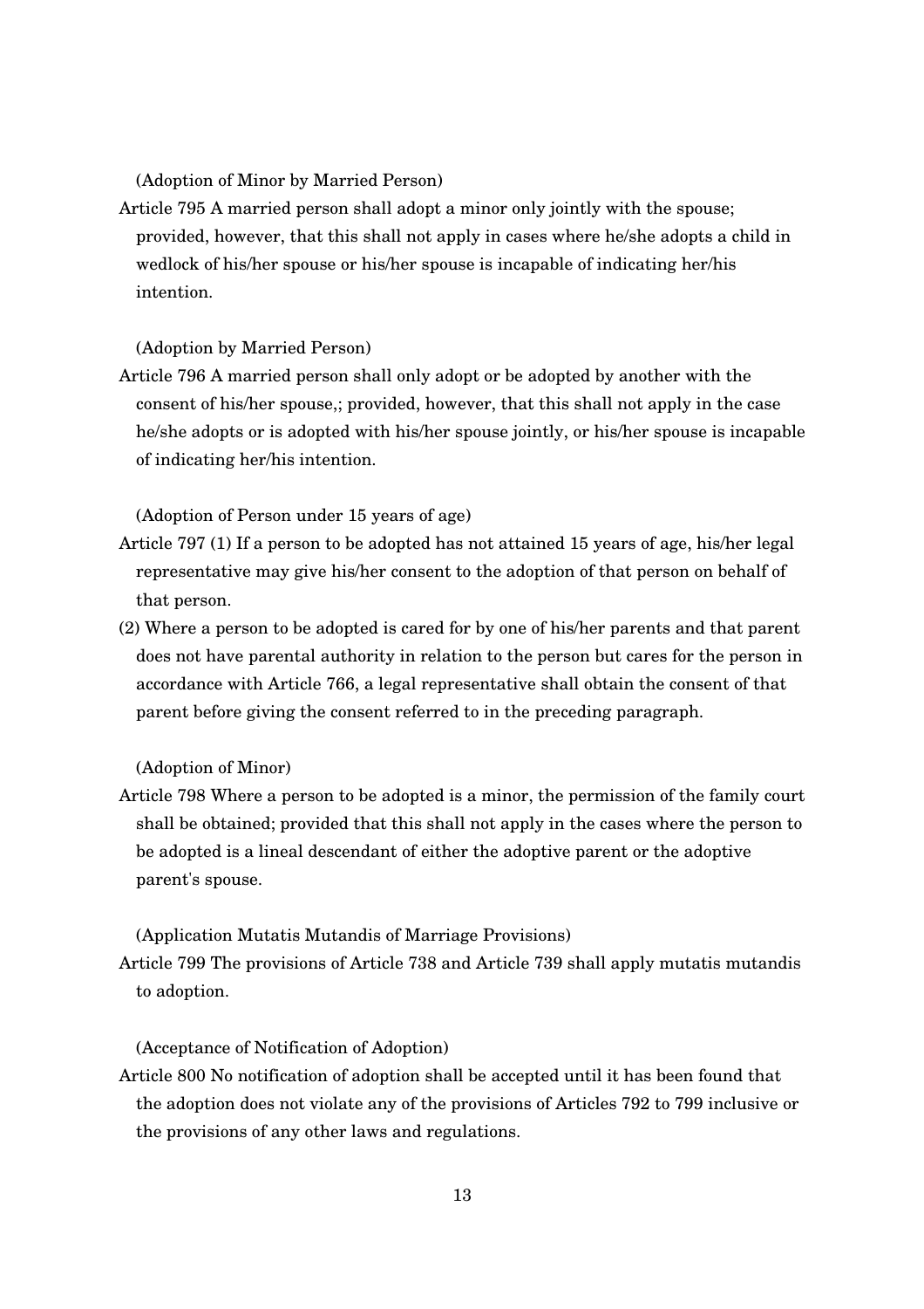(Adoption of Minor by Married Person)

Article 795 A married person shall adopt a minor only jointly with the spouse; provided, however, that this shall not apply in cases where he/she adopts a child in wedlock of his/her spouse or his/her spouse is incapable of indicating her/his intention.

(Adoption by Married Person)

Article 796 A married person shall only adopt or be adopted by another with the consent of his/her spouse,; provided, however, that this shall not apply in the case he/she adopts or is adopted with his/her spouse jointly, or his/her spouse is incapable of indicating her/his intention.

(Adoption of Person under 15 years of age)

Article 797 (1) If a person to be adopted has not attained 15 years of age, his/her legal representative may give his/her consent to the adoption of that person on behalf of that person.

(2) Where a person to be adopted is cared for by one of his/her parents and that parent does not have parental authority in relation to the person but cares for the person in accordance with Article 766, a legal representative shall obtain the consent of that parent before giving the consent referred to in the preceding paragraph.

(Adoption of Minor)

Article 798 Where a person to be adopted is a minor, the permission of the family court shall be obtained; provided that this shall not apply in the cases where the person to be adopted is a lineal descendant of either the adoptive parent or the adoptive parent's spouse.

(Application Mutatis Mutandis of Marriage Provisions)

Article 799 The provisions of Article 738 and Article 739 shall apply mutatis mutandis to adoption.

(Acceptance of Notification of Adoption)

Article 800 No notification of adoption shall be accepted until it has been found that the adoption does not violate any of the provisions of Articles 792 to 799 inclusive or the provisions of any other laws and regulations.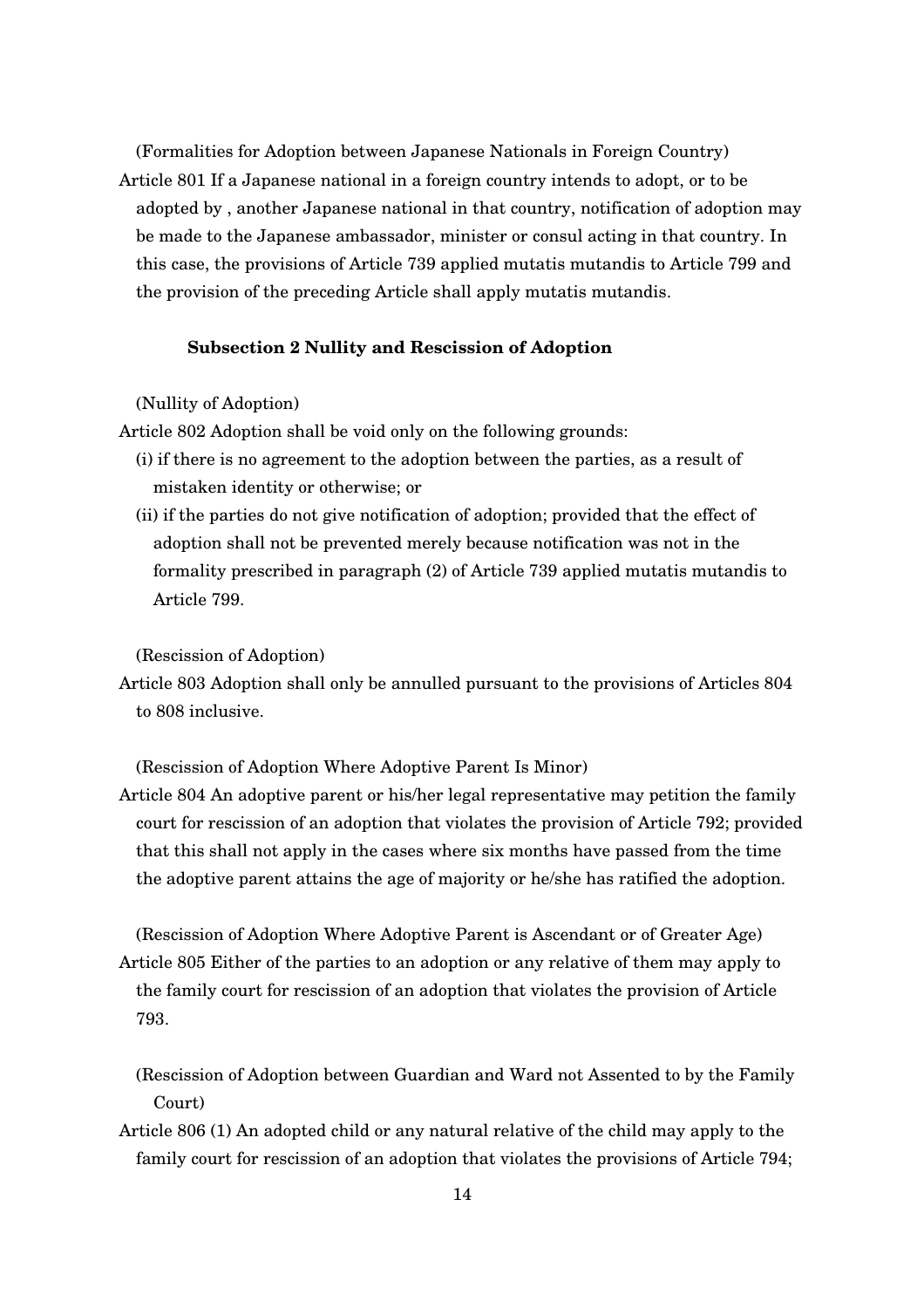(Formalities for Adoption between Japanese Nationals in Foreign Country)

Article 801 If a Japanese national in a foreign country intends to adopt, or to be adopted by , another Japanese national in that country, notification of adoption may be made to the Japanese ambassador, minister or consul acting in that country. In this case, the provisions of Article 739 applied mutatis mutandis to Article 799 and the provision of the preceding Article shall apply mutatis mutandis.

### Subsection 2 Nullity and Rescission of Adoption

(Nullity of Adoption)

Article 802 Adoption shall be void only on the following grounds:

(i) if there is no agreement to the adoption between the parties, as a result of mistaken identity or otherwise; or

(ii) if the parties do not give notification of adoption; provided that the effect of adoption shall not be prevented merely because notification was not in the formality prescribed in paragraph (2) of Article 739 applied mutatis mutandis to Article 799.

(Rescission of Adoption)

Article 803 Adoption shall only be annulled pursuant to the provisions of Articles 804 to 808 inclusive.

(Rescission of Adoption Where Adoptive Parent Is Minor)

Article 804 An adoptive parent or his/her legal representative may petition the family court for rescission of an adoption that violates the provision of Article 792; provided that this shall not apply in the cases where six months have passed from the time the adoptive parent attains the age of majority or he/she has ratified the adoption.

(Rescission of Adoption Where Adoptive Parent is Ascendant or of Greater Age)

Article 805 Either of the parties to an adoption or any relative of them may apply to the family court for rescission of an adoption that violates the provision of Article 793.

(Rescission of Adoption between Guardian and Ward not Assented to by the Family Court)

Article 806 (1) An adopted child or any natural relative of the child may apply to the family court for rescission of an adoption that violates the provisions of Article 794;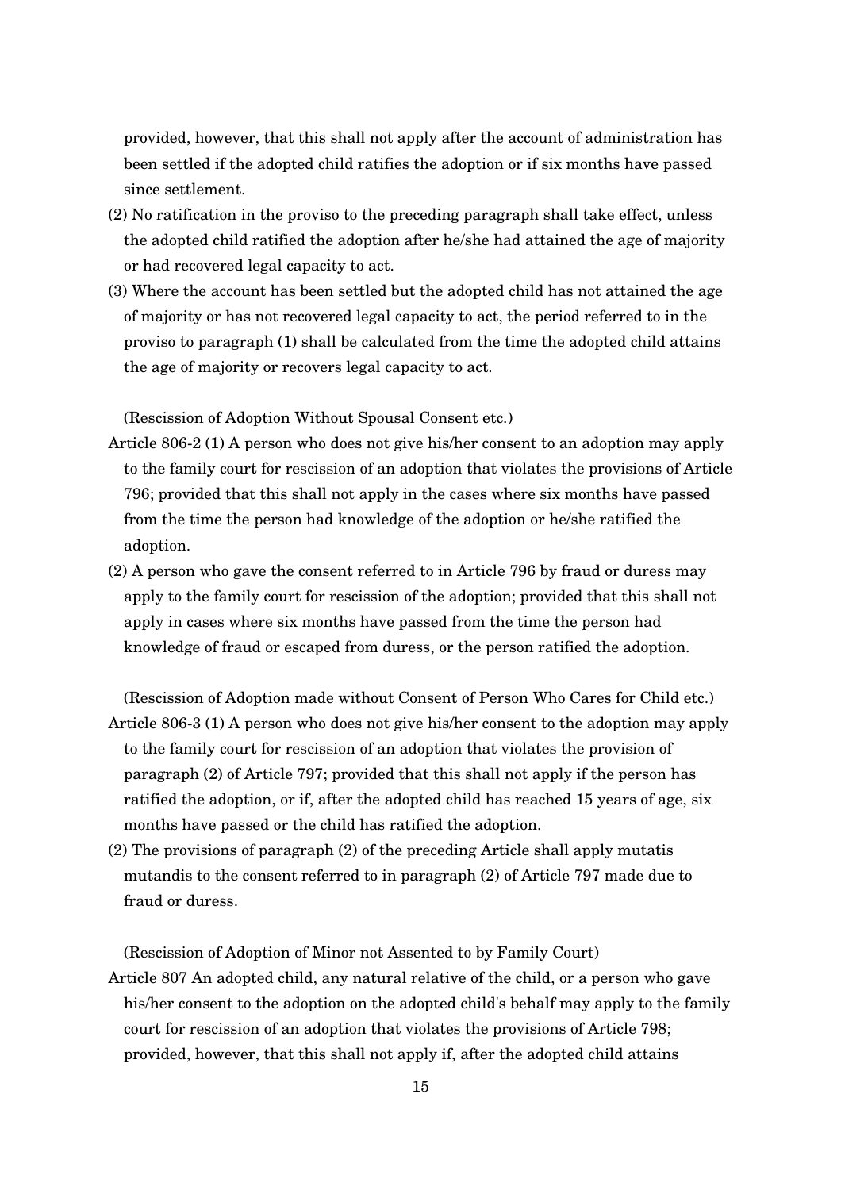provided, however, that this shall not apply after the account of administration has been settled if the adopted child ratifies the adoption or if six months have passed since settlement.

(2) No ratification in the proviso to the preceding paragraph shall take effect, unless the adopted child ratified the adoption after he/she had attained the age of majority or had recovered legal capacity to act.

(3) Where the account has been settled but the adopted child has not attained the age of majority or has not recovered legal capacity to act, the period referred to in the proviso to paragraph (1) shall be calculated from the time the adopted child attains the age of majority or recovers legal capacity to act.

(Rescission of Adoption Without Spousal Consent etc.)

Article 806-2 (1) A person who does not give his/her consent to an adoption may apply to the family court for rescission of an adoption that violates the provisions of Article 796; provided that this shall not apply in the cases where six months have passed from the time the person had knowledge of the adoption or he/she ratified the adoption.

(2) A person who gave the consent referred to in Article 796 by fraud or duress may apply to the family court for rescission of the adoption; provided that this shall not apply in cases where six months have passed from the time the person had knowledge of fraud or escaped from duress, or the person ratified the adoption.

(Rescission of Adoption made without Consent of Person Who Cares for Child etc.)

Article 806-3 (1) A person who does not give his/her consent to the adoption may apply to the family court for rescission of an adoption that violates the provision of paragraph (2) of Article 797; provided that this shall not apply if the person has ratified the adoption, or if, after the adopted child has reached 15 years of age, six months have passed or the child has ratified the adoption.

(2) The provisions of paragraph (2) of the preceding Article shall apply mutatis mutandis to the consent referred to in paragraph (2) of Article 797 made due to fraud or duress.

(Rescission of Adoption of Minor not Assented to by Family Court)

Article 807 An adopted child, any natural relative of the child, or a person who gave his/her consent to the adoption on the adopted child's behalf may apply to the family court for rescission of an adoption that violates the provisions of Article 798; provided, however, that this shall not apply if, after the adopted child attains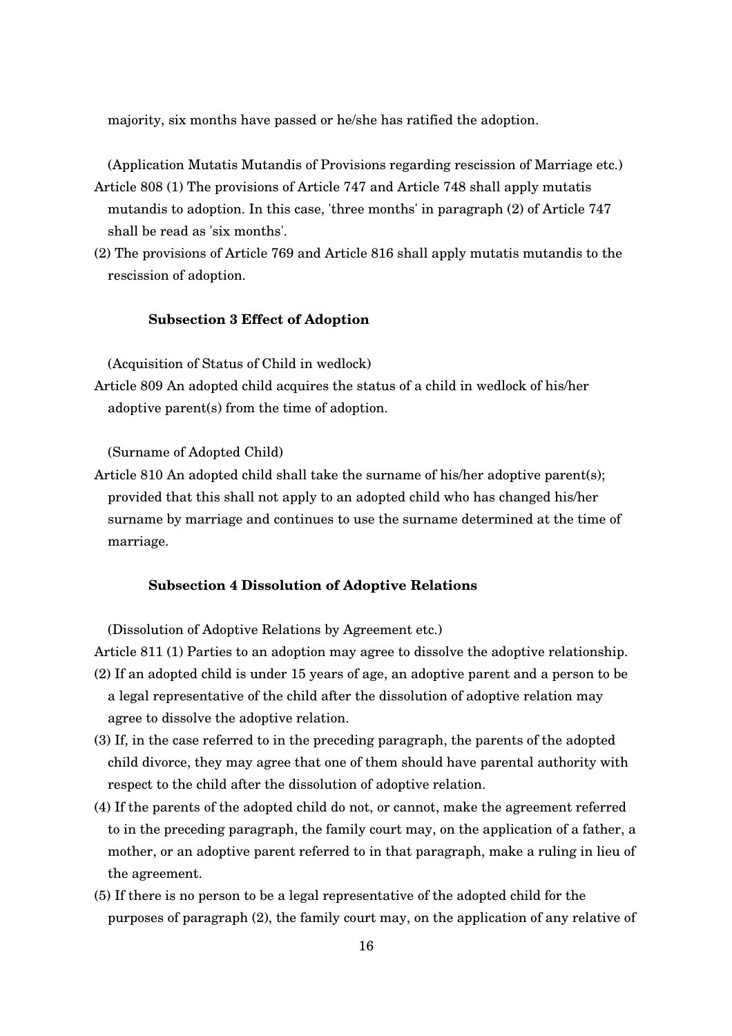majority, six months have passed or he/she has ratified the adoption.

(Application Mutatis Mutandis of Provisions regarding rescission of Marriage etc.)

Article 808 (1) The provisions of Article 747 and Article 748 shall apply mutatis mutandis to adoption. In this case, 'three months' in paragraph (2) of Article 747 shall be read as 'six months'.

(2) The provisions of Article 769 and Article 816 shall apply mutatis mutandis to the rescission of adoption.

### Subsection 3 Effect of Adoption

(Acquisition of Status of Child in wedlock)

Article 809 An adopted child acquires the status of a child in wedlock of his/her adoptive parent(s) from the time of adoption.

(Surname of Adopted Child)

Article 810 An adopted child shall take the surname of his/her adoptive parent(s); provided that this shall not apply to an adopted child who has changed his/her surname by marriage and continues to use the surname determined at the time of marriage.

### Subsection 4 Dissolution of Adoptive Relations

(Dissolution of Adoptive Relations by Agreement etc.)

Article 811 (1) Parties to an adoption may agree to dissolve the adoptive relationship.

(2) If an adopted child is under 15 years of age, an adoptive parent and a person to be a legal representative of the child after the dissolution of adoptive relation may agree to dissolve the adoptive relation.

(3) If, in the case referred to in the preceding paragraph, the parents of the adopted child divorce, they may agree that one of them should have parental authority with respect to the child after the dissolution of adoptive relation.

(4) If the parents of the adopted child do not, or cannot, make the agreement referred to in the preceding paragraph, the family court may, on the application of a father, a mother, or an adoptive parent referred to in that paragraph, make a ruling in lieu of the agreement.

(5) If there is no person to be a legal representative of the adopted child for the purposes of paragraph (2), the family court may, on the application of any relative of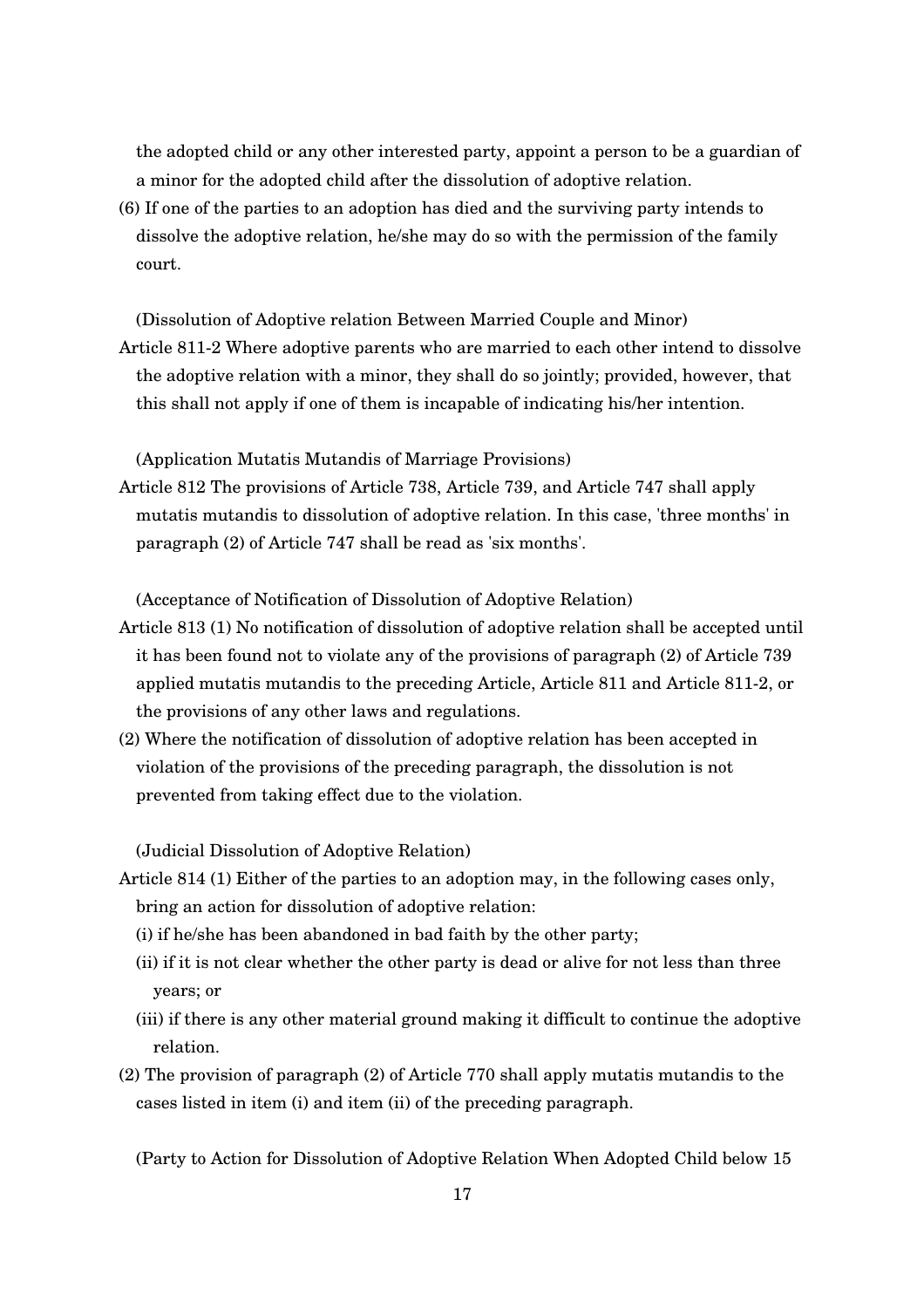the adopted child or any other interested party, appoint a person to be a guardian of a minor for the adopted child after the dissolution of adoptive relation.

(6) If one of the parties to an adoption has died and the surviving party intends to dissolve the adoptive relation, he/she may do so with the permission of the family court.

(Dissolution of Adoptive relation Between Married Couple and Minor)

Article 811-2 Where adoptive parents who are married to each other intend to dissolve the adoptive relation with a minor, they shall do so jointly; provided, however, that this shall not apply if one of them is incapable of indicating his/her intention.

(Application Mutatis Mutandis of Marriage Provisions)

Article 812 The provisions of Article 738, Article 739, and Article 747 shall apply mutatis mutandis to dissolution of adoptive relation. In this case, 'three months' in paragraph (2) of Article 747 shall be read as 'six months'.

(Acceptance of Notification of Dissolution of Adoptive Relation)

Article 813 (1) No notification of dissolution of adoptive relation shall be accepted until it has been found not to violate any of the provisions of paragraph (2) of Article 739 applied mutatis mutandis to the preceding Article, Article 811 and Article 811-2, or the provisions of any other laws and regulations.

(2) Where the notification of dissolution of adoptive relation has been accepted in violation of the provisions of the preceding paragraph, the dissolution is not prevented from taking effect due to the violation.

(Judicial Dissolution of Adoptive Relation)

Article 814 (1) Either of the parties to an adoption may, in the following cases only, bring an action for dissolution of adoptive relation:

(i) if he/she has been abandoned in bad faith by the other party;

(ii) if it is not clear whether the other party is dead or alive for not less than three years; or

(iii) if there is any other material ground making it difficult to continue the adoptive relation.

(2) The provision of paragraph (2) of Article 770 shall apply mutatis mutandis to the cases listed in item (i) and item (ii) of the preceding paragraph.

(Party to Action for Dissolution of Adoptive Relation When Adopted Child below 15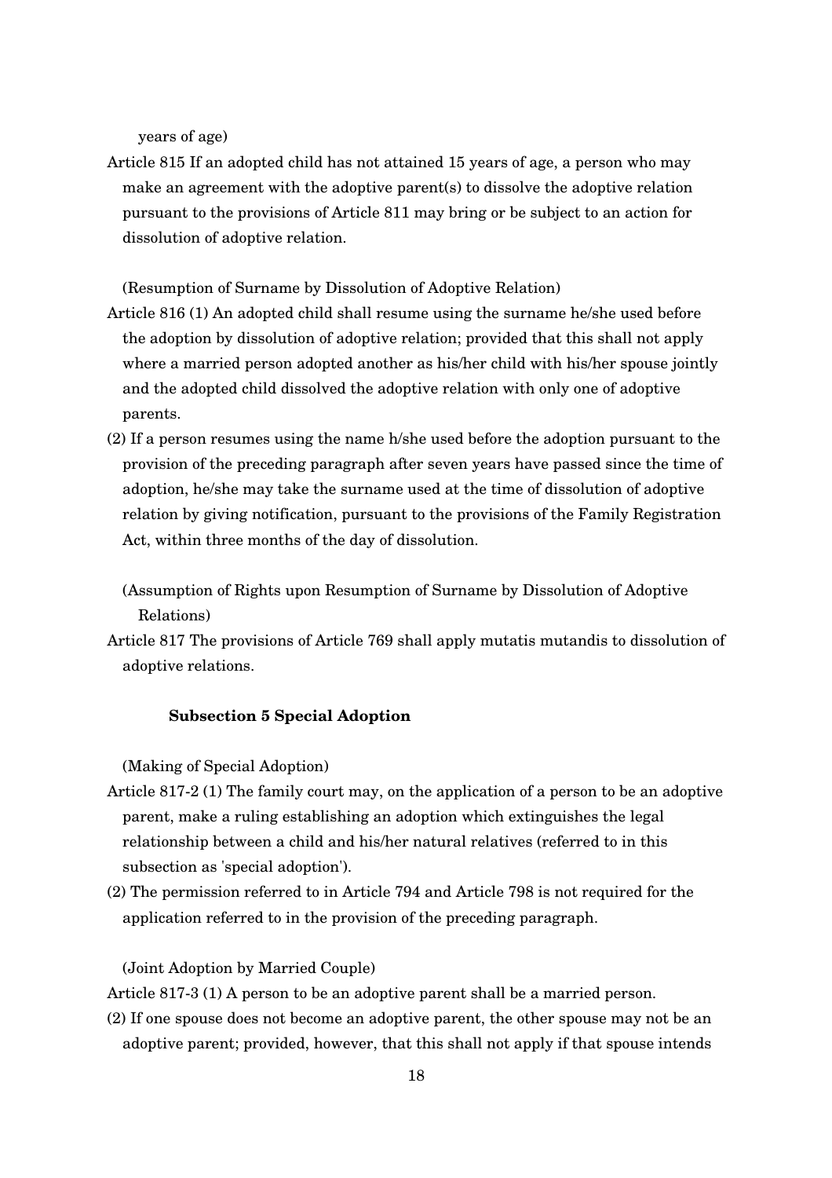years of age)

Article 815 If an adopted child has not attained 15 years of age, a person who may make an agreement with the adoptive parent(s) to dissolve the adoptive relation pursuant to the provisions of Article 811 may bring or be subject to an action for dissolution of adoptive relation.

(Resumption of Surname by Dissolution of Adoptive Relation)

Article 816 (1) An adopted child shall resume using the surname he/she used before the adoption by dissolution of adoptive relation; provided that this shall not apply where a married person adopted another as his/her child with his/her spouse jointly and the adopted child dissolved the adoptive relation with only one of adoptive parents.

(2) If a person resumes using the name h/she used before the adoption pursuant to the provision of the preceding paragraph after seven years have passed since the time of adoption, he/she may take the surname used at the time of dissolution of adoptive relation by giving notification, pursuant to the provisions of the Family Registration Act, within three months of the day of dissolution.

(Assumption of Rights upon Resumption of Surname by Dissolution of Adoptive Relations)

Article 817 The provisions of Article 769 shall apply mutatis mutandis to dissolution of adoptive relations.

### Subsection 5 Special Adoption

(Making of Special Adoption)

Article 817-2 (1) The family court may, on the application of a person to be an adoptive parent, make a ruling establishing an adoption which extinguishes the legal relationship between a child and his/her natural relatives (referred to in this subsection as 'special adoption').

(2) The permission referred to in Article 794 and Article 798 is not required for the application referred to in the provision of the preceding paragraph.

(Joint Adoption by Married Couple)

Article 817-3 (1) A person to be an adoptive parent shall be a married person.

(2) If one spouse does not become an adoptive parent, the other spouse may not be an adoptive parent; provided, however, that this shall not apply if that spouse intends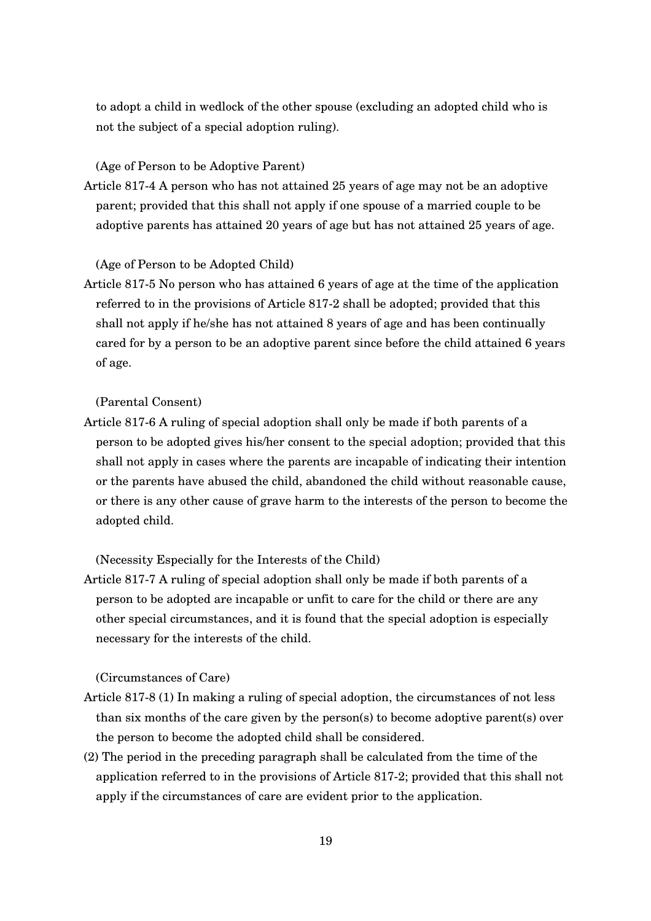to adopt a child in wedlock of the other spouse (excluding an adopted child who is not the subject of a special adoption ruling).

(Age of Person to be Adoptive Parent)

Article 817-4 A person who has not attained 25 years of age may not be an adoptive parent; provided that this shall not apply if one spouse of a married couple to be adoptive parents has attained 20 years of age but has not attained 25 years of age.

(Age of Person to be Adopted Child)

Article 817-5 No person who has attained 6 years of age at the time of the application referred to in the provisions of Article 817-2 shall be adopted; provided that this shall not apply if he/she has not attained 8 years of age and has been continually cared for by a person to be an adoptive parent since before the child attained 6 years of age.

(Parental Consent)

Article 817-6 A ruling of special adoption shall only be made if both parents of a person to be adopted gives his/her consent to the special adoption; provided that this shall not apply in cases where the parents are incapable of indicating their intention or the parents have abused the child, abandoned the child without reasonable cause, or there is any other cause of grave harm to the interests of the person to become the adopted child.

(Necessity Especially for the Interests of the Child)

Article 817-7 A ruling of special adoption shall only be made if both parents of a person to be adopted are incapable or unfit to care for the child or there are any other special circumstances, and it is found that the special adoption is especially necessary for the interests of the child.

(Circumstances of Care)

Article 817-8 (1) In making a ruling of special adoption, the circumstances of not less than six months of the care given by the person(s) to become adoptive parent(s) over the person to become the adopted child shall be considered.

(2) The period in the preceding paragraph shall be calculated from the time of the application referred to in the provisions of Article 817-2; provided that this shall not apply if the circumstances of care are evident prior to the application.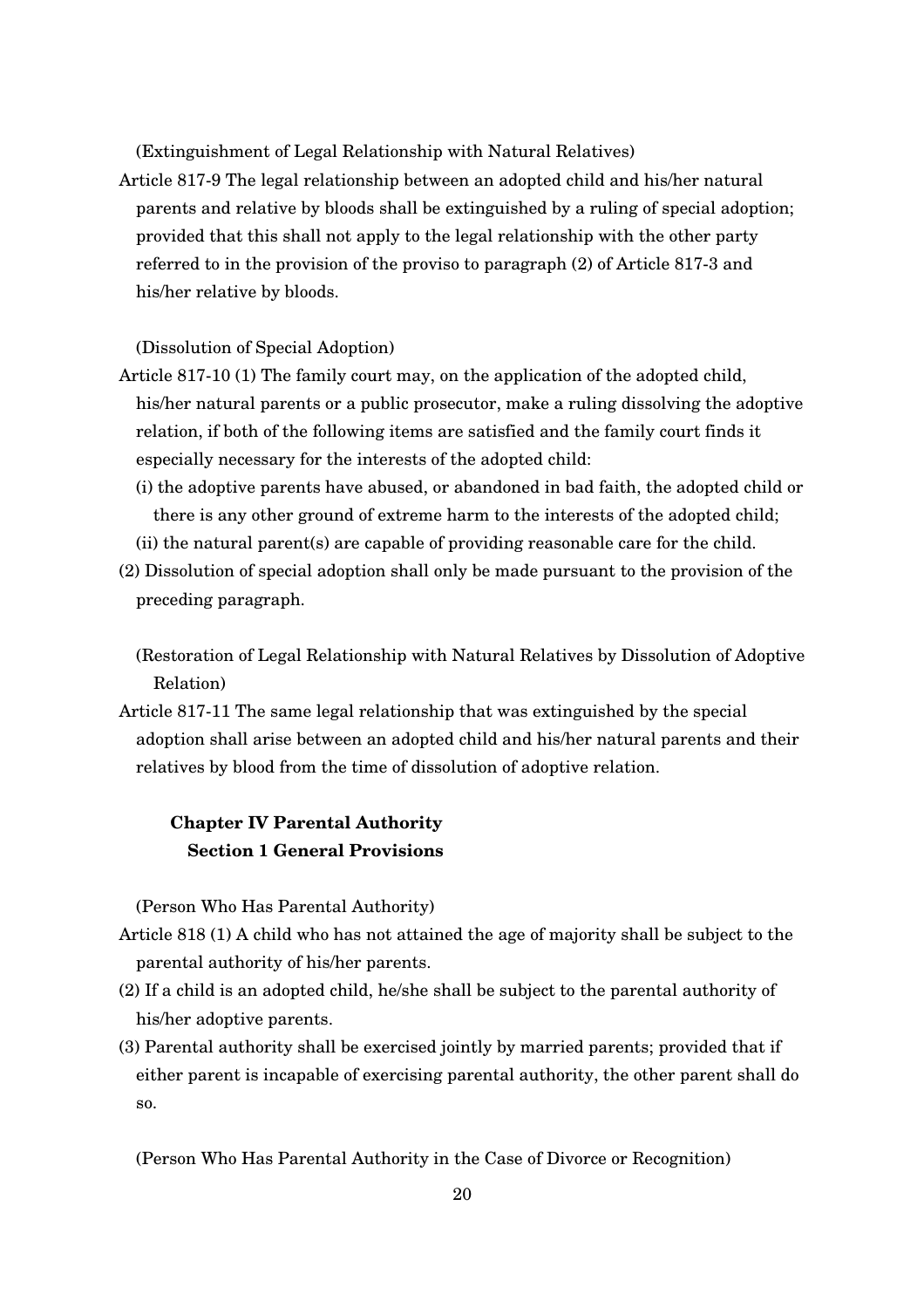(Extinguishment of Legal Relationship with Natural Relatives)

Article 817-9 The legal relationship between an adopted child and his/her natural parents and relative by bloods shall be extinguished by a ruling of special adoption; provided that this shall not apply to the legal relationship with the other party referred to in the provision of the proviso to paragraph (2) of Article 817-3 and his/her relative by bloods.

(Dissolution of Special Adoption)

Article 817-10 (1) The family court may, on the application of the adopted child, his/her natural parents or a public prosecutor, make a ruling dissolving the adoptive relation, if both of the following items are satisfied and the family court finds it especially necessary for the interests of the adopted child:

(i) the adoptive parents have abused, or abandoned in bad faith, the adopted child or there is any other ground of extreme harm to the interests of the adopted child;

(ii) the natural parent(s) are capable of providing reasonable care for the child.

(2) Dissolution of special adoption shall only be made pursuant to the provision of the preceding paragraph.

(Restoration of Legal Relationship with Natural Relatives by Dissolution of Adoptive Relation)

Article 817-11 The same legal relationship that was extinguished by the special adoption shall arise between an adopted child and his/her natural parents and their relatives by blood from the time of dissolution of adoptive relation.

## Chapter IV Parental Authority

### Section 1 General Provisions

(Person Who Has Parental Authority)

Article 818 (1) A child who has not attained the age of majority shall be subject to the parental authority of his/her parents.

(2) If a child is an adopted child, he/she shall be subject to the parental authority of his/her adoptive parents.

(3) Parental authority shall be exercised jointly by married parents; provided that if either parent is incapable of exercising parental authority, the other parent shall do so.

(Person Who Has Parental Authority in the Case of Divorce or Recognition)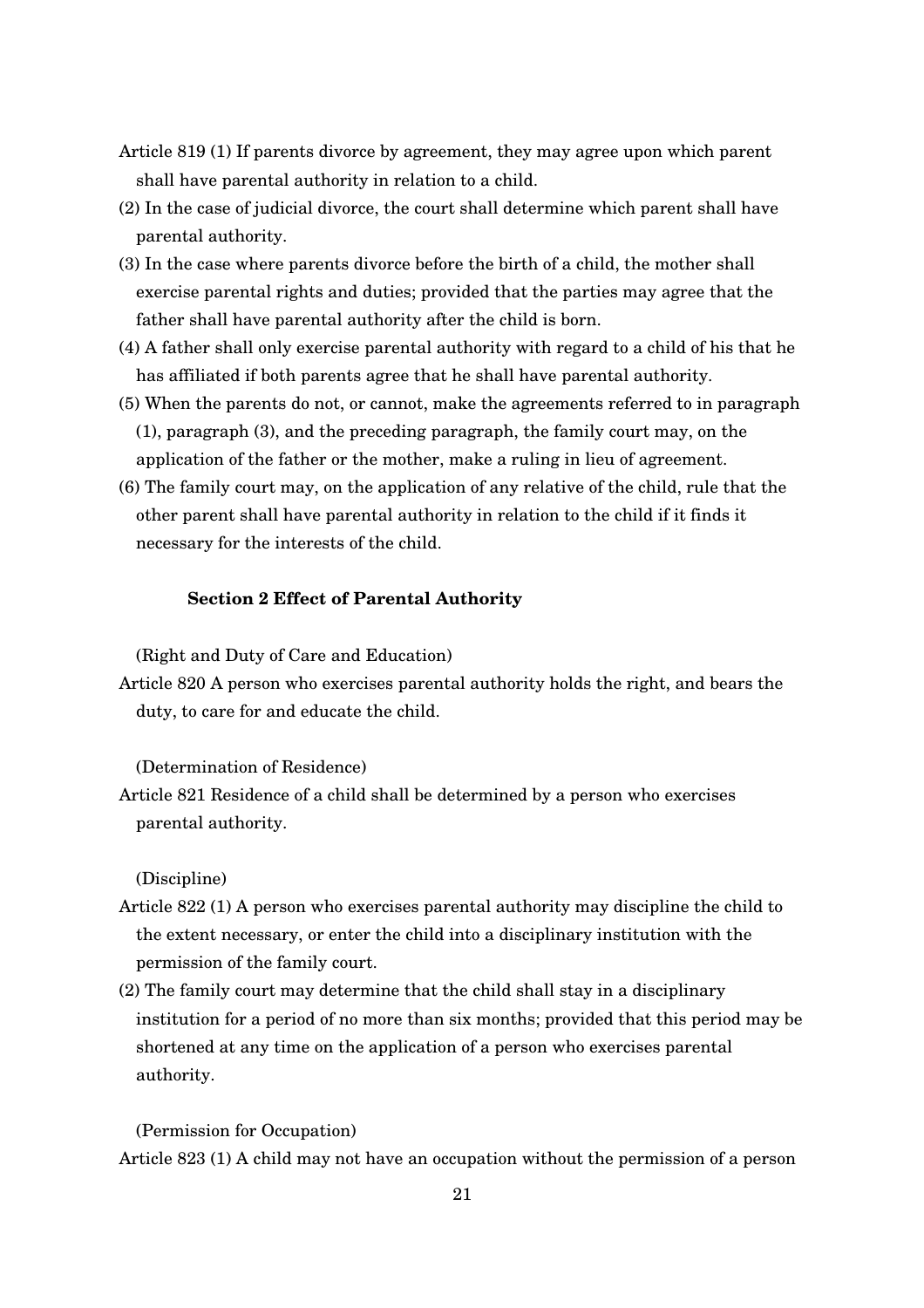Article 819 (1) If parents divorce by agreement, they may agree upon which parent shall have parental authority in relation to a child.

(2) In the case of judicial divorce, the court shall determine which parent shall have parental authority.

(3) In the case where parents divorce before the birth of a child, the mother shall exercise parental rights and duties; provided that the parties may agree that the father shall have parental authority after the child is born.

(4) A father shall only exercise parental authority with regard to a child of his that he has affiliated if both parents agree that he shall have parental authority.

(5) When the parents do not, or cannot, make the agreements referred to in paragraph (1), paragraph (3), and the preceding paragraph, the family court may, on the application of the father or the mother, make a ruling in lieu of agreement.

(6) The family court may, on the application of any relative of the child, rule that the other parent shall have parental authority in relation to the child if it finds it necessary for the interests of the child.

### Section 2 Effect of Parental Authority

(Right and Duty of Care and Education)

Article 820 A person who exercises parental authority holds the right, and bears the duty, to care for and educate the child.

(Determination of Residence)

Article 821 Residence of a child shall be determined by a person who exercises parental authority.

(Discipline)

Article 822 (1) A person who exercises parental authority may discipline the child to the extent necessary, or enter the child into a disciplinary institution with the permission of the family court.

(2) The family court may determine that the child shall stay in a disciplinary institution for a period of no more than six months; provided that this period may be shortened at any time on the application of a person who exercises parental authority.

(Permission for Occupation)

Article 823 (1) A child may not have an occupation without the permission of a person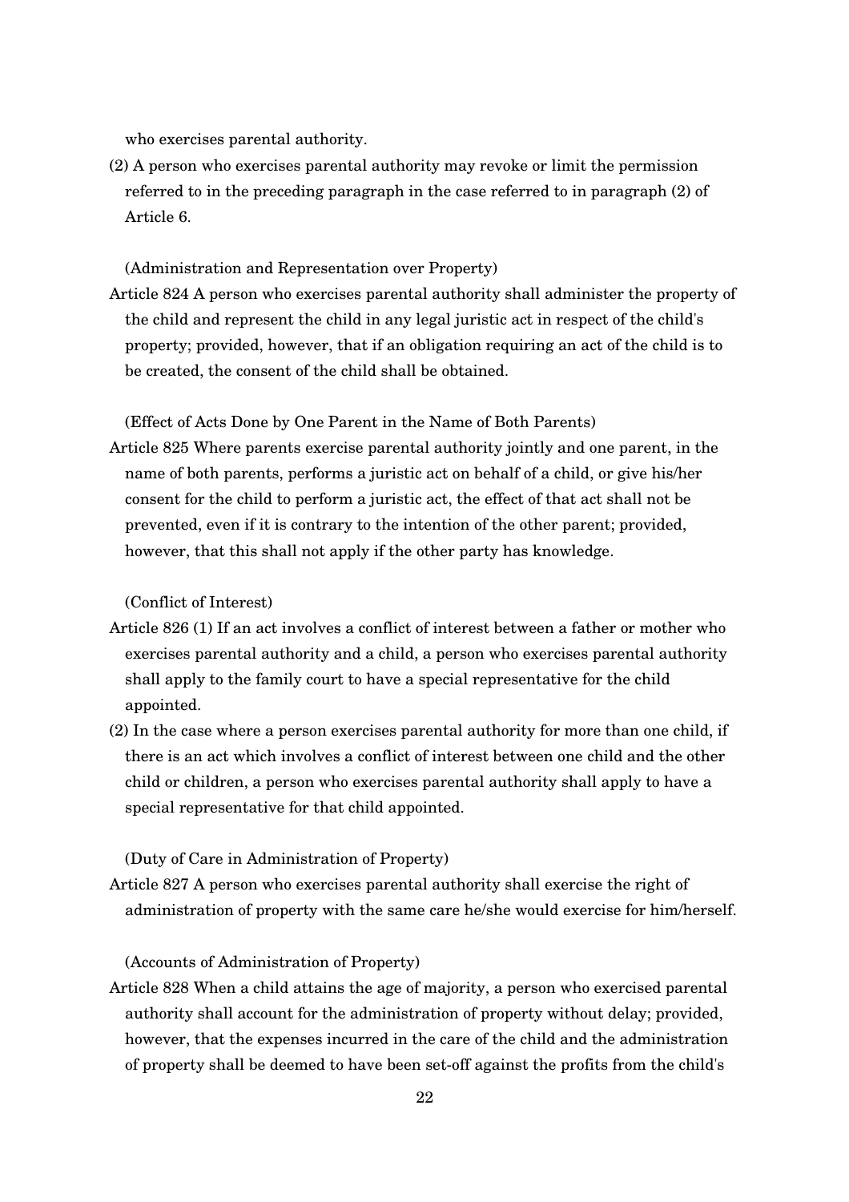who exercises parental authority.

(2) A person who exercises parental authority may revoke or limit the permission referred to in the preceding paragraph in the case referred to in paragraph (2) of Article 6.

(Administration and Representation over Property)

Article 824 A person who exercises parental authority shall administer the property of the child and represent the child in any legal juristic act in respect of the child's property; provided, however, that if an obligation requiring an act of the child is to be created, the consent of the child shall be obtained.

(Effect of Acts Done by One Parent in the Name of Both Parents)

Article 825 Where parents exercise parental authority jointly and one parent, in the name of both parents, performs a juristic act on behalf of a child, or give his/her consent for the child to perform a juristic act, the effect of that act shall not be prevented, even if it is contrary to the intention of the other parent; provided, however, that this shall not apply if the other party has knowledge.

(Conflict of Interest)

Article 826 (1) If an act involves a conflict of interest between a father or mother who exercises parental authority and a child, a person who exercises parental authority shall apply to the family court to have a special representative for the child appointed.

(2) In the case where a person exercises parental authority for more than one child, if there is an act which involves a conflict of interest between one child and the other child or children, a person who exercises parental authority shall apply to have a special representative for that child appointed.

(Duty of Care in Administration of Property)

Article 827 A person who exercises parental authority shall exercise the right of administration of property with the same care he/she would exercise for him/herself.

(Accounts of Administration of Property)

Article 828 When a child attains the age of majority, a person who exercised parental authority shall account for the administration of property without delay; provided, however, that the expenses incurred in the care of the child and the administration of property shall be deemed to have been set-off against the profits from the child's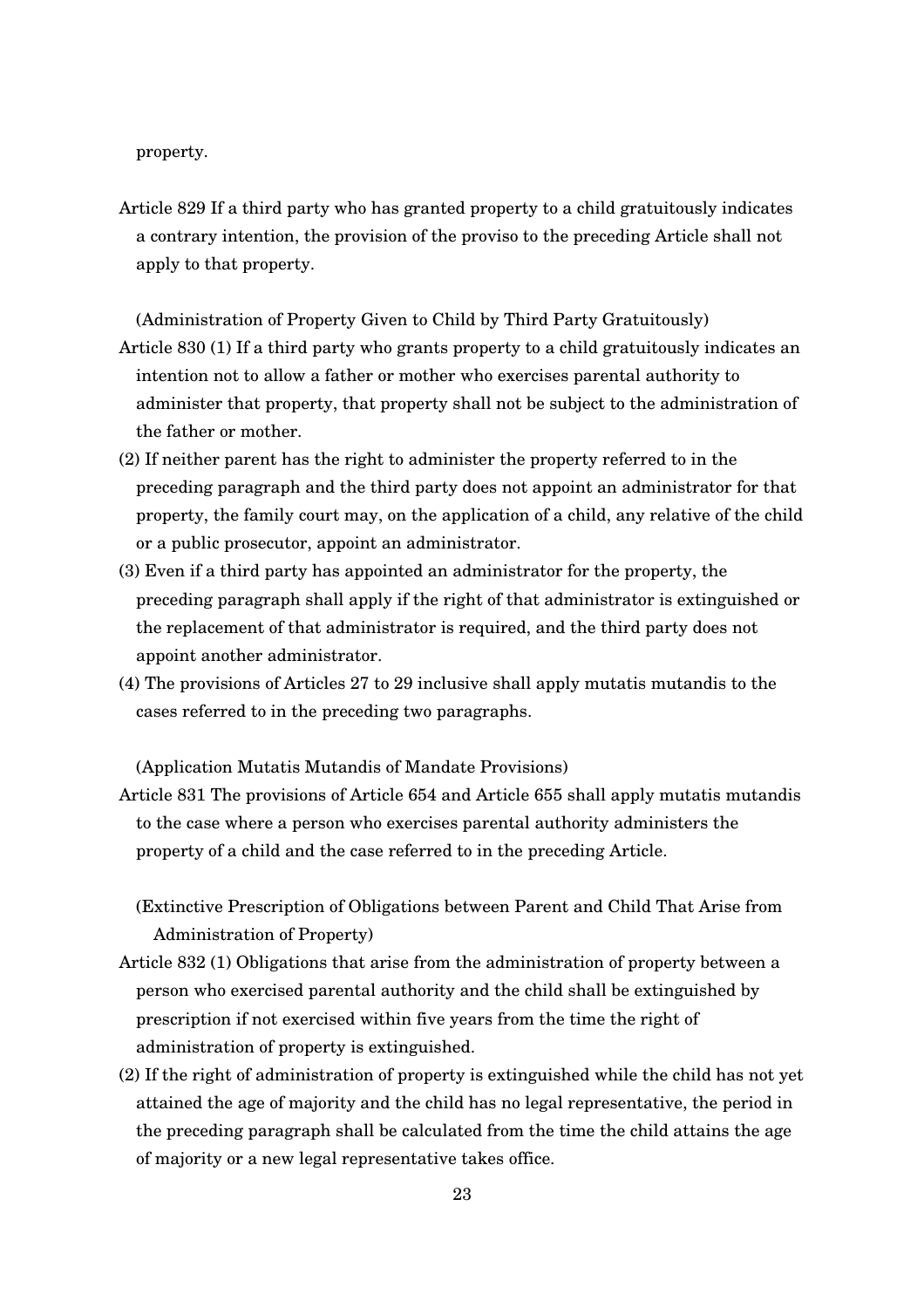property.

Article 829 If a third party who has granted property to a child gratuitously indicates a contrary intention, the provision of the proviso to the preceding Article shall not apply to that property.

(Administration of Property Given to Child by Third Party Gratuitously)

Article 830 (1) If a third party who grants property to a child gratuitously indicates an intention not to allow a father or mother who exercises parental authority to administer that property, that property shall not be subject to the administration of the father or mother.

(2) If neither parent has the right to administer the property referred to in the preceding paragraph and the third party does not appoint an administrator for that property, the family court may, on the application of a child, any relative of the child or a public prosecutor, appoint an administrator.

(3) Even if a third party has appointed an administrator for the property, the preceding paragraph shall apply if the right of that administrator is extinguished or the replacement of that administrator is required, and the third party does not appoint another administrator.

(4) The provisions of Articles 27 to 29 inclusive shall apply mutatis mutandis to the cases referred to in the preceding two paragraphs.

(Application Mutatis Mutandis of Mandate Provisions)

Article 831 The provisions of Article 654 and Article 655 shall apply mutatis mutandis to the case where a person who exercises parental authority administers the property of a child and the case referred to in the preceding Article.

(Extinctive Prescription of Obligations between Parent and Child That Arise from Administration of Property)

Article 832 (1) Obligations that arise from the administration of property between a person who exercised parental authority and the child shall be extinguished by prescription if not exercised within five years from the time the right of administration of property is extinguished.

(2) If the right of administration of property is extinguished while the child has not yet attained the age of majority and the child has no legal representative, the period in the preceding paragraph shall be calculated from the time the child attains the age of majority or a new legal representative takes office.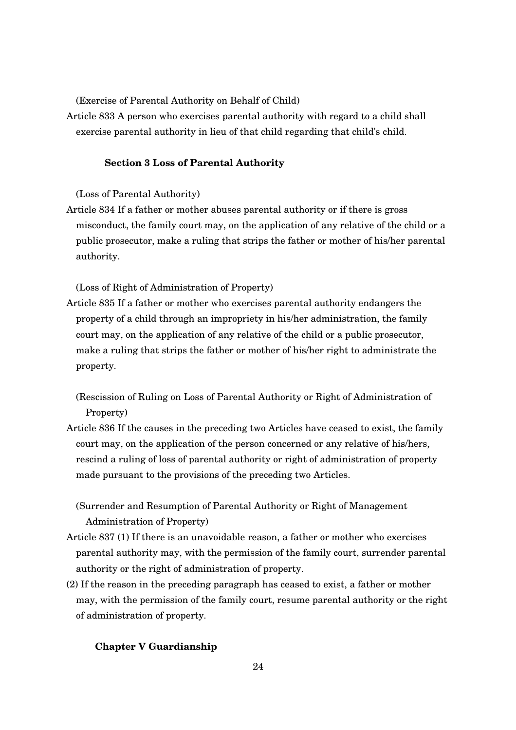(Exercise of Parental Authority on Behalf of Child)

Article 833 A person who exercises parental authority with regard to a child shall exercise parental authority in lieu of that child regarding that child's child.

### Section 3 Loss of Parental Authority

(Loss of Parental Authority)

Article 834 If a father or mother abuses parental authority or if there is gross misconduct, the family court may, on the application of any relative of the child or a public prosecutor, make a ruling that strips the father or mother of his/her parental authority.

(Loss of Right of Administration of Property)

Article 835 If a father or mother who exercises parental authority endangers the property of a child through an impropriety in his/her administration, the family court may, on the application of any relative of the child or a public prosecutor, make a ruling that strips the father or mother of his/her right to administrate the property.

(Rescission of Ruling on Loss of Parental Authority or Right of Administration of Property)

Article 836 If the causes in the preceding two Articles have ceased to exist, the family court may, on the application of the person concerned or any relative of his/hers, rescind a ruling of loss of parental authority or right of administration of property made pursuant to the provisions of the preceding two Articles.

(Surrender and Resumption of Parental Authority or Right of Management Administration of Property)

Article 837 (1) If there is an unavoidable reason, a father or mother who exercises parental authority may, with the permission of the family court, surrender parental authority or the right of administration of property.

(2) If the reason in the preceding paragraph has ceased to exist, a father or mother may, with the permission of the family court, resume parental authority or the right of administration of property.

## Chapter V Guardianship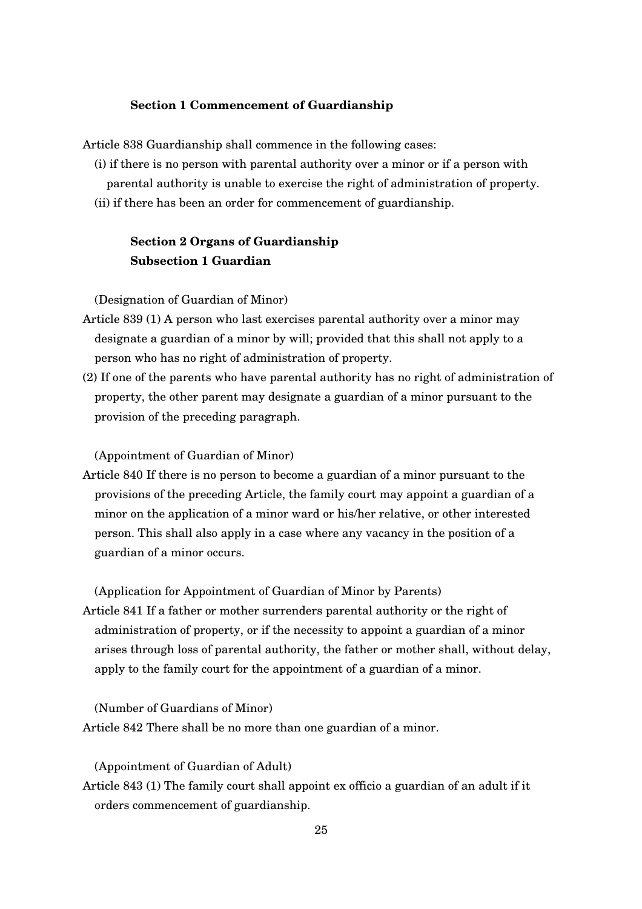### Section 1 Commencement of Guardianship

Article 838 Guardianship shall commence in the following cases:

(i) if there is no person with parental authority over a minor or if a person with parental authority is unable to exercise the right of administration of property.

(ii) if there has been an order for commencement of guardianship.

### Section 2 Organs of Guardianship

#### Subsection 1 Guardian

(Designation of Guardian of Minor)

Article 839 (1) A person who last exercises parental authority over a minor may designate a guardian of a minor by will; provided that this shall not apply to a person who has no right of administration of property.

(2) If one of the parents who have parental authority has no right of administration of property, the other parent may designate a guardian of a minor pursuant to the provision of the preceding paragraph.

(Appointment of Guardian of Minor)

Article 840 If there is no person to become a guardian of a minor pursuant to the provisions of the preceding Article, the family court may appoint a guardian of a minor on the application of a minor ward or his/her relative, or other interested person. This shall also apply in a case where any vacancy in the position of a guardian of a minor occurs.

(Application for Appointment of Guardian of Minor by Parents)

Article 841 If a father or mother surrenders parental authority or the right of administration of property, or if the necessity to appoint a guardian of a minor arises through loss of parental authority, the father or mother shall, without delay, apply to the family court for the appointment of a guardian of a minor.

(Number of Guardians of Minor)

Article 842 There shall be no more than one guardian of a minor.

(Appointment of Guardian of Adult)

Article 843 (1) The family court shall appoint ex officio a guardian of an adult if it orders commencement of guardianship.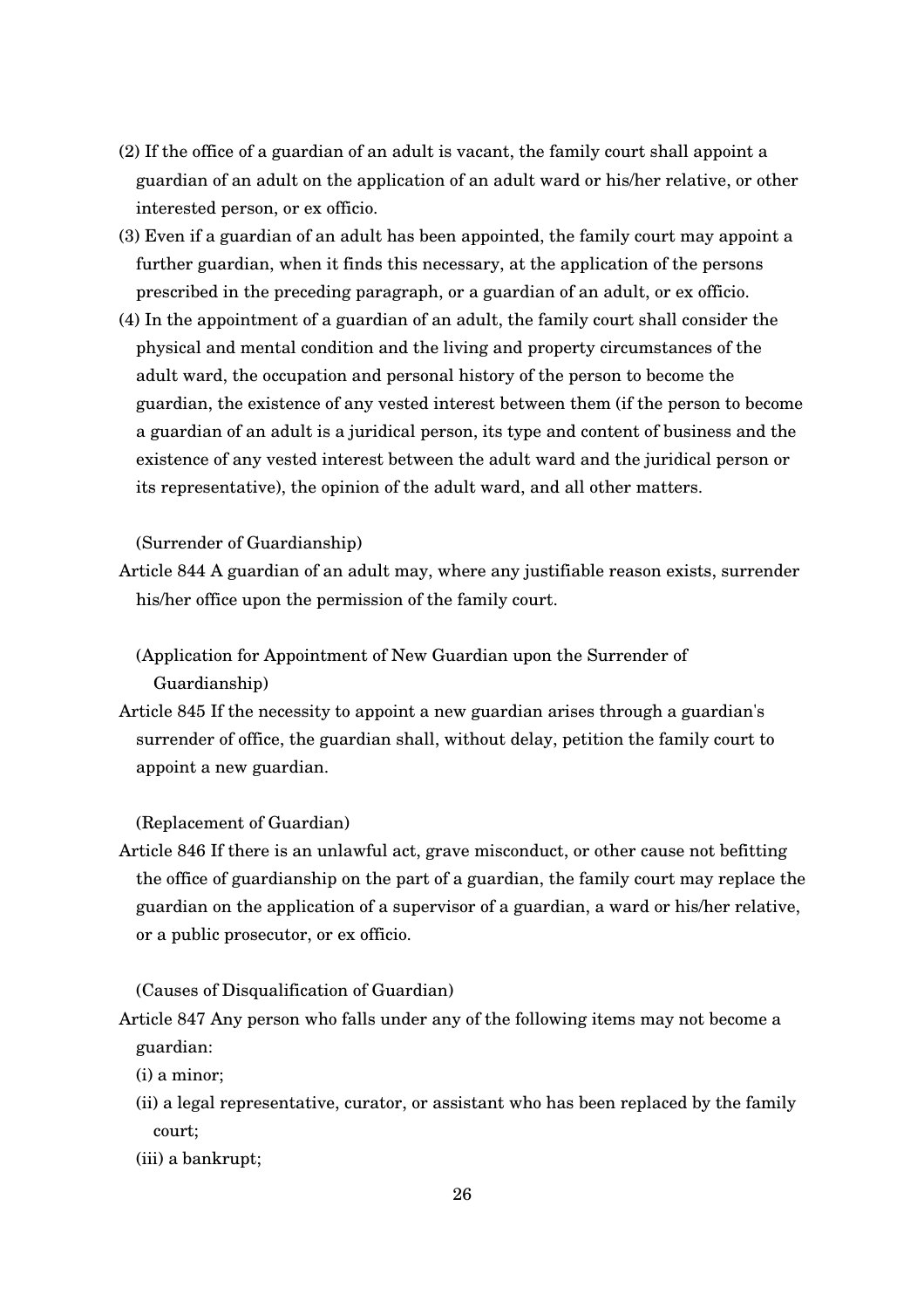(2) If the office of a guardian of an adult is vacant, the family court shall appoint a guardian of an adult on the application of an adult ward or his/her relative, or other interested person, or ex officio.

(3) Even if a guardian of an adult has been appointed, the family court may appoint a further guardian, when it finds this necessary, at the application of the persons prescribed in the preceding paragraph, or a guardian of an adult, or ex officio.

(4) In the appointment of a guardian of an adult, the family court shall consider the physical and mental condition and the living and property circumstances of the adult ward, the occupation and personal history of the person to become the guardian, the existence of any vested interest between them (if the person to become a guardian of an adult is a juridical person, its type and content of business and the existence of any vested interest between the adult ward and the juridical person or its representative), the opinion of the adult ward, and all other matters.

(Surrender of Guardianship)

Article 844 A guardian of an adult may, where any justifiable reason exists, surrender his/her office upon the permission of the family court.

(Application for Appointment of New Guardian upon the Surrender of Guardianship)

Article 845 If the necessity to appoint a new guardian arises through a guardian's surrender of office, the guardian shall, without delay, petition the family court to appoint a new guardian.

(Replacement of Guardian)

Article 846 If there is an unlawful act, grave misconduct, or other cause not befitting the office of guardianship on the part of a guardian, the family court may replace the guardian on the application of a supervisor of a guardian, a ward or his/her relative, or a public prosecutor, or ex officio.

(Causes of Disqualification of Guardian)

Article 847 Any person who falls under any of the following items may not become a guardian:

(i) a minor;

(ii) a legal representative, curator, or assistant who has been replaced by the family court;

(iii) a bankrupt;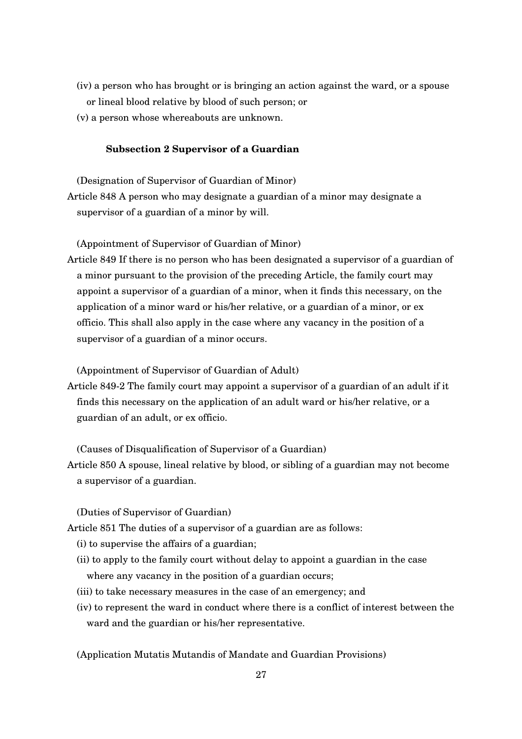(iv) a person who has brought or is bringing an action against the ward, or a spouse or lineal blood relative by blood of such person; or

(v) a person whose whereabouts are unknown.

### Subsection 2 Supervisor of a Guardian

(Designation of Supervisor of Guardian of Minor)

Article 848 A person who may designate a guardian of a minor may designate a supervisor of a guardian of a minor by will.

(Appointment of Supervisor of Guardian of Minor)

Article 849 If there is no person who has been designated a supervisor of a guardian of a minor pursuant to the provision of the preceding Article, the family court may appoint a supervisor of a guardian of a minor, when it finds this necessary, on the application of a minor ward or his/her relative, or a guardian of a minor, or ex officio. This shall also apply in the case where any vacancy in the position of a supervisor of a guardian of a minor occurs.

(Appointment of Supervisor of Guardian of Adult)

Article 849-2 The family court may appoint a supervisor of a guardian of an adult if it finds this necessary on the application of an adult ward or his/her relative, or a guardian of an adult, or ex officio.

(Causes of Disqualification of Supervisor of a Guardian)

Article 850 A spouse, lineal relative by blood, or sibling of a guardian may not become a supervisor of a guardian.

(Duties of Supervisor of Guardian)

Article 851 The duties of a supervisor of a guardian are as follows:

(i) to supervise the affairs of a guardian;

(ii) to apply to the family court without delay to appoint a guardian in the case where any vacancy in the position of a guardian occurs;

(iii) to take necessary measures in the case of an emergency; and

(iv) to represent the ward in conduct where there is a conflict of interest between the ward and the guardian or his/her representative.

(Application Mutatis Mutandis of Mandate and Guardian Provisions)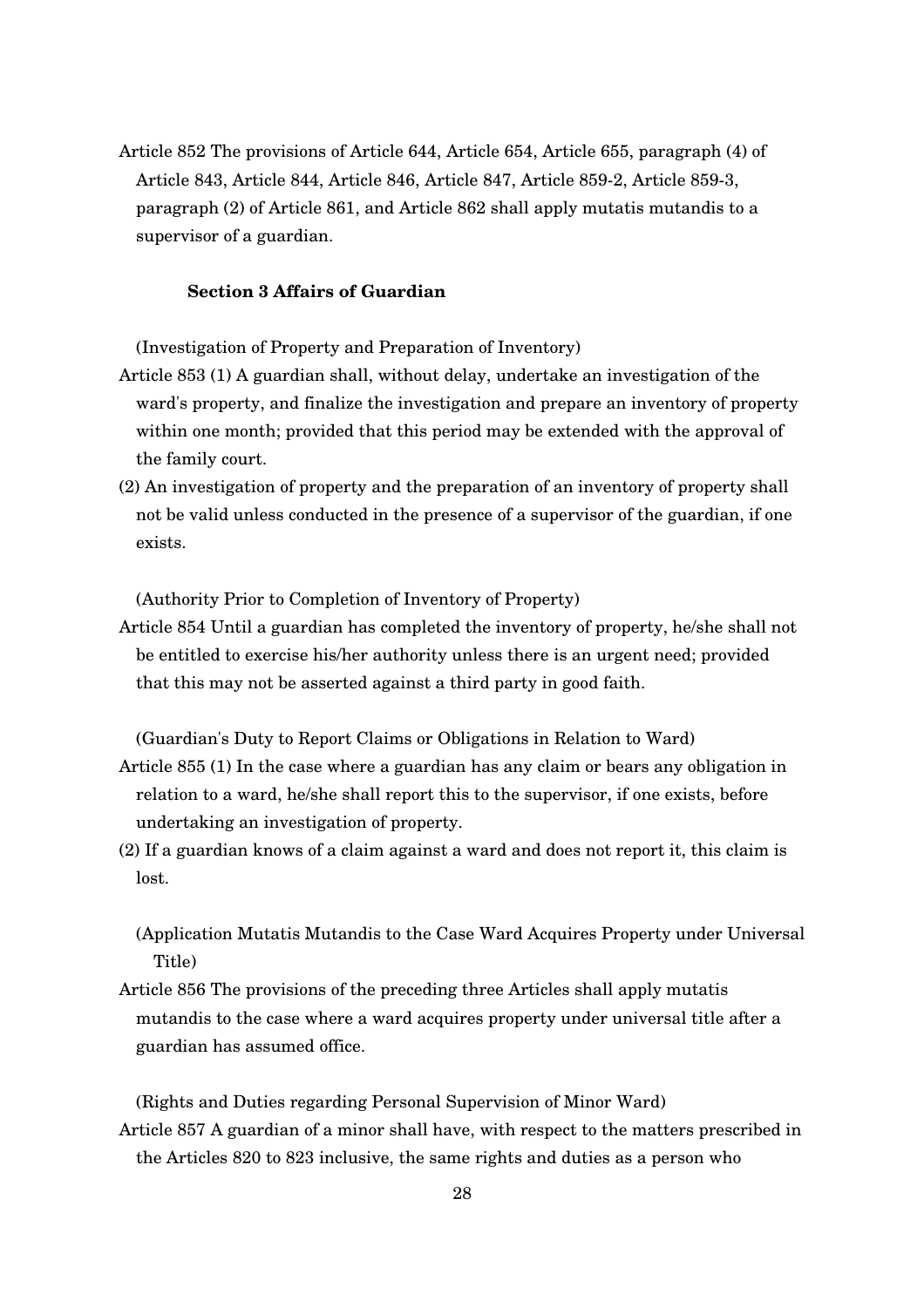Article 852 The provisions of Article 644, Article 654, Article 655, paragraph (4) of Article 843, Article 844, Article 846, Article 847, Article 859-2, Article 859-3, paragraph (2) of Article 861, and Article 862 shall apply mutatis mutandis to a supervisor of a guardian.

### Section 3 Affairs of Guardian

(Investigation of Property and Preparation of Inventory)

Article 853 (1) A guardian shall, without delay, undertake an investigation of the ward's property, and finalize the investigation and prepare an inventory of property within one month; provided that this period may be extended with the approval of the family court.

(2) An investigation of property and the preparation of an inventory of property shall not be valid unless conducted in the presence of a supervisor of the guardian, if one exists.

(Authority Prior to Completion of Inventory of Property)

Article 854 Until a guardian has completed the inventory of property, he/she shall not be entitled to exercise his/her authority unless there is an urgent need; provided that this may not be asserted against a third party in good faith.

(Guardian's Duty to Report Claims or Obligations in Relation to Ward)

Article 855 (1) In the case where a guardian has any claim or bears any obligation in relation to a ward, he/she shall report this to the supervisor, if one exists, before undertaking an investigation of property.

(2) If a guardian knows of a claim against a ward and does not report it, this claim is lost.

(Application Mutatis Mutandis to the Case Ward Acquires Property under Universal Title)

Article 856 The provisions of the preceding three Articles shall apply mutatis mutandis to the case where a ward acquires property under universal title after a guardian has assumed office.

(Rights and Duties regarding Personal Supervision of Minor Ward)

Article 857 A guardian of a minor shall have, with respect to the matters prescribed in the Articles 820 to 823 inclusive, the same rights and duties as a person who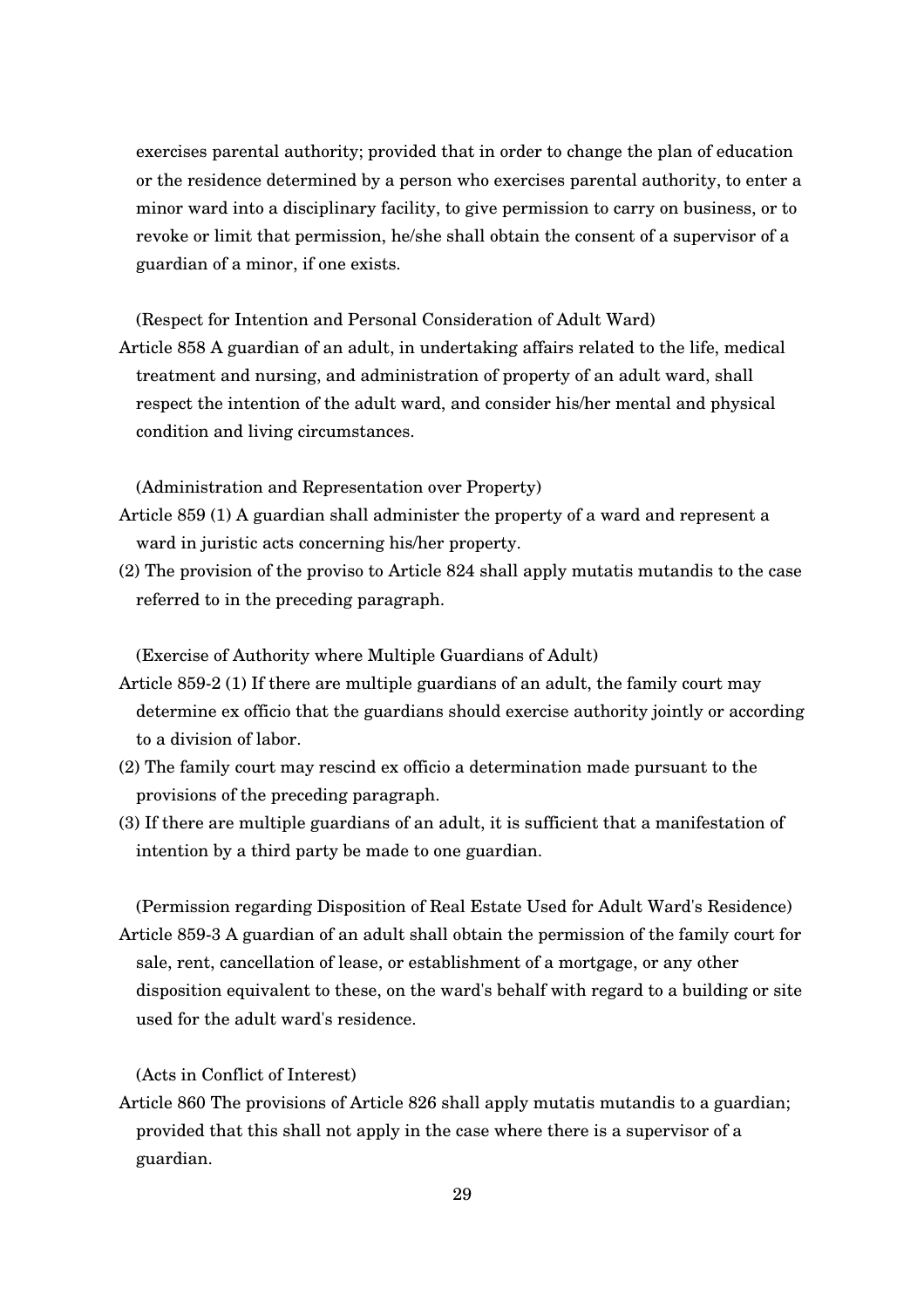exercises parental authority; provided that in order to change the plan of education or the residence determined by a person who exercises parental authority, to enter a minor ward into a disciplinary facility, to give permission to carry on business, or to revoke or limit that permission, he/she shall obtain the consent of a supervisor of a guardian of a minor, if one exists.

(Respect for Intention and Personal Consideration of Adult Ward)

Article 858 A guardian of an adult, in undertaking affairs related to the life, medical treatment and nursing, and administration of property of an adult ward, shall respect the intention of the adult ward, and consider his/her mental and physical condition and living circumstances.

(Administration and Representation over Property)

Article 859 (1) A guardian shall administer the property of a ward and represent a ward in juristic acts concerning his/her property.

(2) The provision of the proviso to Article 824 shall apply mutatis mutandis to the case referred to in the preceding paragraph.

(Exercise of Authority where Multiple Guardians of Adult)

Article 859-2 (1) If there are multiple guardians of an adult, the family court may determine ex officio that the guardians should exercise authority jointly or according to a division of labor.

(2) The family court may rescind ex officio a determination made pursuant to the provisions of the preceding paragraph.

(3) If there are multiple guardians of an adult, it is sufficient that a manifestation of intention by a third party be made to one guardian.

(Permission regarding Disposition of Real Estate Used for Adult Ward's Residence)

Article 859-3 A guardian of an adult shall obtain the permission of the family court for sale, rent, cancellation of lease, or establishment of a mortgage, or any other disposition equivalent to these, on the ward's behalf with regard to a building or site used for the adult ward's residence.

(Acts in Conflict of Interest)

Article 860 The provisions of Article 826 shall apply mutatis mutandis to a guardian; provided that this shall not apply in the case where there is a supervisor of a guardian.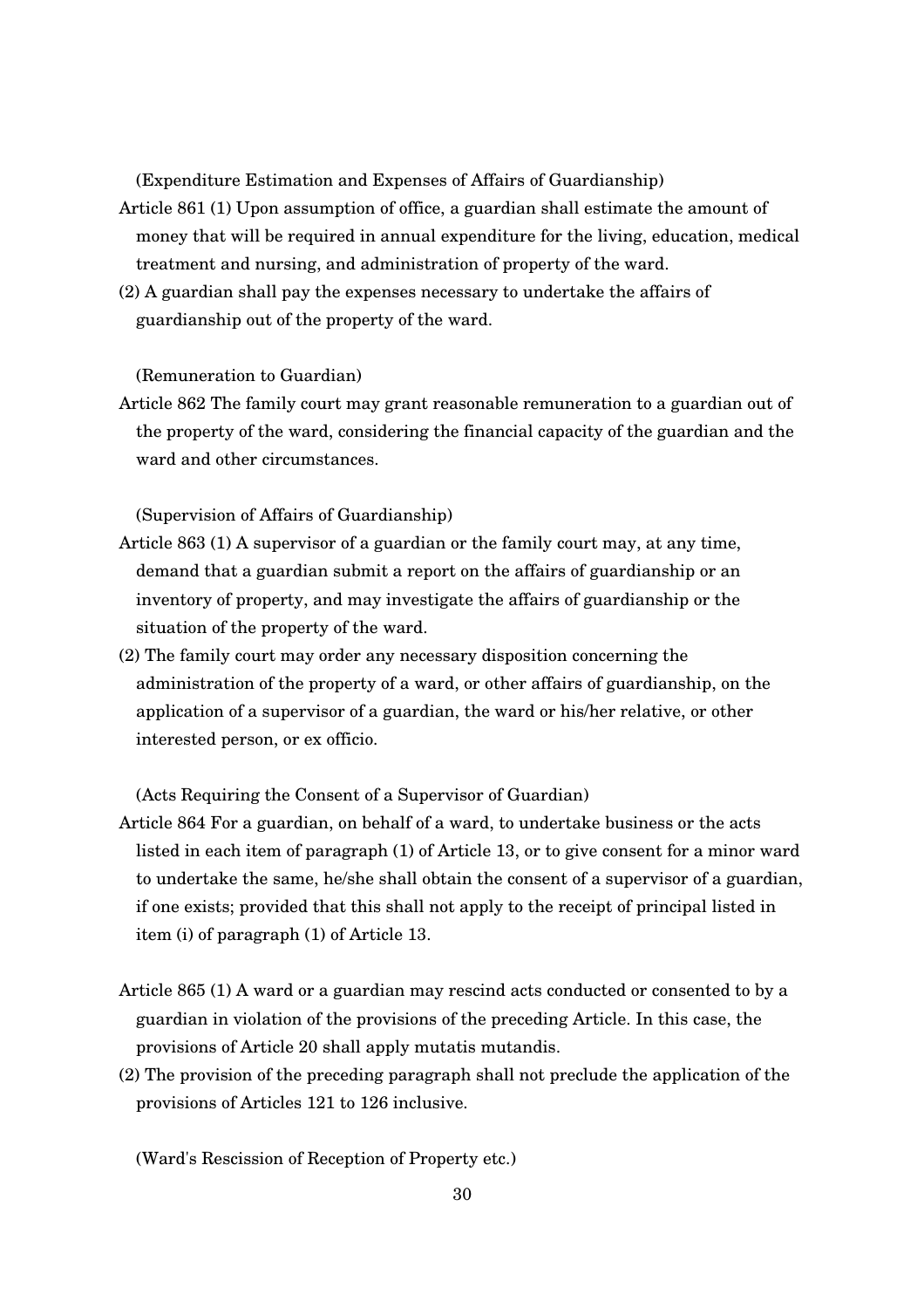(Expenditure Estimation and Expenses of Affairs of Guardianship)

Article 861 (1) Upon assumption of office, a guardian shall estimate the amount of money that will be required in annual expenditure for the living, education, medical treatment and nursing, and administration of property of the ward.

(2) A guardian shall pay the expenses necessary to undertake the affairs of guardianship out of the property of the ward.

(Remuneration to Guardian)

Article 862 The family court may grant reasonable remuneration to a guardian out of the property of the ward, considering the financial capacity of the guardian and the ward and other circumstances.

(Supervision of Affairs of Guardianship)

Article 863 (1) A supervisor of a guardian or the family court may, at any time, demand that a guardian submit a report on the affairs of guardianship or an inventory of property, and may investigate the affairs of guardianship or the situation of the property of the ward.

(2) The family court may order any necessary disposition concerning the administration of the property of a ward, or other affairs of guardianship, on the application of a supervisor of a guardian, the ward or his/her relative, or other interested person, or ex officio.

(Acts Requiring the Consent of a Supervisor of Guardian)

Article 864 For a guardian, on behalf of a ward, to undertake business or the acts listed in each item of paragraph (1) of Article 13, or to give consent for a minor ward to undertake the same, he/she shall obtain the consent of a supervisor of a guardian, if one exists; provided that this shall not apply to the receipt of principal listed in item (i) of paragraph (1) of Article 13.

Article 865 (1) A ward or a guardian may rescind acts conducted or consented to by a guardian in violation of the provisions of the preceding Article. In this case, the provisions of Article 20 shall apply mutatis mutandis.

(2) The provision of the preceding paragraph shall not preclude the application of the provisions of Articles 121 to 126 inclusive.

(Ward's Rescission of Reception of Property etc.)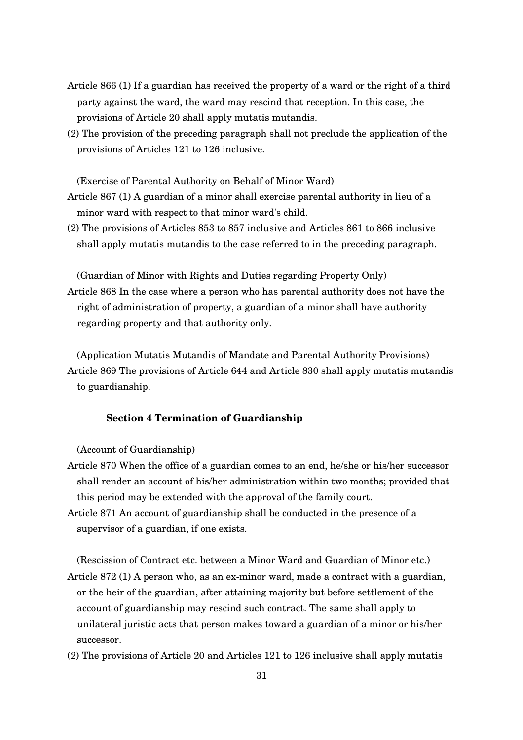Article 866 (1) If a guardian has received the property of a ward or the right of a third party against the ward, the ward may rescind that reception. In this case, the provisions of Article 20 shall apply mutatis mutandis.

(2) The provision of the preceding paragraph shall not preclude the application of the provisions of Articles 121 to 126 inclusive.

(Exercise of Parental Authority on Behalf of Minor Ward)

Article 867 (1) A guardian of a minor shall exercise parental authority in lieu of a minor ward with respect to that minor ward's child.

(2) The provisions of Articles 853 to 857 inclusive and Articles 861 to 866 inclusive shall apply mutatis mutandis to the case referred to in the preceding paragraph.

(Guardian of Minor with Rights and Duties regarding Property Only)

Article 868 In the case where a person who has parental authority does not have the right of administration of property, a guardian of a minor shall have authority regarding property and that authority only.

(Application Mutatis Mutandis of Mandate and Parental Authority Provisions)

Article 869 The provisions of Article 644 and Article 830 shall apply mutatis mutandis to guardianship.

### Section 4 Termination of Guardianship

(Account of Guardianship)

Article 870 When the office of a guardian comes to an end, he/she or his/her successor shall render an account of his/her administration within two months; provided that this period may be extended with the approval of the family court.

Article 871 An account of guardianship shall be conducted in the presence of a supervisor of a guardian, if one exists.

(Rescission of Contract etc. between a Minor Ward and Guardian of Minor etc.)

Article 872 (1) A person who, as an ex-minor ward, made a contract with a guardian, or the heir of the guardian, after attaining majority but before settlement of the account of guardianship may rescind such contract. The same shall apply to unilateral juristic acts that person makes toward a guardian of a minor or his/her successor.

(2) The provisions of Article 20 and Articles 121 to 126 inclusive shall apply mutatis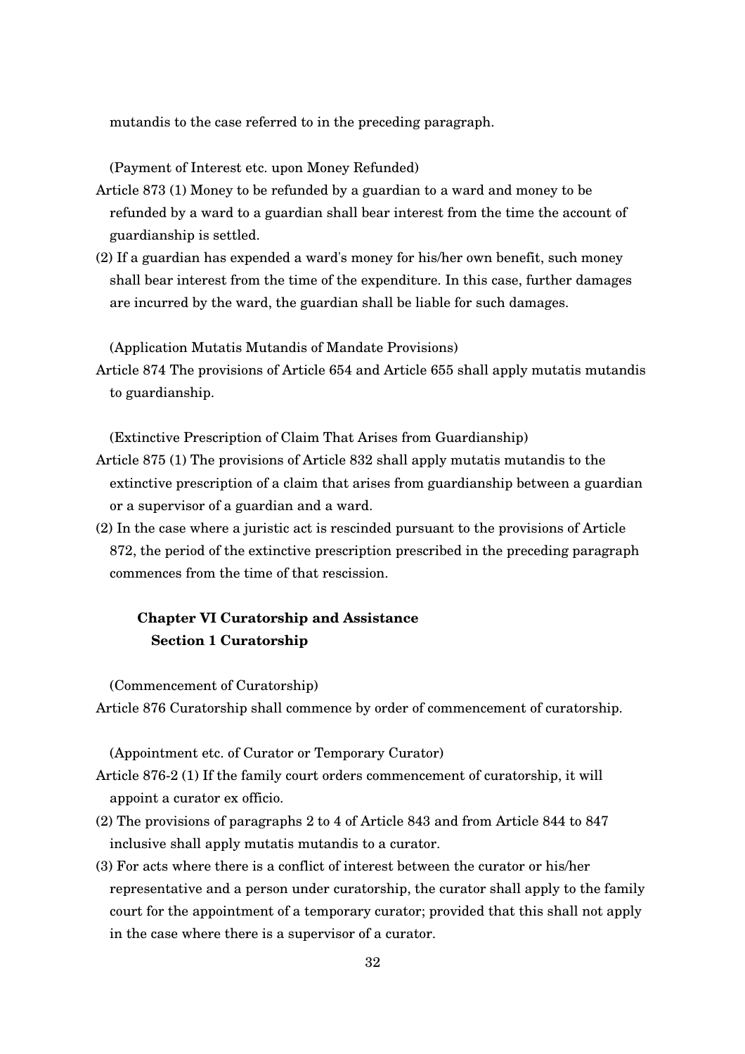mutandis to the case referred to in the preceding paragraph.

(Payment of Interest etc. upon Money Refunded)

Article 873 (1) Money to be refunded by a guardian to a ward and money to be refunded by a ward to a guardian shall bear interest from the time the account of guardianship is settled.

(2) If a guardian has expended a ward's money for his/her own benefit, such money shall bear interest from the time of the expenditure. In this case, further damages are incurred by the ward, the guardian shall be liable for such damages.

(Application Mutatis Mutandis of Mandate Provisions)

Article 874 The provisions of Article 654 and Article 655 shall apply mutatis mutandis to guardianship.

(Extinctive Prescription of Claim That Arises from Guardianship)

Article 875 (1) The provisions of Article 832 shall apply mutatis mutandis to the extinctive prescription of a claim that arises from guardianship between a guardian or a supervisor of a guardian and a ward.

(2) In the case where a juristic act is rescinded pursuant to the provisions of Article 872, the period of the extinctive prescription prescribed in the preceding paragraph commences from the time of that rescission.

## Chapter VI Curatorship and Assistance

### Section 1 Curatorship

(Commencement of Curatorship)

Article 876 Curatorship shall commence by order of commencement of curatorship.

(Appointment etc. of Curator or Temporary Curator)

Article 876-2 (1) If the family court orders commencement of curatorship, it will appoint a curator ex officio.

(2) The provisions of paragraphs 2 to 4 of Article 843 and from Article 844 to 847 inclusive shall apply mutatis mutandis to a curator.

(3) For acts where there is a conflict of interest between the curator or his/her representative and a person under curatorship, the curator shall apply to the family court for the appointment of a temporary curator; provided that this shall not apply in the case where there is a supervisor of a curator.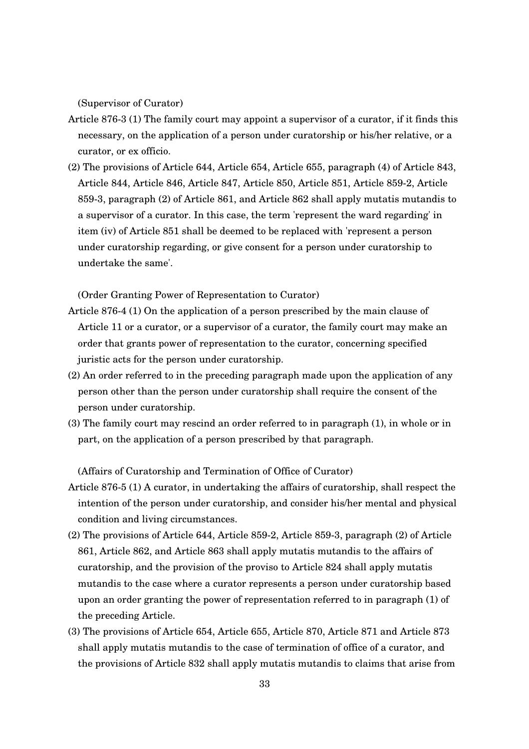(Supervisor of Curator)

Article 876-3 (1) The family court may appoint a supervisor of a curator, if it finds this necessary, on the application of a person under curatorship or his/her relative, or a curator, or ex officio.

(2) The provisions of Article 644, Article 654, Article 655, paragraph (4) of Article 843, Article 844, Article 846, Article 847, Article 850, Article 851, Article 859-2, Article 859-3, paragraph (2) of Article 861, and Article 862 shall apply mutatis mutandis to a supervisor of a curator. In this case, the term 'represent the ward regarding' in item (iv) of Article 851 shall be deemed to be replaced with 'represent a person under curatorship regarding, or give consent for a person under curatorship to undertake the same'.

(Order Granting Power of Representation to Curator)

Article 876-4 (1) On the application of a person prescribed by the main clause of Article 11 or a curator, or a supervisor of a curator, the family court may make an order that grants power of representation to the curator, concerning specified juristic acts for the person under curatorship.

(2) An order referred to in the preceding paragraph made upon the application of any person other than the person under curatorship shall require the consent of the person under curatorship.

(3) The family court may rescind an order referred to in paragraph (1), in whole or in part, on the application of a person prescribed by that paragraph.

(Affairs of Curatorship and Termination of Office of Curator)

Article 876-5 (1) A curator, in undertaking the affairs of curatorship, shall respect the intention of the person under curatorship, and consider his/her mental and physical condition and living circumstances.

(2) The provisions of Article 644, Article 859-2, Article 859-3, paragraph (2) of Article 861, Article 862, and Article 863 shall apply mutatis mutandis to the affairs of curatorship, and the provision of the proviso to Article 824 shall apply mutatis mutandis to the case where a curator represents a person under curatorship based upon an order granting the power of representation referred to in paragraph (1) of the preceding Article.

(3) The provisions of Article 654, Article 655, Article 870, Article 871 and Article 873 shall apply mutatis mutandis to the case of termination of office of a curator, and the provisions of Article 832 shall apply mutatis mutandis to claims that arise from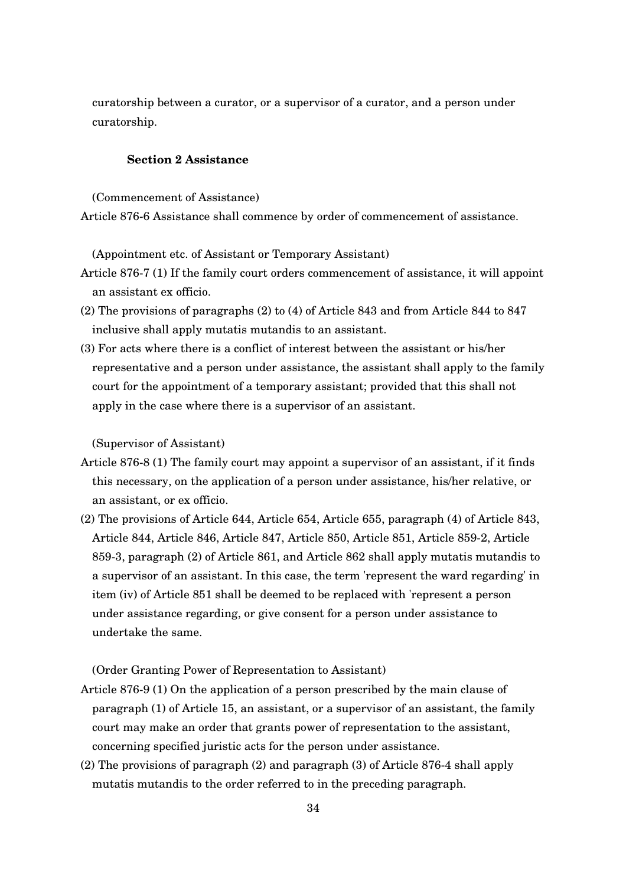curatorship between a curator, or a supervisor of a curator, and a person under curatorship.

### Section 2 Assistance

(Commencement of Assistance)

Article 876-6 Assistance shall commence by order of commencement of assistance.

(Appointment etc. of Assistant or Temporary Assistant)

Article 876-7 (1) If the family court orders commencement of assistance, it will appoint an assistant ex officio.

(2) The provisions of paragraphs (2) to (4) of Article 843 and from Article 844 to 847 inclusive shall apply mutatis mutandis to an assistant.

(3) For acts where there is a conflict of interest between the assistant or his/her representative and a person under assistance, the assistant shall apply to the family court for the appointment of a temporary assistant; provided that this shall not apply in the case where there is a supervisor of an assistant.

(Supervisor of Assistant)

Article 876-8 (1) The family court may appoint a supervisor of an assistant, if it finds this necessary, on the application of a person under assistance, his/her relative, or an assistant, or ex officio.

(2) The provisions of Article 644, Article 654, Article 655, paragraph (4) of Article 843, Article 844, Article 846, Article 847, Article 850, Article 851, Article 859-2, Article 859-3, paragraph (2) of Article 861, and Article 862 shall apply mutatis mutandis to a supervisor of an assistant. In this case, the term 'represent the ward regarding' in item (iv) of Article 851 shall be deemed to be replaced with 'represent a person under assistance regarding, or give consent for a person under assistance to undertake the same.

(Order Granting Power of Representation to Assistant)

Article 876-9 (1) On the application of a person prescribed by the main clause of paragraph (1) of Article 15, an assistant, or a supervisor of an assistant, the family court may make an order that grants power of representation to the assistant, concerning specified juristic acts for the person under assistance.

(2) The provisions of paragraph (2) and paragraph (3) of Article 876-4 shall apply mutatis mutandis to the order referred to in the preceding paragraph.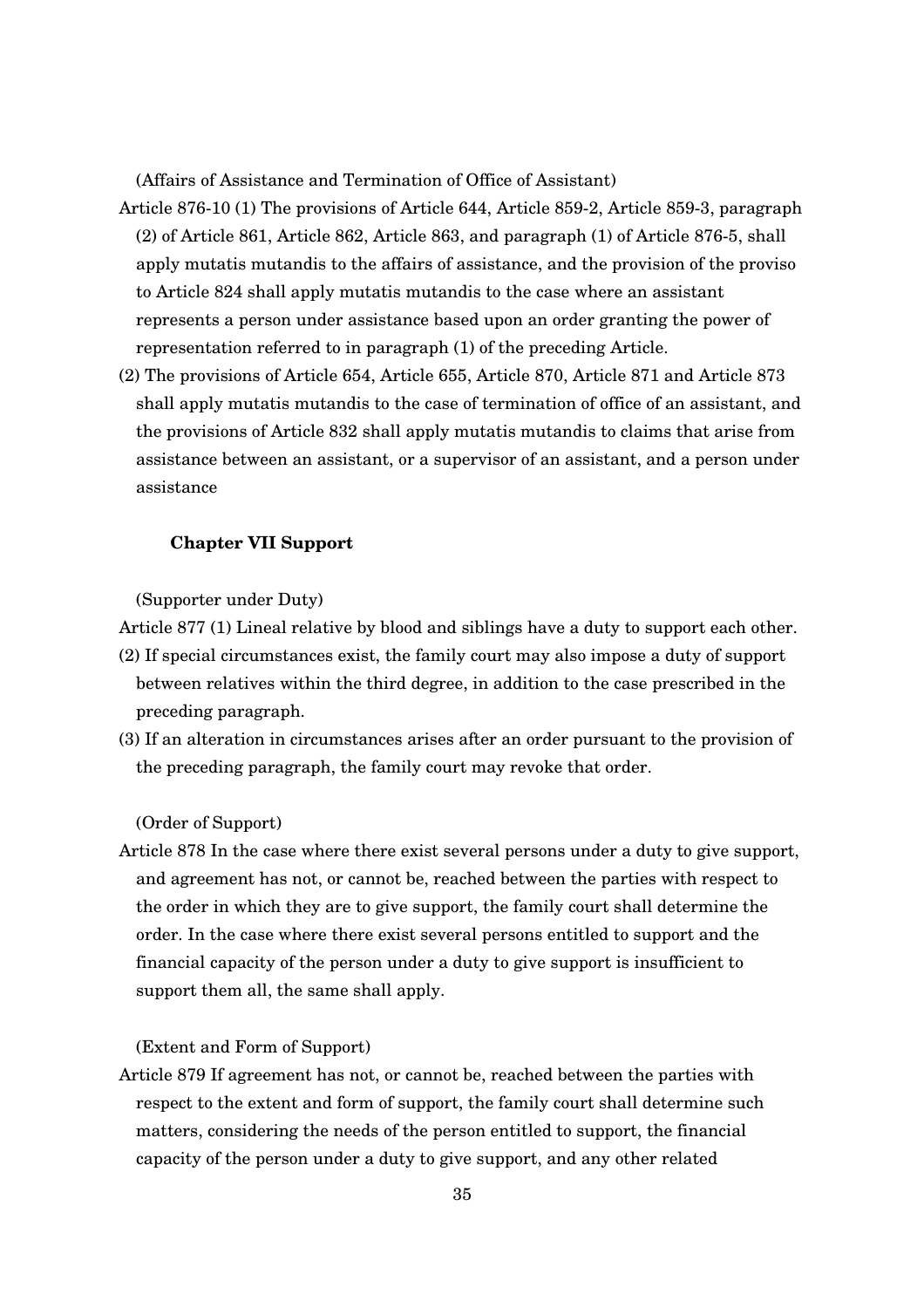(Affairs of Assistance and Termination of Office of Assistant)

Article 876-10 (1) The provisions of Article 644, Article 859-2, Article 859-3, paragraph (2) of Article 861, Article 862, Article 863, and paragraph (1) of Article 876-5, shall apply mutatis mutandis to the affairs of assistance, and the provision of the proviso to Article 824 shall apply mutatis mutandis to the case where an assistant represents a person under assistance based upon an order granting the power of representation referred to in paragraph (1) of the preceding Article.

(2) The provisions of Article 654, Article 655, Article 870, Article 871 and Article 873 shall apply mutatis mutandis to the case of termination of office of an assistant, and the provisions of Article 832 shall apply mutatis mutandis to claims that arise from assistance between an assistant, or a supervisor of an assistant, and a person under assistance

## Chapter VII Support

(Supporter under Duty)

Article 877 (1) Lineal relative by blood and siblings have a duty to support each other.

(2) If special circumstances exist, the family court may also impose a duty of support between relatives within the third degree, in addition to the case prescribed in the preceding paragraph.

(3) If an alteration in circumstances arises after an order pursuant to the provision of the preceding paragraph, the family court may revoke that order.

(Order of Support)

Article 878 In the case where there exist several persons under a duty to give support, and agreement has not, or cannot be, reached between the parties with respect to the order in which they are to give support, the family court shall determine the order. In the case where there exist several persons entitled to support and the financial capacity of the person under a duty to give support is insufficient to support them all, the same shall apply.

(Extent and Form of Support)

Article 879 If agreement has not, or cannot be, reached between the parties with respect to the extent and form of support, the family court shall determine such matters, considering the needs of the person entitled to support, the financial capacity of the person under a duty to give support, and any other related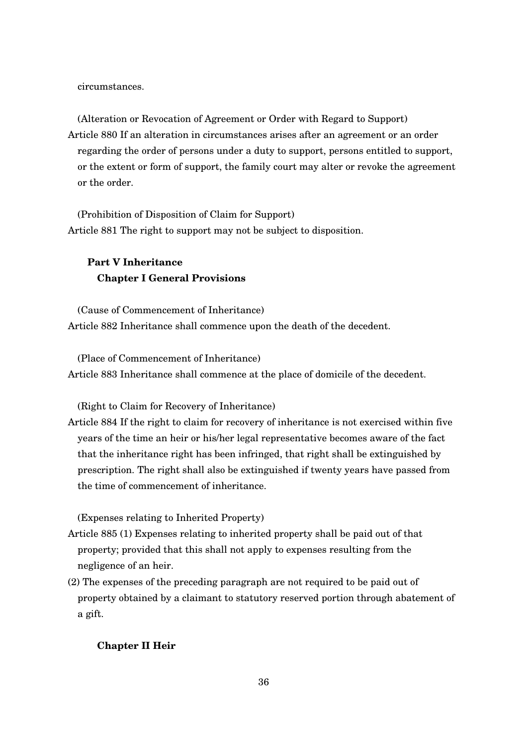circumstances.

(Alteration or Revocation of Agreement or Order with Regard to Support)

Article 880 If an alteration in circumstances arises after an agreement or an order regarding the order of persons under a duty to support, persons entitled to support, or the extent or form of support, the family court may alter or revoke the agreement or the order.

(Prohibition of Disposition of Claim for Support)

Article 881 The right to support may not be subject to disposition.

## Part V Inheritance

### Chapter I General Provisions

(Cause of Commencement of Inheritance)

Article 882 Inheritance shall commence upon the death of the decedent.

(Place of Commencement of Inheritance)

Article 883 Inheritance shall commence at the place of domicile of the decedent.

(Right to Claim for Recovery of Inheritance)

Article 884 If the right to claim for recovery of inheritance is not exercised within five years of the time an heir or his/her legal representative becomes aware of the fact that the inheritance right has been infringed, that right shall be extinguished by prescription. The right shall also be extinguished if twenty years have passed from the time of commencement of inheritance.

(Expenses relating to Inherited Property)

Article 885 (1) Expenses relating to inherited property shall be paid out of that property; provided that this shall not apply to expenses resulting from the negligence of an heir.

(2) The expenses of the preceding paragraph are not required to be paid out of property obtained by a claimant to statutory reserved portion through abatement of a gift.

### Chapter II Heir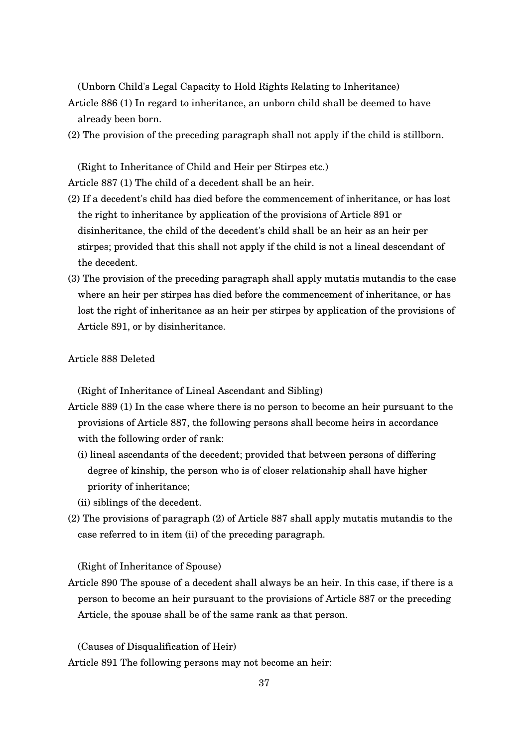(Unborn Child's Legal Capacity to Hold Rights Relating to Inheritance)

Article 886 (1) In regard to inheritance, an unborn child shall be deemed to have already been born.

(2) The provision of the preceding paragraph shall not apply if the child is stillborn.

(Right to Inheritance of Child and Heir per Stirpes etc.)

Article 887 (1) The child of a decedent shall be an heir.

(2) If a decedent's child has died before the commencement of inheritance, or has lost the right to inheritance by application of the provisions of Article 891 or disinheritance, the child of the decedent's child shall be an heir as an heir per stirpes; provided that this shall not apply if the child is not a lineal descendant of the decedent.

(3) The provision of the preceding paragraph shall apply mutatis mutandis to the case where an heir per stirpes has died before the commencement of inheritance, or has lost the right of inheritance as an heir per stirpes by application of the provisions of Article 891, or by disinheritance.

Article 888 Deleted

(Right of Inheritance of Lineal Ascendant and Sibling)

Article 889 (1) In the case where there is no person to become an heir pursuant to the provisions of Article 887, the following persons shall become heirs in accordance with the following order of rank:

(i) lineal ascendants of the decedent; provided that between persons of differing degree of kinship, the person who is of closer relationship shall have higher priority of inheritance;

(ii) siblings of the decedent.

(2) The provisions of paragraph (2) of Article 887 shall apply mutatis mutandis to the case referred to in item (ii) of the preceding paragraph.

(Right of Inheritance of Spouse)

Article 890 The spouse of a decedent shall always be an heir. In this case, if there is a person to become an heir pursuant to the provisions of Article 887 or the preceding Article, the spouse shall be of the same rank as that person.

(Causes of Disqualification of Heir)

Article 891 The following persons may not become an heir: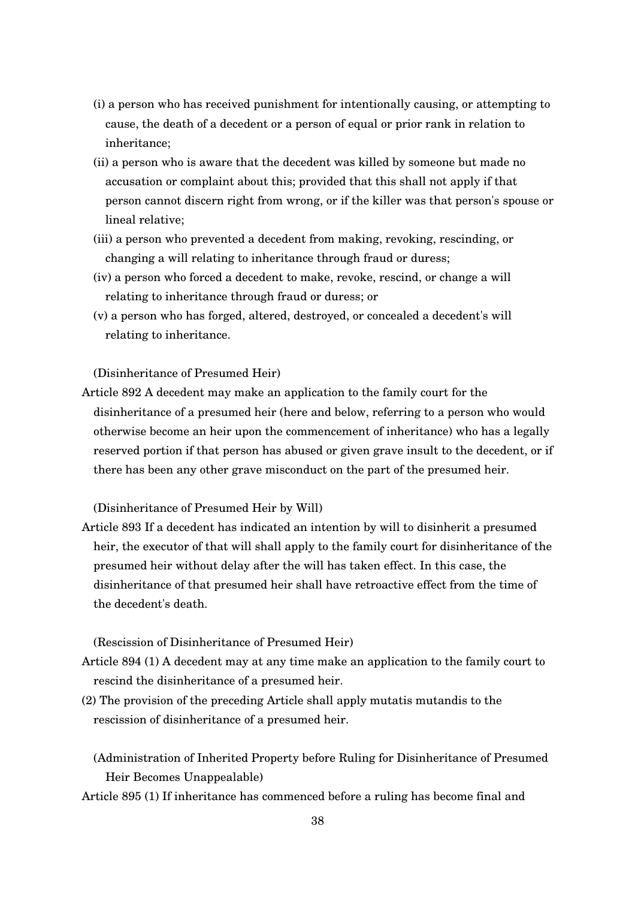(i) a person who has received punishment for intentionally causing, or attempting to cause, the death of a decedent or a person of equal or prior rank in relation to inheritance;

(ii) a person who is aware that the decedent was killed by someone but made no accusation or complaint about this; provided that this shall not apply if that person cannot discern right from wrong, or if the killer was that person's spouse or lineal relative;

(iii) a person who prevented a decedent from making, revoking, rescinding, or changing a will relating to inheritance through fraud or duress;

(iv) a person who forced a decedent to make, revoke, rescind, or change a will relating to inheritance through fraud or duress; or

(v) a person who has forged, altered, destroyed, or concealed a decedent's will relating to inheritance.

(Disinheritance of Presumed Heir)

Article 892 A decedent may make an application to the family court for the disinheritance of a presumed heir (here and below, referring to a person who would otherwise become an heir upon the commencement of inheritance) who has a legally reserved portion if that person has abused or given grave insult to the decedent, or if there has been any other grave misconduct on the part of the presumed heir.

(Disinheritance of Presumed Heir by Will)

Article 893 If a decedent has indicated an intention by will to disinherit a presumed heir, the executor of that will shall apply to the family court for disinheritance of the presumed heir without delay after the will has taken effect. In this case, the disinheritance of that presumed heir shall have retroactive effect from the time of the decedent's death.

(Rescission of Disinheritance of Presumed Heir)

Article 894 (1) A decedent may at any time make an application to the family court to rescind the disinheritance of a presumed heir.

(2) The provision of the preceding Article shall apply mutatis mutandis to the rescission of disinheritance of a presumed heir.

(Administration of Inherited Property before Ruling for Disinheritance of Presumed Heir Becomes Unappealable)

Article 895 (1) If inheritance has commenced before a ruling has become final and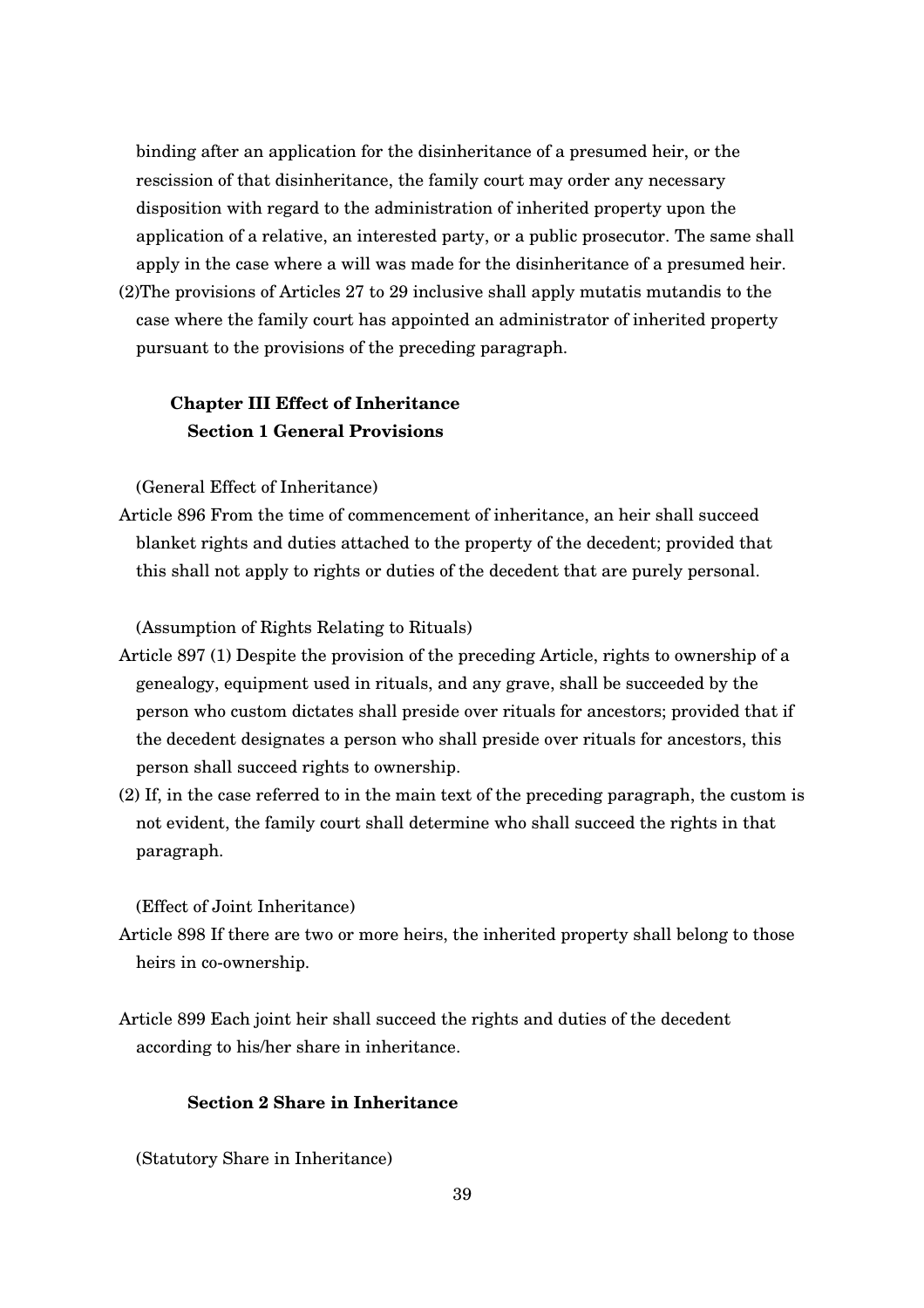binding after an application for the disinheritance of a presumed heir, or the rescission of that disinheritance, the family court may order any necessary disposition with regard to the administration of inherited property upon the application of a relative, an interested party, or a public prosecutor. The same shall apply in the case where a will was made for the disinheritance of a presumed heir.

(2)The provisions of Articles 27 to 29 inclusive shall apply mutatis mutandis to the case where the family court has appointed an administrator of inherited property pursuant to the provisions of the preceding paragraph.

## Chapter III Effect of Inheritance

### Section 1 General Provisions

(General Effect of Inheritance)

Article 896 From the time of commencement of inheritance, an heir shall succeed blanket rights and duties attached to the property of the decedent; provided that this shall not apply to rights or duties of the decedent that are purely personal.

(Assumption of Rights Relating to Rituals)

Article 897 (1) Despite the provision of the preceding Article, rights to ownership of a genealogy, equipment used in rituals, and any grave, shall be succeeded by the person who custom dictates shall preside over rituals for ancestors; provided that if the decedent designates a person who shall preside over rituals for ancestors, this person shall succeed rights to ownership.

(2) If, in the case referred to in the main text of the preceding paragraph, the custom is not evident, the family court shall determine who shall succeed the rights in that paragraph.

(Effect of Joint Inheritance)

Article 898 If there are two or more heirs, the inherited property shall belong to those heirs in co-ownership.

Article 899 Each joint heir shall succeed the rights and duties of the decedent according to his/her share in inheritance.

### Section 2 Share in Inheritance

(Statutory Share in Inheritance)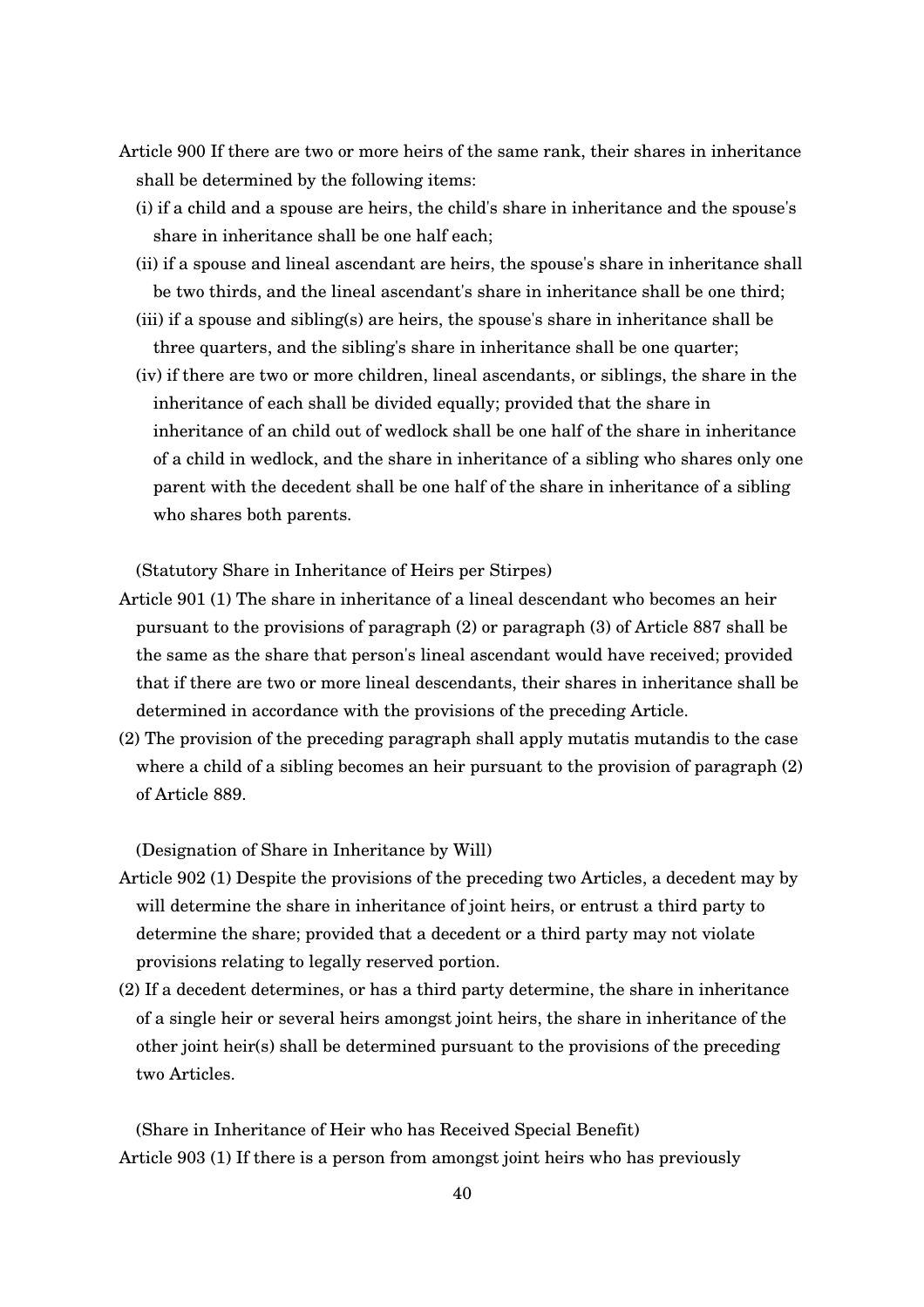Article 900 If there are two or more heirs of the same rank, their shares in inheritance shall be determined by the following items:

(i) if a child and a spouse are heirs, the child's share in inheritance and the spouse's share in inheritance shall be one half each;

(ii) if a spouse and lineal ascendant are heirs, the spouse's share in inheritance shall be two thirds, and the lineal ascendant's share in inheritance shall be one third;

(iii) if a spouse and sibling(s) are heirs, the spouse's share in inheritance shall be three quarters, and the sibling's share in inheritance shall be one quarter;

(iv) if there are two or more children, lineal ascendants, or siblings, the share in the inheritance of each shall be divided equally; provided that the share in inheritance of an child out of wedlock shall be one half of the share in inheritance of a child in wedlock, and the share in inheritance of a sibling who shares only one parent with the decedent shall be one half of the share in inheritance of a sibling who shares both parents.

(Statutory Share in Inheritance of Heirs per Stirpes)

Article 901 (1) The share in inheritance of a lineal descendant who becomes an heir pursuant to the provisions of paragraph (2) or paragraph (3) of Article 887 shall be the same as the share that person's lineal ascendant would have received; provided that if there are two or more lineal descendants, their shares in inheritance shall be determined in accordance with the provisions of the preceding Article.

(2) The provision of the preceding paragraph shall apply mutatis mutandis to the case where a child of a sibling becomes an heir pursuant to the provision of paragraph (2) of Article 889.

(Designation of Share in Inheritance by Will)

Article 902 (1) Despite the provisions of the preceding two Articles, a decedent may by will determine the share in inheritance of joint heirs, or entrust a third party to determine the share; provided that a decedent or a third party may not violate provisions relating to legally reserved portion.

(2) If a decedent determines, or has a third party determine, the share in inheritance of a single heir or several heirs amongst joint heirs, the share in inheritance of the other joint heir(s) shall be determined pursuant to the provisions of the preceding two Articles.

(Share in Inheritance of Heir who has Received Special Benefit)

Article 903 (1) If there is a person from amongst joint heirs who has previously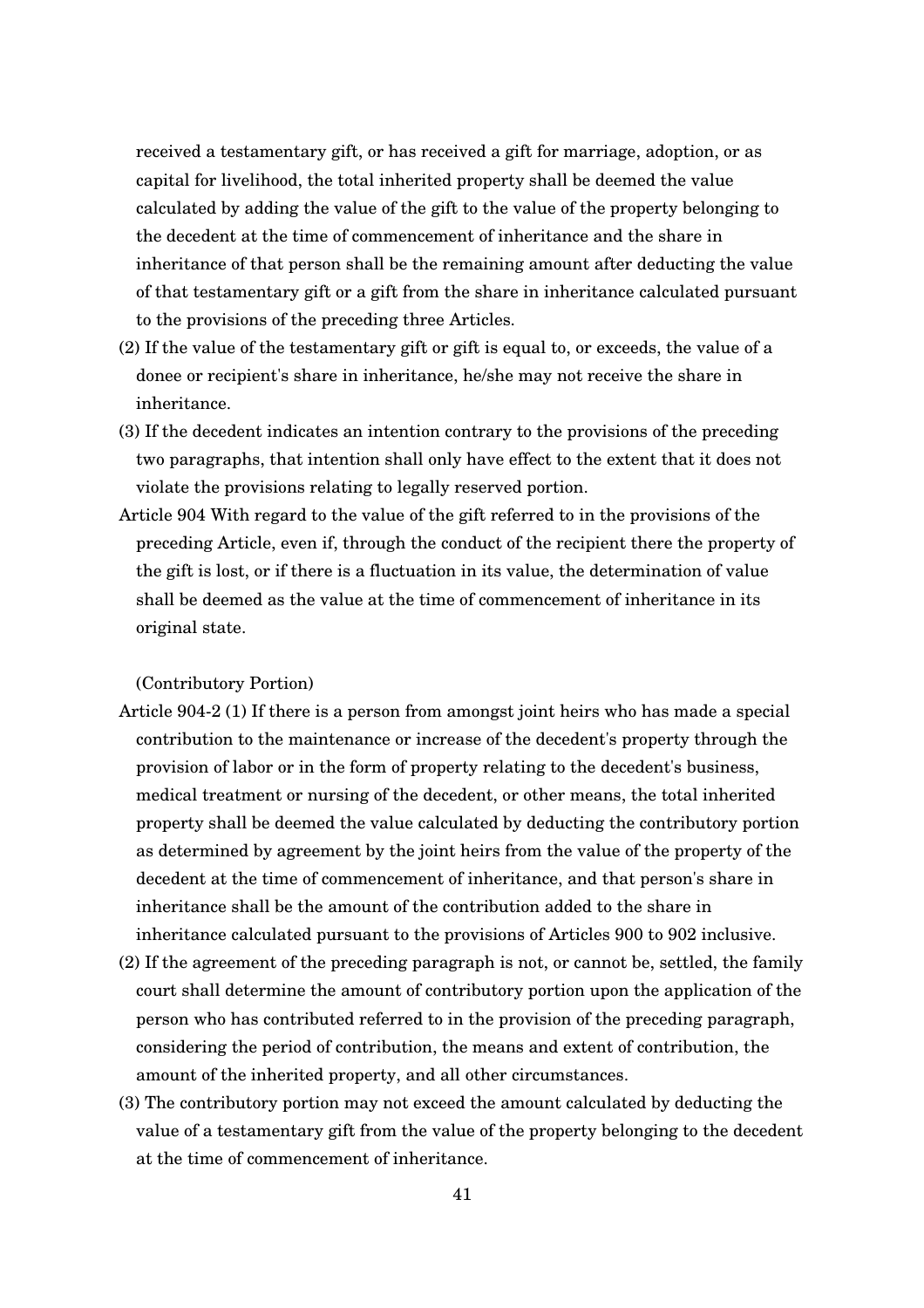received a testamentary gift, or has received a gift for marriage, adoption, or as capital for livelihood, the total inherited property shall be deemed the value calculated by adding the value of the gift to the value of the property belonging to the decedent at the time of commencement of inheritance and the share in inheritance of that person shall be the remaining amount after deducting the value of that testamentary gift or a gift from the share in inheritance calculated pursuant to the provisions of the preceding three Articles.

(2) If the value of the testamentary gift or gift is equal to, or exceeds, the value of a donee or recipient's share in inheritance, he/she may not receive the share in inheritance.

(3) If the decedent indicates an intention contrary to the provisions of the preceding two paragraphs, that intention shall only have effect to the extent that it does not violate the provisions relating to legally reserved portion.

Article 904 With regard to the value of the gift referred to in the provisions of the preceding Article, even if, through the conduct of the recipient there the property of the gift is lost, or if there is a fluctuation in its value, the determination of value shall be deemed as the value at the time of commencement of inheritance in its original state.

(Contributory Portion)

Article 904-2 (1) If there is a person from amongst joint heirs who has made a special contribution to the maintenance or increase of the decedent's property through the provision of labor or in the form of property relating to the decedent's business, medical treatment or nursing of the decedent, or other means, the total inherited property shall be deemed the value calculated by deducting the contributory portion as determined by agreement by the joint heirs from the value of the property of the decedent at the time of commencement of inheritance, and that person's share in inheritance shall be the amount of the contribution added to the share in inheritance calculated pursuant to the provisions of Articles 900 to 902 inclusive.

(2) If the agreement of the preceding paragraph is not, or cannot be, settled, the family court shall determine the amount of contributory portion upon the application of the person who has contributed referred to in the provision of the preceding paragraph, considering the period of contribution, the means and extent of contribution, the amount of the inherited property, and all other circumstances.

(3) The contributory portion may not exceed the amount calculated by deducting the value of a testamentary gift from the value of the property belonging to the decedent at the time of commencement of inheritance.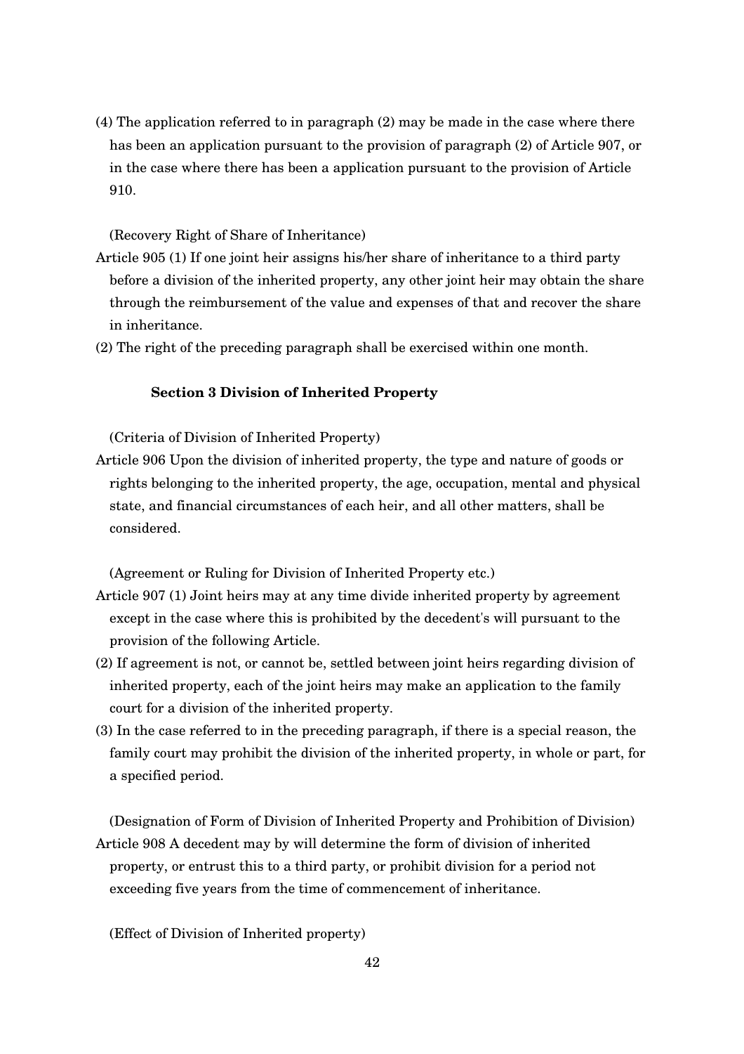(4) The application referred to in paragraph (2) may be made in the case where there has been an application pursuant to the provision of paragraph (2) of Article 907, or in the case where there has been a application pursuant to the provision of Article 910.

(Recovery Right of Share of Inheritance)

Article 905 (1) If one joint heir assigns his/her share of inheritance to a third party before a division of the inherited property, any other joint heir may obtain the share through the reimbursement of the value and expenses of that and recover the share in inheritance.

(2) The right of the preceding paragraph shall be exercised within one month.

### Section 3 Division of Inherited Property

(Criteria of Division of Inherited Property)

Article 906 Upon the division of inherited property, the type and nature of goods or rights belonging to the inherited property, the age, occupation, mental and physical state, and financial circumstances of each heir, and all other matters, shall be considered.

(Agreement or Ruling for Division of Inherited Property etc.)

Article 907 (1) Joint heirs may at any time divide inherited property by agreement except in the case where this is prohibited by the decedent's will pursuant to the provision of the following Article.

(2) If agreement is not, or cannot be, settled between joint heirs regarding division of inherited property, each of the joint heirs may make an application to the family court for a division of the inherited property.

(3) In the case referred to in the preceding paragraph, if there is a special reason, the family court may prohibit the division of the inherited property, in whole or part, for a specified period.

(Designation of Form of Division of Inherited Property and Prohibition of Division)

Article 908 A decedent may by will determine the form of division of inherited property, or entrust this to a third party, or prohibit division for a period not exceeding five years from the time of commencement of inheritance.

(Effect of Division of Inherited property)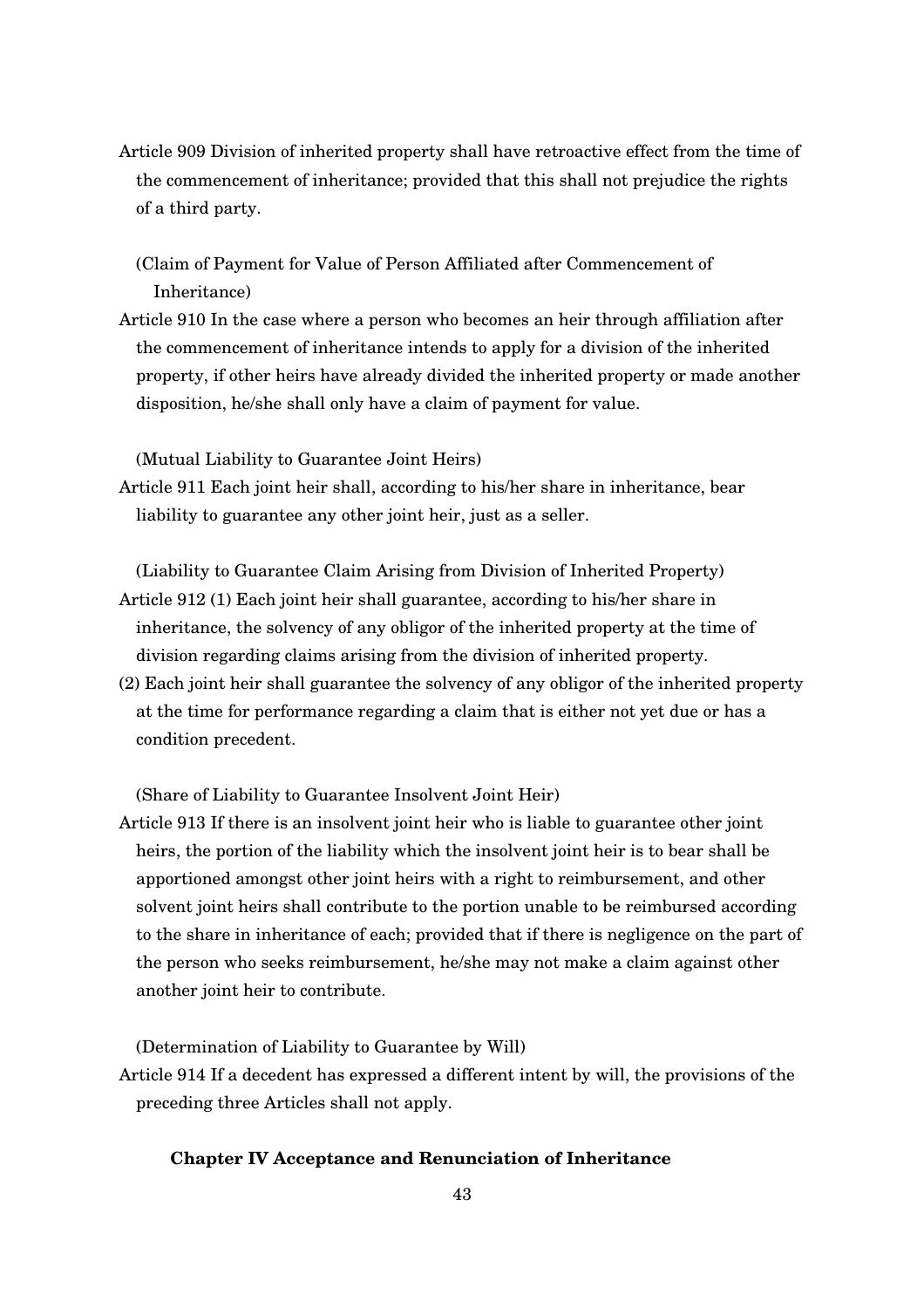Article 909 Division of inherited property shall have retroactive effect from the time of the commencement of inheritance; provided that this shall not prejudice the rights of a third party.

(Claim of Payment for Value of Person Affiliated after Commencement of Inheritance)

Article 910 In the case where a person who becomes an heir through affiliation after the commencement of inheritance intends to apply for a division of the inherited property, if other heirs have already divided the inherited property or made another disposition, he/she shall only have a claim of payment for value.

(Mutual Liability to Guarantee Joint Heirs)

Article 911 Each joint heir shall, according to his/her share in inheritance, bear liability to guarantee any other joint heir, just as a seller.

(Liability to Guarantee Claim Arising from Division of Inherited Property)

Article 912 (1) Each joint heir shall guarantee, according to his/her share in inheritance, the solvency of any obligor of the inherited property at the time of division regarding claims arising from the division of inherited property.

(2) Each joint heir shall guarantee the solvency of any obligor of the inherited property at the time for performance regarding a claim that is either not yet due or has a condition precedent.

(Share of Liability to Guarantee Insolvent Joint Heir)

Article 913 If there is an insolvent joint heir who is liable to guarantee other joint heirs, the portion of the liability which the insolvent joint heir is to bear shall be apportioned amongst other joint heirs with a right to reimbursement, and other solvent joint heirs shall contribute to the portion unable to be reimbursed according to the share in inheritance of each; provided that if there is negligence on the part of the person who seeks reimbursement, he/she may not make a claim against other another joint heir to contribute.

(Determination of Liability to Guarantee by Will)

Article 914 If a decedent has expressed a different intent by will, the provisions of the preceding three Articles shall not apply.

## Chapter IV Acceptance and Renunciation of Inheritance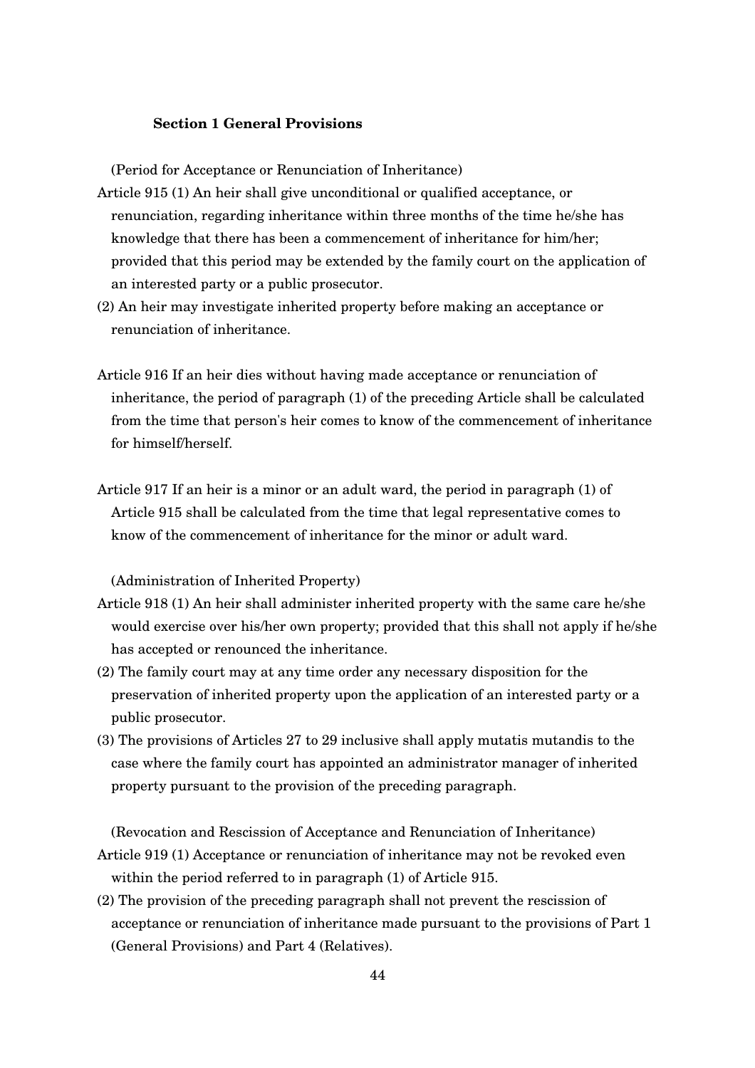### Section 1 General Provisions

(Period for Acceptance or Renunciation of Inheritance)

Article 915 (1) An heir shall give unconditional or qualified acceptance, or renunciation, regarding inheritance within three months of the time he/she has knowledge that there has been a commencement of inheritance for him/her; provided that this period may be extended by the family court on the application of an interested party or a public prosecutor.

(2) An heir may investigate inherited property before making an acceptance or renunciation of inheritance.

Article 916 If an heir dies without having made acceptance or renunciation of inheritance, the period of paragraph (1) of the preceding Article shall be calculated from the time that person's heir comes to know of the commencement of inheritance for himself/herself.

Article 917 If an heir is a minor or an adult ward, the period in paragraph (1) of Article 915 shall be calculated from the time that legal representative comes to know of the commencement of inheritance for the minor or adult ward.

(Administration of Inherited Property)

Article 918 (1) An heir shall administer inherited property with the same care he/she would exercise over his/her own property; provided that this shall not apply if he/she has accepted or renounced the inheritance.

(2) The family court may at any time order any necessary disposition for the preservation of inherited property upon the application of an interested party or a public prosecutor.

(3) The provisions of Articles 27 to 29 inclusive shall apply mutatis mutandis to the case where the family court has appointed an administrator manager of inherited property pursuant to the provision of the preceding paragraph.

(Revocation and Rescission of Acceptance and Renunciation of Inheritance)

Article 919 (1) Acceptance or renunciation of inheritance may not be revoked even within the period referred to in paragraph (1) of Article 915.

(2) The provision of the preceding paragraph shall not prevent the rescission of acceptance or renunciation of inheritance made pursuant to the provisions of Part 1 (General Provisions) and Part 4 (Relatives).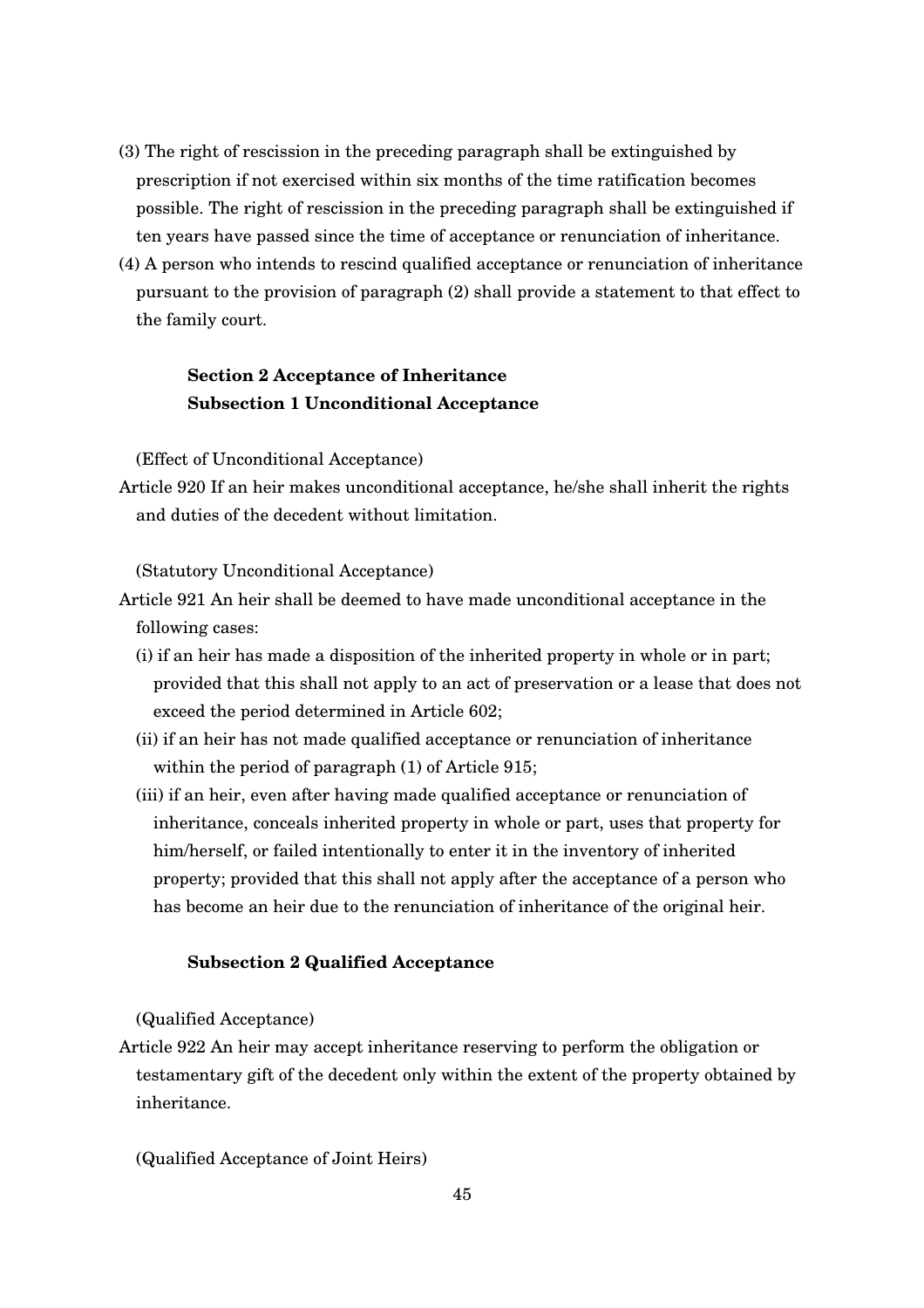(3) The right of rescission in the preceding paragraph shall be extinguished by prescription if not exercised within six months of the time ratification becomes possible. The right of rescission in the preceding paragraph shall be extinguished if ten years have passed since the time of acceptance or renunciation of inheritance.

(4) A person who intends to rescind qualified acceptance or renunciation of inheritance pursuant to the provision of paragraph (2) shall provide a statement to that effect to the family court.

### Section 2 Acceptance of Inheritance

#### Subsection 1 Unconditional Acceptance

(Effect of Unconditional Acceptance)

Article 920 If an heir makes unconditional acceptance, he/she shall inherit the rights and duties of the decedent without limitation.

(Statutory Unconditional Acceptance)

Article 921 An heir shall be deemed to have made unconditional acceptance in the following cases:

(i) if an heir has made a disposition of the inherited property in whole or in part; provided that this shall not apply to an act of preservation or a lease that does not exceed the period determined in Article 602;

(ii) if an heir has not made qualified acceptance or renunciation of inheritance within the period of paragraph (1) of Article 915;

(iii) if an heir, even after having made qualified acceptance or renunciation of inheritance, conceals inherited property in whole or part, uses that property for him/herself, or failed intentionally to enter it in the inventory of inherited property; provided that this shall not apply after the acceptance of a person who has become an heir due to the renunciation of inheritance of the original heir.

#### Subsection 2 Qualified Acceptance

(Qualified Acceptance)

Article 922 An heir may accept inheritance reserving to perform the obligation or testamentary gift of the decedent only within the extent of the property obtained by inheritance.

(Qualified Acceptance of Joint Heirs)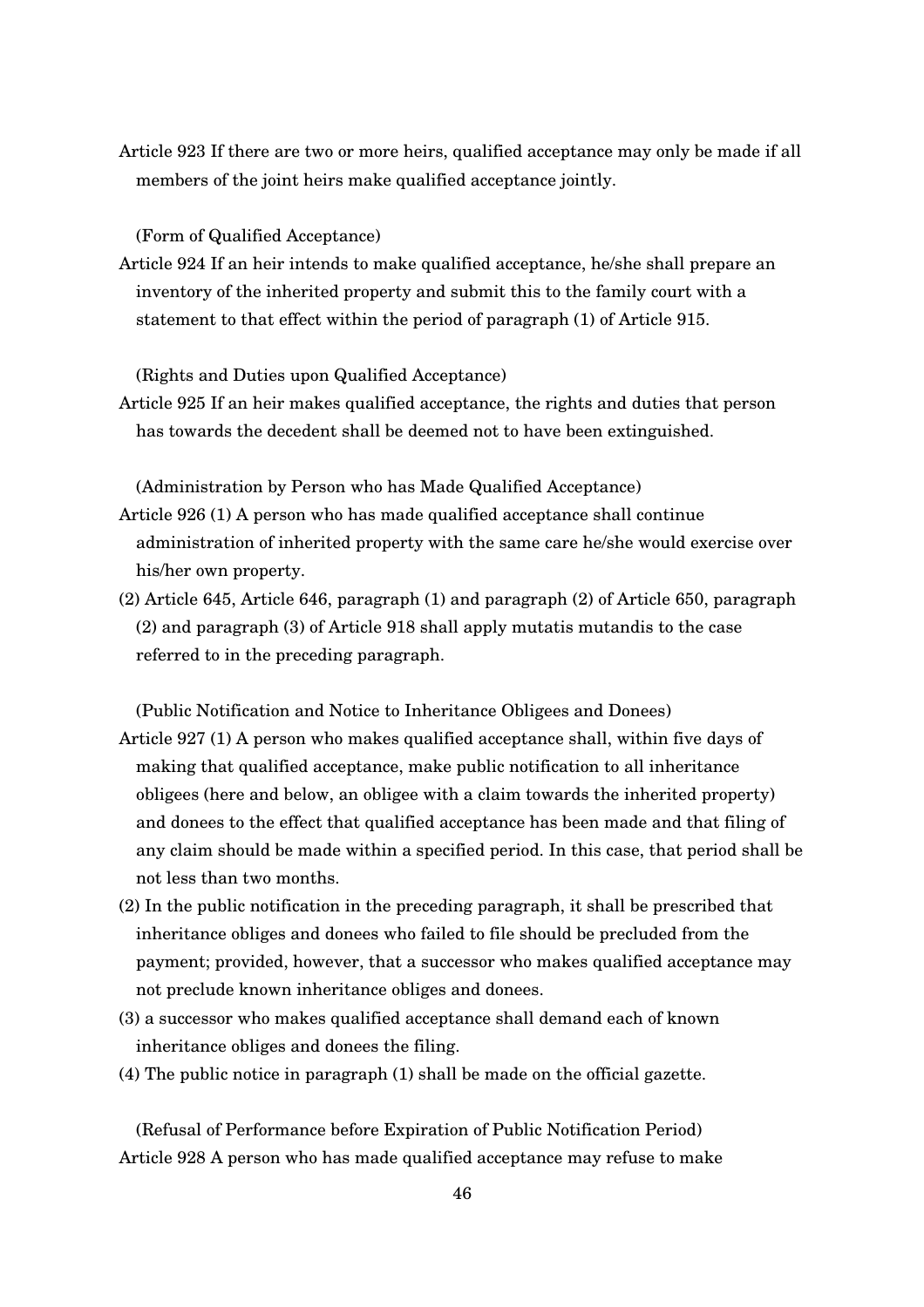Article 923 If there are two or more heirs, qualified acceptance may only be made if all members of the joint heirs make qualified acceptance jointly.

(Form of Qualified Acceptance)

Article 924 If an heir intends to make qualified acceptance, he/she shall prepare an inventory of the inherited property and submit this to the family court with a statement to that effect within the period of paragraph (1) of Article 915.

(Rights and Duties upon Qualified Acceptance)

Article 925 If an heir makes qualified acceptance, the rights and duties that person has towards the decedent shall be deemed not to have been extinguished.

(Administration by Person who has Made Qualified Acceptance)

Article 926 (1) A person who has made qualified acceptance shall continue administration of inherited property with the same care he/she would exercise over his/her own property.

(2) Article 645, Article 646, paragraph (1) and paragraph (2) of Article 650, paragraph (2) and paragraph (3) of Article 918 shall apply mutatis mutandis to the case referred to in the preceding paragraph.

(Public Notification and Notice to Inheritance Obligees and Donees)

Article 927 (1) A person who makes qualified acceptance shall, within five days of making that qualified acceptance, make public notification to all inheritance obligees (here and below, an obligee with a claim towards the inherited property) and donees to the effect that qualified acceptance has been made and that filing of any claim should be made within a specified period. In this case, that period shall be not less than two months.

(2) In the public notification in the preceding paragraph, it shall be prescribed that inheritance obliges and donees who failed to file should be precluded from the payment; provided, however, that a successor who makes qualified acceptance may not preclude known inheritance obliges and donees.

(3) a successor who makes qualified acceptance shall demand each of known inheritance obliges and donees the filing.

(4) The public notice in paragraph (1) shall be made on the official gazette.

(Refusal of Performance before Expiration of Public Notification Period)

Article 928 A person who has made qualified acceptance may refuse to make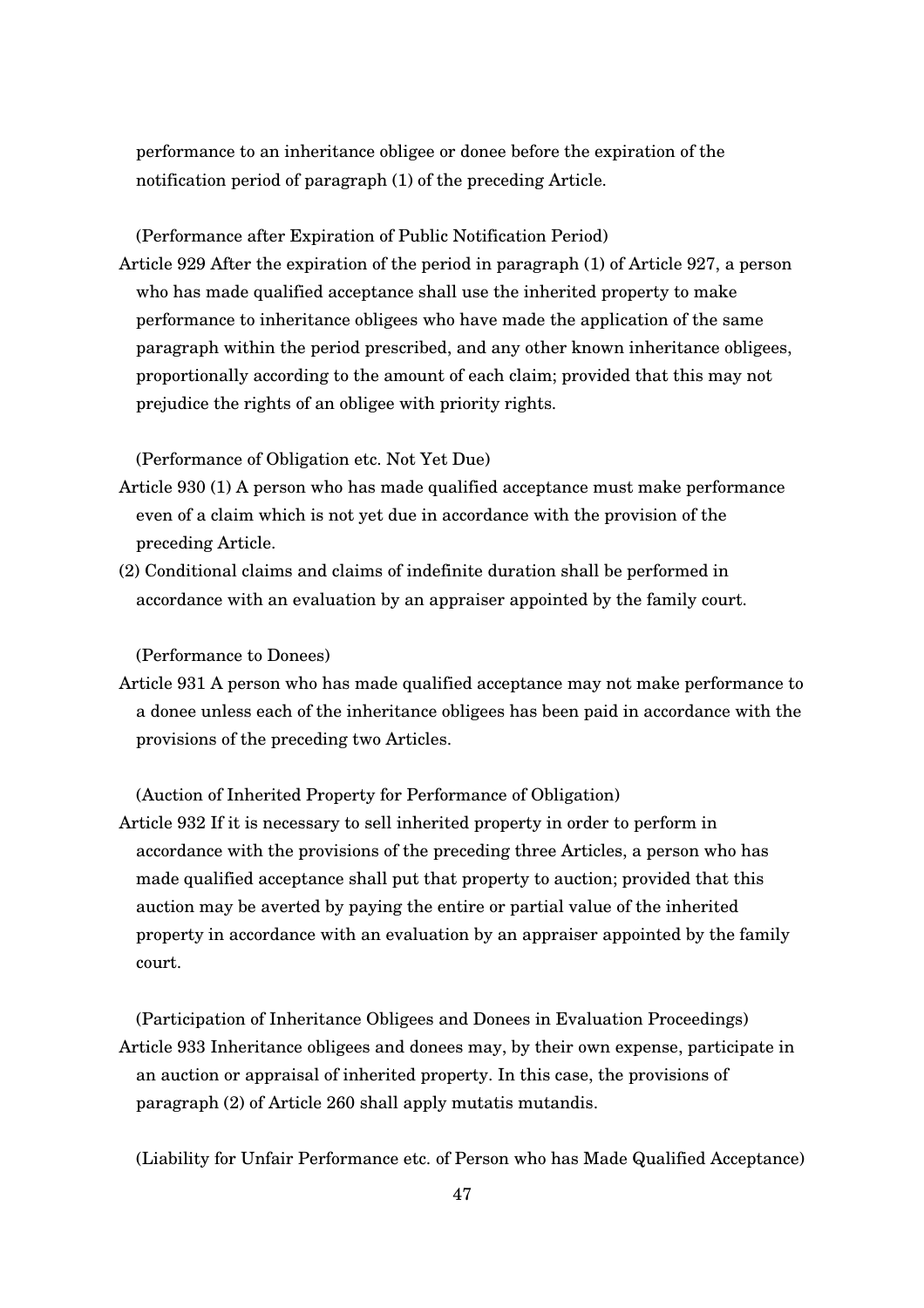performance to an inheritance obligee or donee before the expiration of the notification period of paragraph (1) of the preceding Article.

(Performance after Expiration of Public Notification Period)

Article 929 After the expiration of the period in paragraph (1) of Article 927, a person who has made qualified acceptance shall use the inherited property to make performance to inheritance obligees who have made the application of the same paragraph within the period prescribed, and any other known inheritance obligees, proportionally according to the amount of each claim; provided that this may not prejudice the rights of an obligee with priority rights.

(Performance of Obligation etc. Not Yet Due)

Article 930 (1) A person who has made qualified acceptance must make performance even of a claim which is not yet due in accordance with the provision of the preceding Article.

(2) Conditional claims and claims of indefinite duration shall be performed in accordance with an evaluation by an appraiser appointed by the family court.

(Performance to Donees)

Article 931 A person who has made qualified acceptance may not make performance to a donee unless each of the inheritance obligees has been paid in accordance with the provisions of the preceding two Articles.

(Auction of Inherited Property for Performance of Obligation)

Article 932 If it is necessary to sell inherited property in order to perform in accordance with the provisions of the preceding three Articles, a person who has made qualified acceptance shall put that property to auction; provided that this auction may be averted by paying the entire or partial value of the inherited property in accordance with an evaluation by an appraiser appointed by the family court.

(Participation of Inheritance Obligees and Donees in Evaluation Proceedings)

Article 933 Inheritance obligees and donees may, by their own expense, participate in an auction or appraisal of inherited property. In this case, the provisions of paragraph (2) of Article 260 shall apply mutatis mutandis.

(Liability for Unfair Performance etc. of Person who has Made Qualified Acceptance)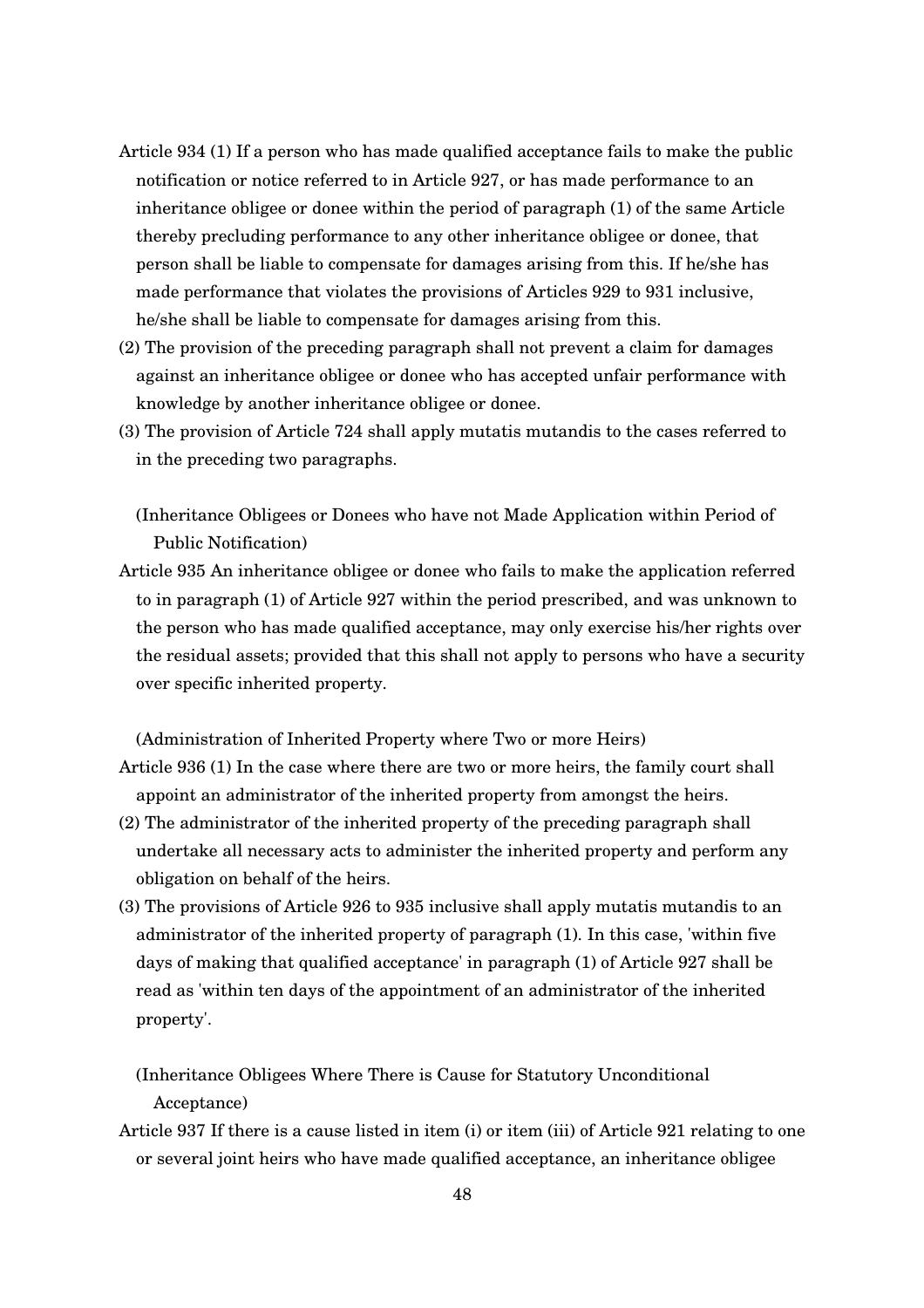Article 934 (1) If a person who has made qualified acceptance fails to make the public notification or notice referred to in Article 927, or has made performance to an inheritance obligee or donee within the period of paragraph (1) of the same Article thereby precluding performance to any other inheritance obligee or donee, that person shall be liable to compensate for damages arising from this. If he/she has made performance that violates the provisions of Articles 929 to 931 inclusive, he/she shall be liable to compensate for damages arising from this.

(2) The provision of the preceding paragraph shall not prevent a claim for damages against an inheritance obligee or donee who has accepted unfair performance with knowledge by another inheritance obligee or donee.

(3) The provision of Article 724 shall apply mutatis mutandis to the cases referred to in the preceding two paragraphs.

(Inheritance Obligees or Donees who have not Made Application within Period of Public Notification)

Article 935 An inheritance obligee or donee who fails to make the application referred to in paragraph (1) of Article 927 within the period prescribed, and was unknown to the person who has made qualified acceptance, may only exercise his/her rights over the residual assets; provided that this shall not apply to persons who have a security over specific inherited property.

(Administration of Inherited Property where Two or more Heirs)

Article 936 (1) In the case where there are two or more heirs, the family court shall appoint an administrator of the inherited property from amongst the heirs.

(2) The administrator of the inherited property of the preceding paragraph shall undertake all necessary acts to administer the inherited property and perform any obligation on behalf of the heirs.

(3) The provisions of Article 926 to 935 inclusive shall apply mutatis mutandis to an administrator of the inherited property of paragraph (1). In this case, 'within five days of making that qualified acceptance' in paragraph (1) of Article 927 shall be read as 'within ten days of the appointment of an administrator of the inherited property'.

(Inheritance Obligees Where There is Cause for Statutory Unconditional Acceptance)

Article 937 If there is a cause listed in item (i) or item (iii) of Article 921 relating to one or several joint heirs who have made qualified acceptance, an inheritance obligee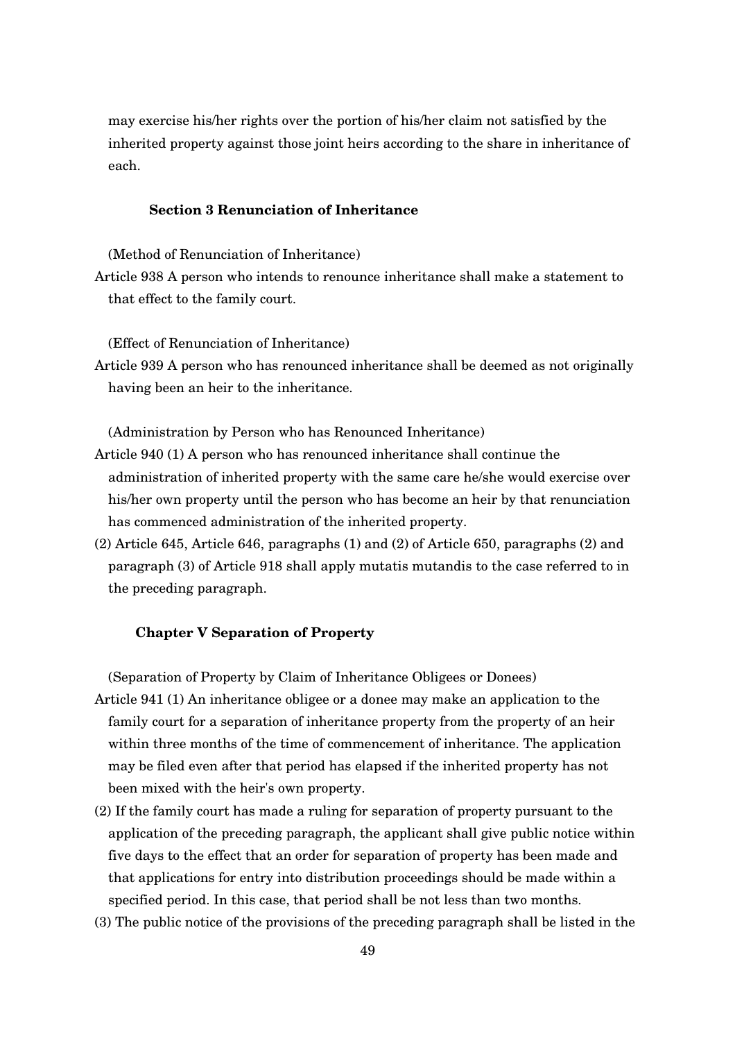may exercise his/her rights over the portion of his/her claim not satisfied by the inherited property against those joint heirs according to the share in inheritance of each.

### Section 3 Renunciation of Inheritance

(Method of Renunciation of Inheritance)

Article 938 A person who intends to renounce inheritance shall make a statement to that effect to the family court.

(Effect of Renunciation of Inheritance)

Article 939 A person who has renounced inheritance shall be deemed as not originally having been an heir to the inheritance.

(Administration by Person who has Renounced Inheritance)

Article 940 (1) A person who has renounced inheritance shall continue the administration of inherited property with the same care he/she would exercise over his/her own property until the person who has become an heir by that renunciation has commenced administration of the inherited property.

(2) Article 645, Article 646, paragraphs (1) and (2) of Article 650, paragraphs (2) and paragraph (3) of Article 918 shall apply mutatis mutandis to the case referred to in the preceding paragraph.

## Chapter V Separation of Property

(Separation of Property by Claim of Inheritance Obligees or Donees)

Article 941 (1) An inheritance obligee or a donee may make an application to the family court for a separation of inheritance property from the property of an heir within three months of the time of commencement of inheritance. The application may be filed even after that period has elapsed if the inherited property has not been mixed with the heir's own property.

(2) If the family court has made a ruling for separation of property pursuant to the application of the preceding paragraph, the applicant shall give public notice within five days to the effect that an order for separation of property has been made and that applications for entry into distribution proceedings should be made within a specified period. In this case, that period shall be not less than two months.

(3) The public notice of the provisions of the preceding paragraph shall be listed in the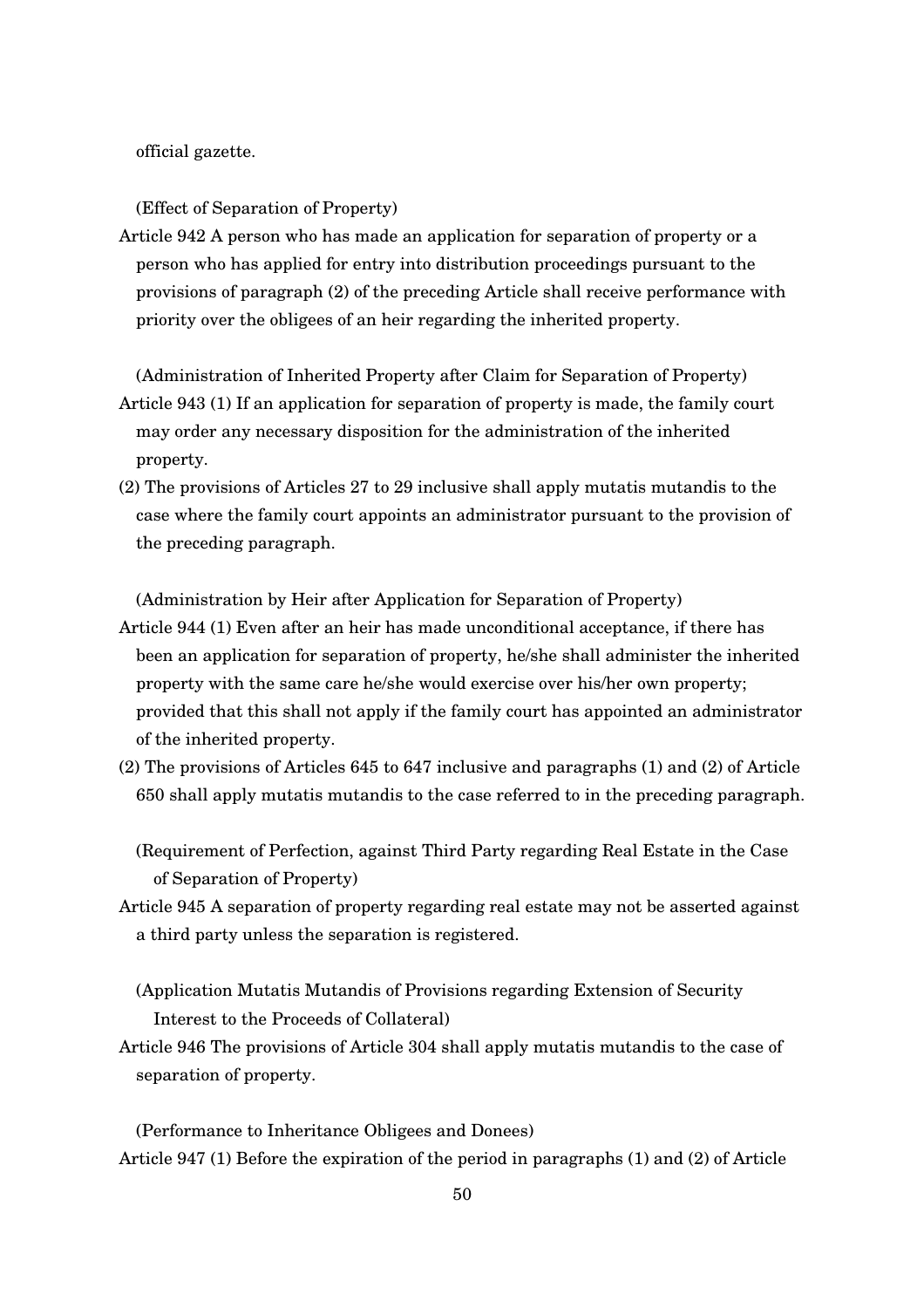official gazette.

(Effect of Separation of Property)

Article 942 A person who has made an application for separation of property or a person who has applied for entry into distribution proceedings pursuant to the provisions of paragraph (2) of the preceding Article shall receive performance with priority over the obligees of an heir regarding the inherited property.

(Administration of Inherited Property after Claim for Separation of Property)

Article 943 (1) If an application for separation of property is made, the family court may order any necessary disposition for the administration of the inherited property.

(2) The provisions of Articles 27 to 29 inclusive shall apply mutatis mutandis to the case where the family court appoints an administrator pursuant to the provision of the preceding paragraph.

(Administration by Heir after Application for Separation of Property)

Article 944 (1) Even after an heir has made unconditional acceptance, if there has been an application for separation of property, he/she shall administer the inherited property with the same care he/she would exercise over his/her own property; provided that this shall not apply if the family court has appointed an administrator of the inherited property.

(2) The provisions of Articles 645 to 647 inclusive and paragraphs (1) and (2) of Article 650 shall apply mutatis mutandis to the case referred to in the preceding paragraph.

(Requirement of Perfection, against Third Party regarding Real Estate in the Case of Separation of Property)

Article 945 A separation of property regarding real estate may not be asserted against a third party unless the separation is registered.

(Application Mutatis Mutandis of Provisions regarding Extension of Security Interest to the Proceeds of Collateral)

Article 946 The provisions of Article 304 shall apply mutatis mutandis to the case of separation of property.

(Performance to Inheritance Obligees and Donees)

Article 947 (1) Before the expiration of the period in paragraphs (1) and (2) of Article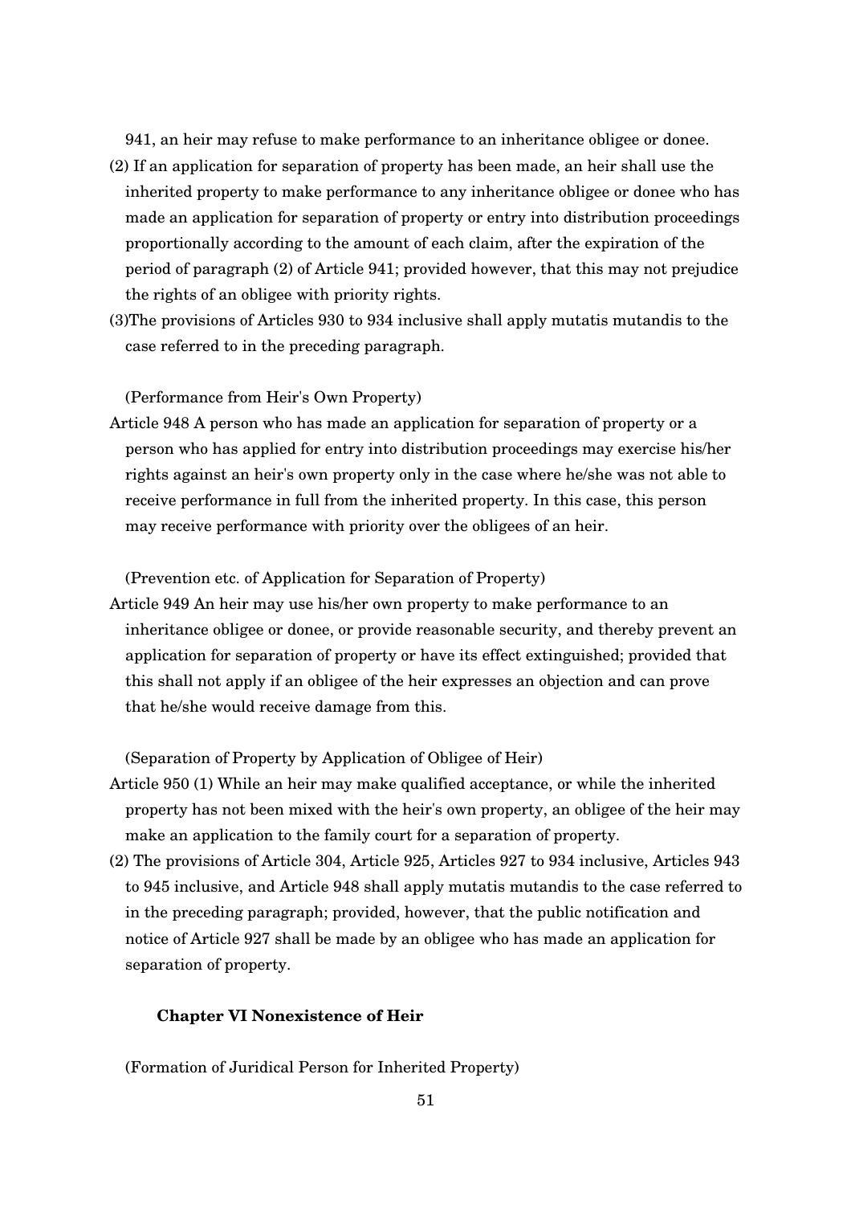941, an heir may refuse to make performance to an inheritance obligee or donee.

(2) If an application for separation of property has been made, an heir shall use the inherited property to make performance to any inheritance obligee or donee who has made an application for separation of property or entry into distribution proceedings proportionally according to the amount of each claim, after the expiration of the period of paragraph (2) of Article 941; provided however, that this may not prejudice the rights of an obligee with priority rights.

(3)The provisions of Articles 930 to 934 inclusive shall apply mutatis mutandis to the case referred to in the preceding paragraph.

(Performance from Heir's Own Property)

Article 948 A person who has made an application for separation of property or a person who has applied for entry into distribution proceedings may exercise his/her rights against an heir's own property only in the case where he/she was not able to receive performance in full from the inherited property. In this case, this person may receive performance with priority over the obligees of an heir.

(Prevention etc. of Application for Separation of Property)

Article 949 An heir may use his/her own property to make performance to an inheritance obligee or donee, or provide reasonable security, and thereby prevent an application for separation of property or have its effect extinguished; provided that this shall not apply if an obligee of the heir expresses an objection and can prove that he/she would receive damage from this.

(Separation of Property by Application of Obligee of Heir)

Article 950 (1) While an heir may make qualified acceptance, or while the inherited property has not been mixed with the heir's own property, an obligee of the heir may make an application to the family court for a separation of property.

(2) The provisions of Article 304, Article 925, Articles 927 to 934 inclusive, Articles 943 to 945 inclusive, and Article 948 shall apply mutatis mutandis to the case referred to in the preceding paragraph; provided, however, that the public notification and notice of Article 927 shall be made by an obligee who has made an application for separation of property.

## Chapter VI Nonexistence of Heir

(Formation of Juridical Person for Inherited Property)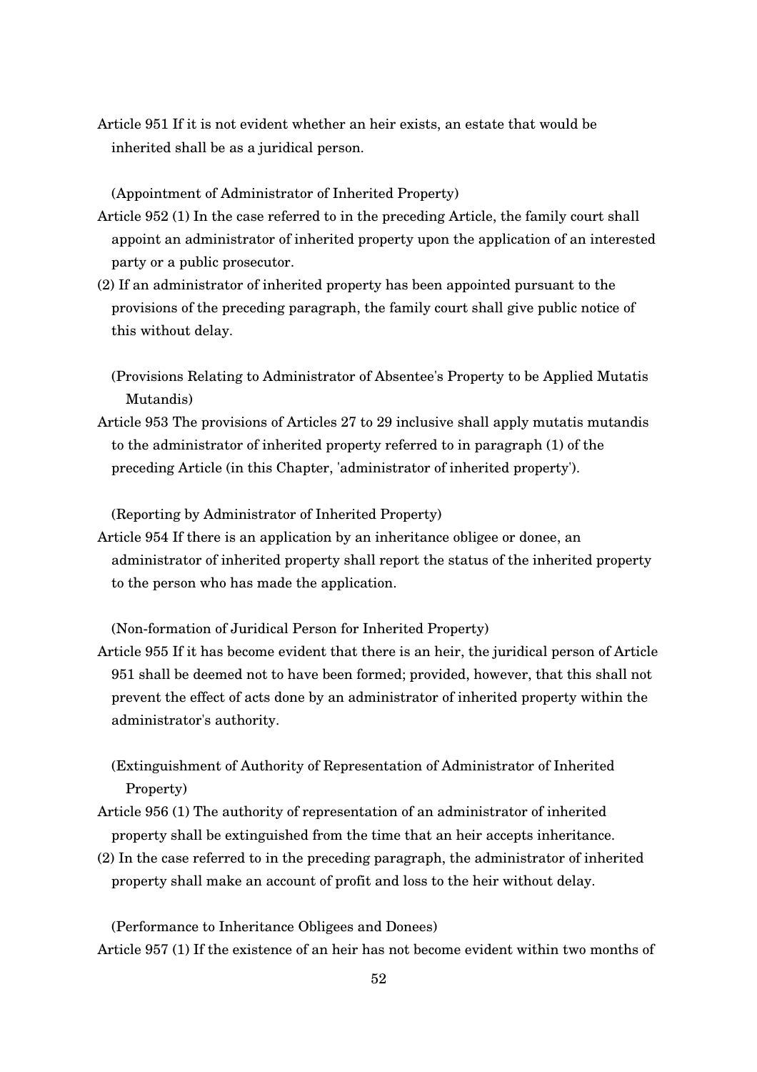Article 951 If it is not evident whether an heir exists, an estate that would be inherited shall be as a juridical person.

(Appointment of Administrator of Inherited Property)

Article 952 (1) In the case referred to in the preceding Article, the family court shall appoint an administrator of inherited property upon the application of an interested party or a public prosecutor.

(2) If an administrator of inherited property has been appointed pursuant to the provisions of the preceding paragraph, the family court shall give public notice of this without delay.

(Provisions Relating to Administrator of Absentee's Property to be Applied Mutatis Mutandis)

Article 953 The provisions of Articles 27 to 29 inclusive shall apply mutatis mutandis to the administrator of inherited property referred to in paragraph (1) of the preceding Article (in this Chapter, 'administrator of inherited property').

(Reporting by Administrator of Inherited Property)

Article 954 If there is an application by an inheritance obligee or donee, an administrator of inherited property shall report the status of the inherited property to the person who has made the application.

(Non-formation of Juridical Person for Inherited Property)

Article 955 If it has become evident that there is an heir, the juridical person of Article 951 shall be deemed not to have been formed; provided, however, that this shall not prevent the effect of acts done by an administrator of inherited property within the administrator's authority.

(Extinguishment of Authority of Representation of Administrator of Inherited Property)

Article 956 (1) The authority of representation of an administrator of inherited property shall be extinguished from the time that an heir accepts inheritance.

(2) In the case referred to in the preceding paragraph, the administrator of inherited property shall make an account of profit and loss to the heir without delay.

(Performance to Inheritance Obligees and Donees)

Article 957 (1) If the existence of an heir has not become evident within two months of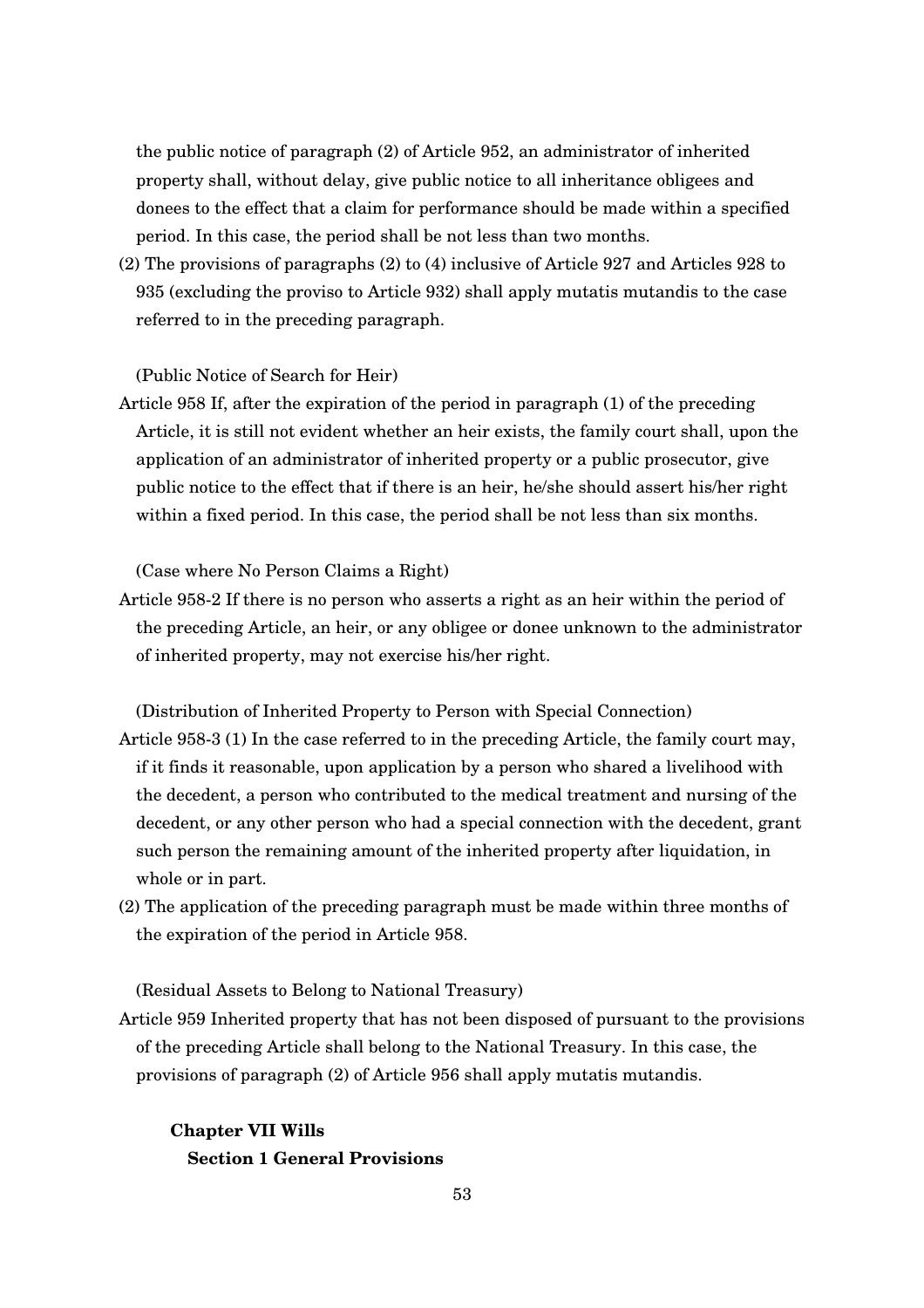the public notice of paragraph (2) of Article 952, an administrator of inherited property shall, without delay, give public notice to all inheritance obligees and donees to the effect that a claim for performance should be made within a specified period. In this case, the period shall be not less than two months.

(2) The provisions of paragraphs (2) to (4) inclusive of Article 927 and Articles 928 to 935 (excluding the proviso to Article 932) shall apply mutatis mutandis to the case referred to in the preceding paragraph.

(Public Notice of Search for Heir)

Article 958 If, after the expiration of the period in paragraph (1) of the preceding Article, it is still not evident whether an heir exists, the family court shall, upon the application of an administrator of inherited property or a public prosecutor, give public notice to the effect that if there is an heir, he/she should assert his/her right within a fixed period. In this case, the period shall be not less than six months.

(Case where No Person Claims a Right)

Article 958-2 If there is no person who asserts a right as an heir within the period of the preceding Article, an heir, or any obligee or donee unknown to the administrator of inherited property, may not exercise his/her right.

(Distribution of Inherited Property to Person with Special Connection)

Article 958-3 (1) In the case referred to in the preceding Article, the family court may, if it finds it reasonable, upon application by a person who shared a livelihood with the decedent, a person who contributed to the medical treatment and nursing of the decedent, or any other person who had a special connection with the decedent, grant such person the remaining amount of the inherited property after liquidation, in whole or in part.

(2) The application of the preceding paragraph must be made within three months of the expiration of the period in Article 958.

(Residual Assets to Belong to National Treasury)

Article 959 Inherited property that has not been disposed of pursuant to the provisions of the preceding Article shall belong to the National Treasury. In this case, the provisions of paragraph (2) of Article 956 shall apply mutatis mutandis.

## Chapter VII Wills

### Section 1 General Provisions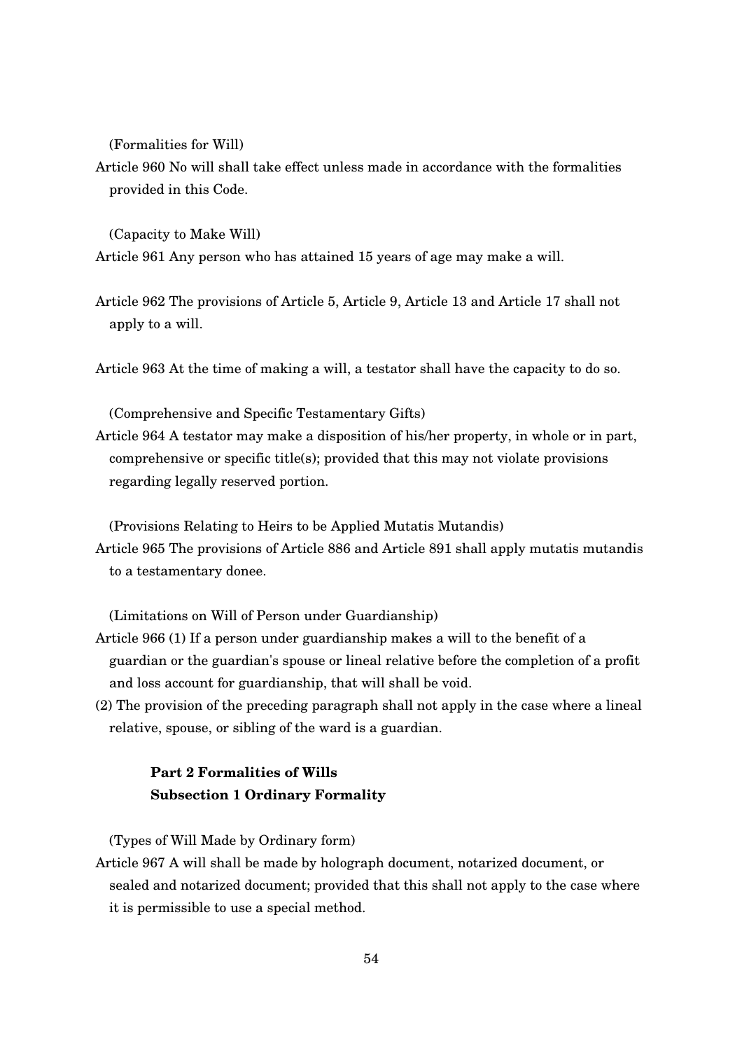(Formalities for Will)

Article 960 No will shall take effect unless made in accordance with the formalities provided in this Code.

(Capacity to Make Will)

Article 961 Any person who has attained 15 years of age may make a will.

Article 962 The provisions of Article 5, Article 9, Article 13 and Article 17 shall not apply to a will.

Article 963 At the time of making a will, a testator shall have the capacity to do so.

(Comprehensive and Specific Testamentary Gifts)

Article 964 A testator may make a disposition of his/her property, in whole or in part, comprehensive or specific title(s); provided that this may not violate provisions regarding legally reserved portion.

(Provisions Relating to Heirs to be Applied Mutatis Mutandis)

Article 965 The provisions of Article 886 and Article 891 shall apply mutatis mutandis to a testamentary donee.

(Limitations on Will of Person under Guardianship)

Article 966 (1) If a person under guardianship makes a will to the benefit of a guardian or the guardian's spouse or lineal relative before the completion of a profit and loss account for guardianship, that will shall be void.

(2) The provision of the preceding paragraph shall not apply in the case where a lineal relative, spouse, or sibling of the ward is a guardian.

## Part 2 Formalities of Wills

### Subsection 1 Ordinary Formality

(Types of Will Made by Ordinary form)

Article 967 A will shall be made by holograph document, notarized document, or sealed and notarized document; provided that this shall not apply to the case where it is permissible to use a special method.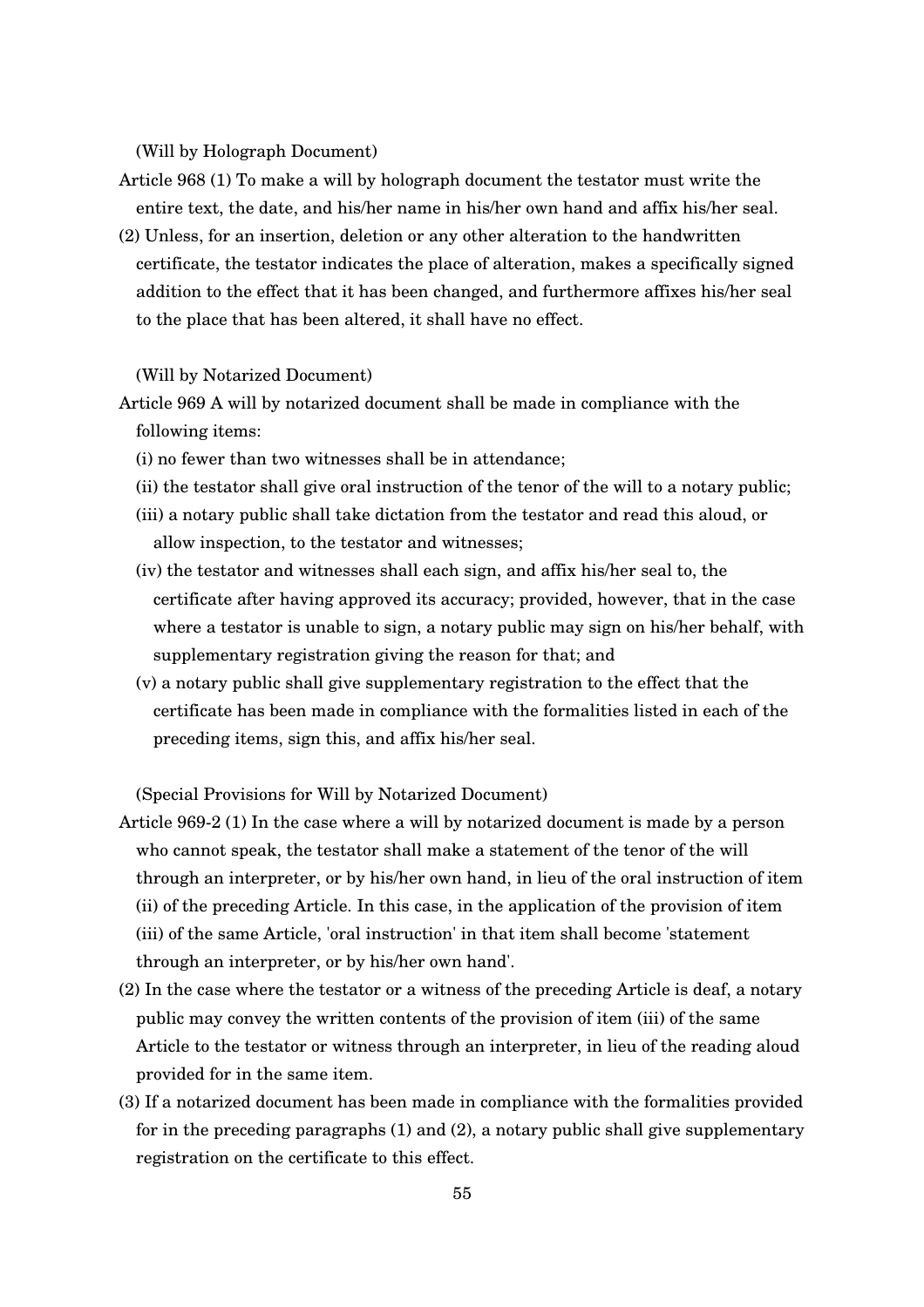(Will by Holograph Document)

Article 968 (1) To make a will by holograph document the testator must write the entire text, the date, and his/her name in his/her own hand and affix his/her seal.

(2) Unless, for an insertion, deletion or any other alteration to the handwritten certificate, the testator indicates the place of alteration, makes a specifically signed addition to the effect that it has been changed, and furthermore affixes his/her seal to the place that has been altered, it shall have no effect.

(Will by Notarized Document)

Article 969 A will by notarized document shall be made in compliance with the following items:

(i) no fewer than two witnesses shall be in attendance;

(ii) the testator shall give oral instruction of the tenor of the will to a notary public;

(iii) a notary public shall take dictation from the testator and read this aloud, or allow inspection, to the testator and witnesses;

(iv) the testator and witnesses shall each sign, and affix his/her seal to, the certificate after having approved its accuracy; provided, however, that in the case where a testator is unable to sign, a notary public may sign on his/her behalf, with supplementary registration giving the reason for that; and

(v) a notary public shall give supplementary registration to the effect that the certificate has been made in compliance with the formalities listed in each of the preceding items, sign this, and affix his/her seal.

(Special Provisions for Will by Notarized Document)

Article 969-2 (1) In the case where a will by notarized document is made by a person who cannot speak, the testator shall make a statement of the tenor of the will through an interpreter, or by his/her own hand, in lieu of the oral instruction of item (ii) of the preceding Article. In this case, in the application of the provision of item (iii) of the same Article, 'oral instruction' in that item shall become 'statement through an interpreter, or by his/her own hand'.

(2) In the case where the testator or a witness of the preceding Article is deaf, a notary public may convey the written contents of the provision of item (iii) of the same Article to the testator or witness through an interpreter, in lieu of the reading aloud provided for in the same item.

(3) If a notarized document has been made in compliance with the formalities provided for in the preceding paragraphs (1) and (2), a notary public shall give supplementary registration on the certificate to this effect.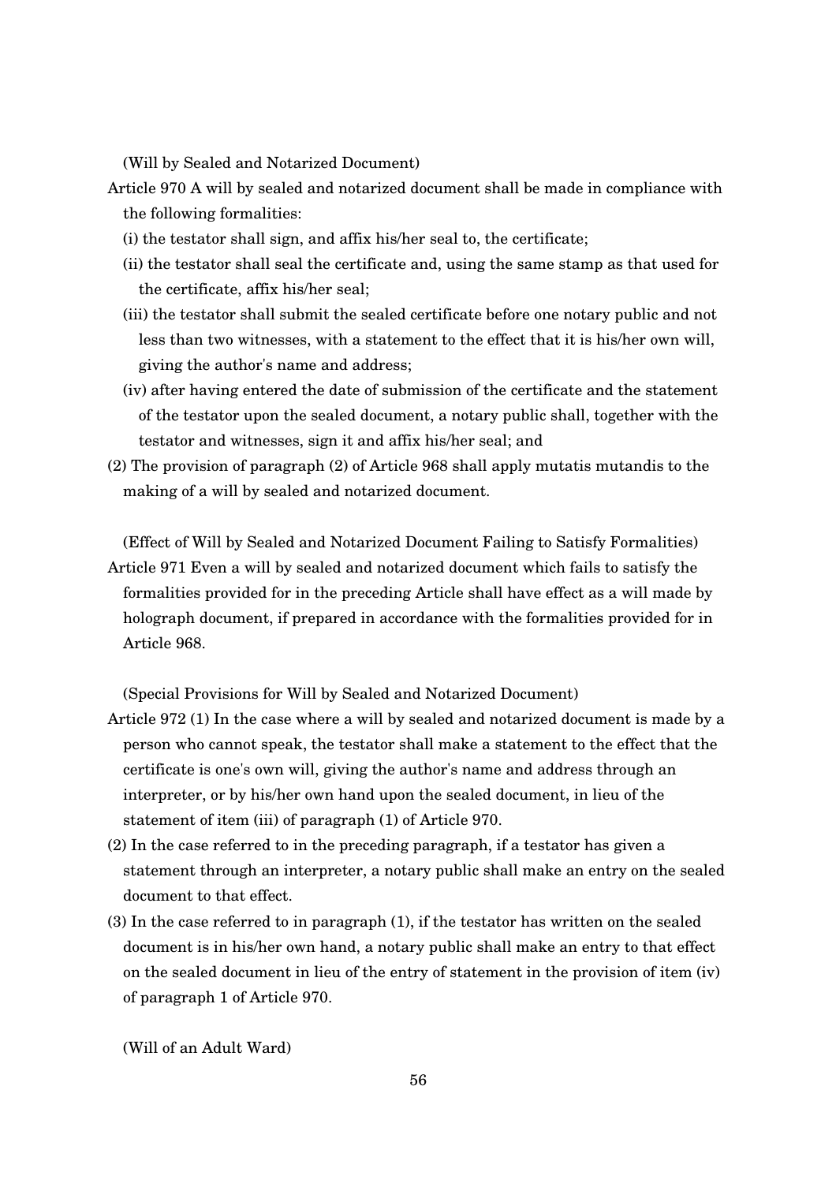(Will by Sealed and Notarized Document)

Article 970 A will by sealed and notarized document shall be made in compliance with the following formalities:

(i) the testator shall sign, and affix his/her seal to, the certificate;

(ii) the testator shall seal the certificate and, using the same stamp as that used for the certificate, affix his/her seal;

(iii) the testator shall submit the sealed certificate before one notary public and not less than two witnesses, with a statement to the effect that it is his/her own will, giving the author's name and address;

(iv) after having entered the date of submission of the certificate and the statement of the testator upon the sealed document, a notary public shall, together with the testator and witnesses, sign it and affix his/her seal; and

(2) The provision of paragraph (2) of Article 968 shall apply mutatis mutandis to the making of a will by sealed and notarized document.

(Effect of Will by Sealed and Notarized Document Failing to Satisfy Formalities)

Article 971 Even a will by sealed and notarized document which fails to satisfy the formalities provided for in the preceding Article shall have effect as a will made by holograph document, if prepared in accordance with the formalities provided for in Article 968.

(Special Provisions for Will by Sealed and Notarized Document)

Article 972 (1) In the case where a will by sealed and notarized document is made by a person who cannot speak, the testator shall make a statement to the effect that the certificate is one's own will, giving the author's name and address through an interpreter, or by his/her own hand upon the sealed document, in lieu of the statement of item (iii) of paragraph (1) of Article 970.

(2) In the case referred to in the preceding paragraph, if a testator has given a statement through an interpreter, a notary public shall make an entry on the sealed document to that effect.

(3) In the case referred to in paragraph (1), if the testator has written on the sealed document is in his/her own hand, a notary public shall make an entry to that effect on the sealed document in lieu of the entry of statement in the provision of item (iv) of paragraph 1 of Article 970.

(Will of an Adult Ward)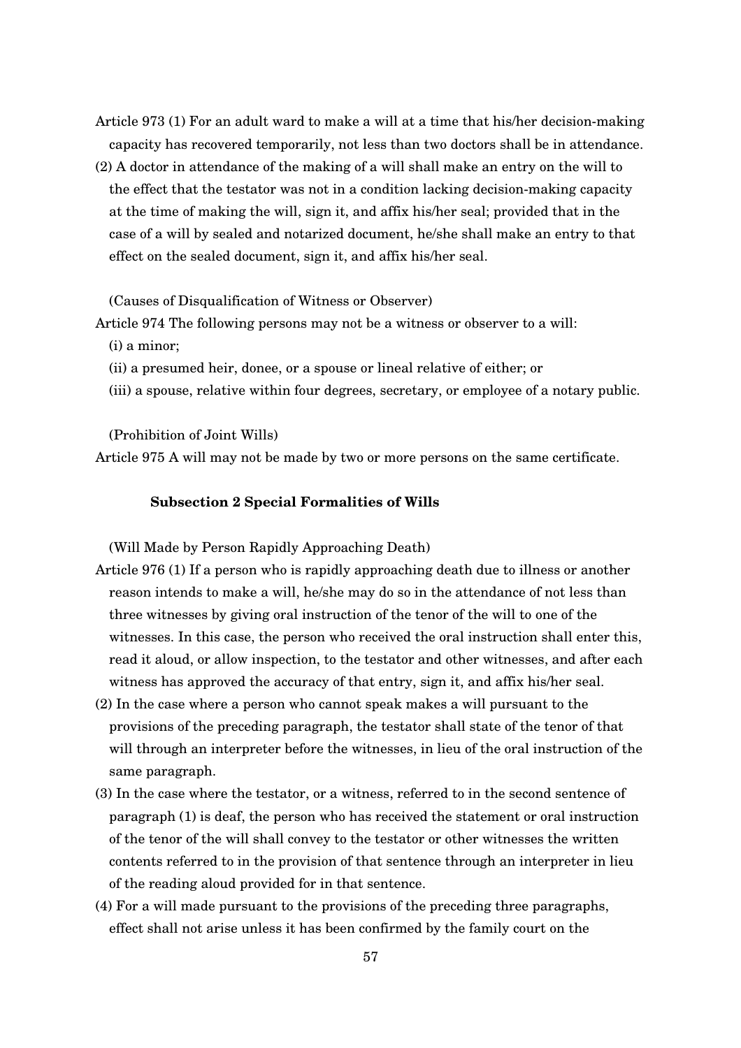Article 973 (1) For an adult ward to make a will at a time that his/her decision-making capacity has recovered temporarily, not less than two doctors shall be in attendance.

(2) A doctor in attendance of the making of a will shall make an entry on the will to the effect that the testator was not in a condition lacking decision-making capacity at the time of making the will, sign it, and affix his/her seal; provided that in the case of a will by sealed and notarized document, he/she shall make an entry to that effect on the sealed document, sign it, and affix his/her seal.

(Causes of Disqualification of Witness or Observer)

Article 974 The following persons may not be a witness or observer to a will:

(i) a minor;

(ii) a presumed heir, donee, or a spouse or lineal relative of either; or

(iii) a spouse, relative within four degrees, secretary, or employee of a notary public.

(Prohibition of Joint Wills)

Article 975 A will may not be made by two or more persons on the same certificate.

### Subsection 2 Special Formalities of Wills

(Will Made by Person Rapidly Approaching Death)

Article 976 (1) If a person who is rapidly approaching death due to illness or another reason intends to make a will, he/she may do so in the attendance of not less than three witnesses by giving oral instruction of the tenor of the will to one of the witnesses. In this case, the person who received the oral instruction shall enter this, read it aloud, or allow inspection, to the testator and other witnesses, and after each witness has approved the accuracy of that entry, sign it, and affix his/her seal.

(2) In the case where a person who cannot speak makes a will pursuant to the provisions of the preceding paragraph, the testator shall state of the tenor of that will through an interpreter before the witnesses, in lieu of the oral instruction of the same paragraph.

(3) In the case where the testator, or a witness, referred to in the second sentence of paragraph (1) is deaf, the person who has received the statement or oral instruction of the tenor of the will shall convey to the testator or other witnesses the written contents referred to in the provision of that sentence through an interpreter in lieu of the reading aloud provided for in that sentence.

(4) For a will made pursuant to the provisions of the preceding three paragraphs, effect shall not arise unless it has been confirmed by the family court on the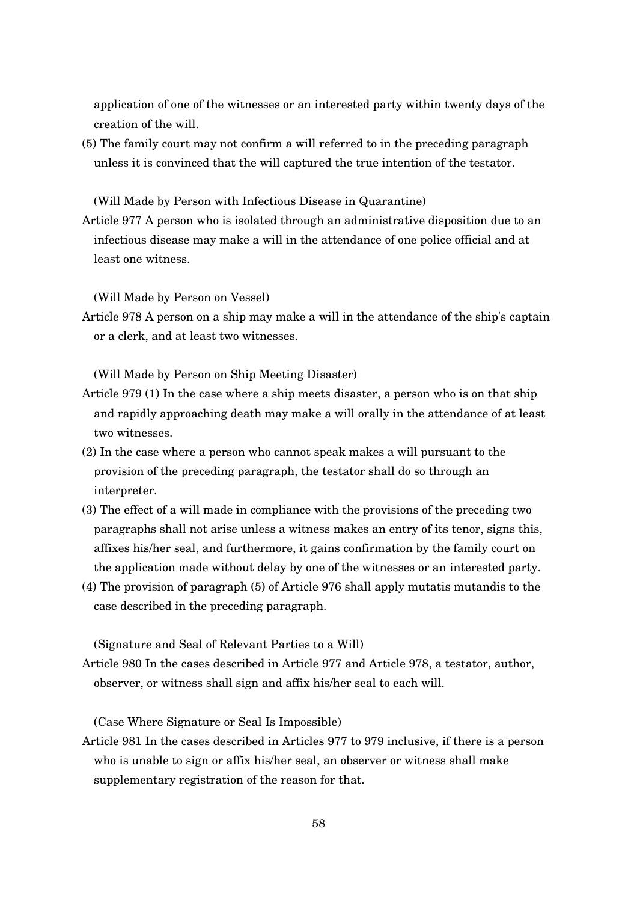application of one of the witnesses or an interested party within twenty days of the creation of the will.

(5) The family court may not confirm a will referred to in the preceding paragraph unless it is convinced that the will captured the true intention of the testator.

(Will Made by Person with Infectious Disease in Quarantine)

Article 977 A person who is isolated through an administrative disposition due to an infectious disease may make a will in the attendance of one police official and at least one witness.

(Will Made by Person on Vessel)

Article 978 A person on a ship may make a will in the attendance of the ship's captain or a clerk, and at least two witnesses.

(Will Made by Person on Ship Meeting Disaster)

Article 979 (1) In the case where a ship meets disaster, a person who is on that ship and rapidly approaching death may make a will orally in the attendance of at least two witnesses.

(2) In the case where a person who cannot speak makes a will pursuant to the provision of the preceding paragraph, the testator shall do so through an interpreter.

(3) The effect of a will made in compliance with the provisions of the preceding two paragraphs shall not arise unless a witness makes an entry of its tenor, signs this, affixes his/her seal, and furthermore, it gains confirmation by the family court on the application made without delay by one of the witnesses or an interested party.

(4) The provision of paragraph (5) of Article 976 shall apply mutatis mutandis to the case described in the preceding paragraph.

(Signature and Seal of Relevant Parties to a Will)

Article 980 In the cases described in Article 977 and Article 978, a testator, author, observer, or witness shall sign and affix his/her seal to each will.

(Case Where Signature or Seal Is Impossible)

Article 981 In the cases described in Articles 977 to 979 inclusive, if there is a person who is unable to sign or affix his/her seal, an observer or witness shall make supplementary registration of the reason for that.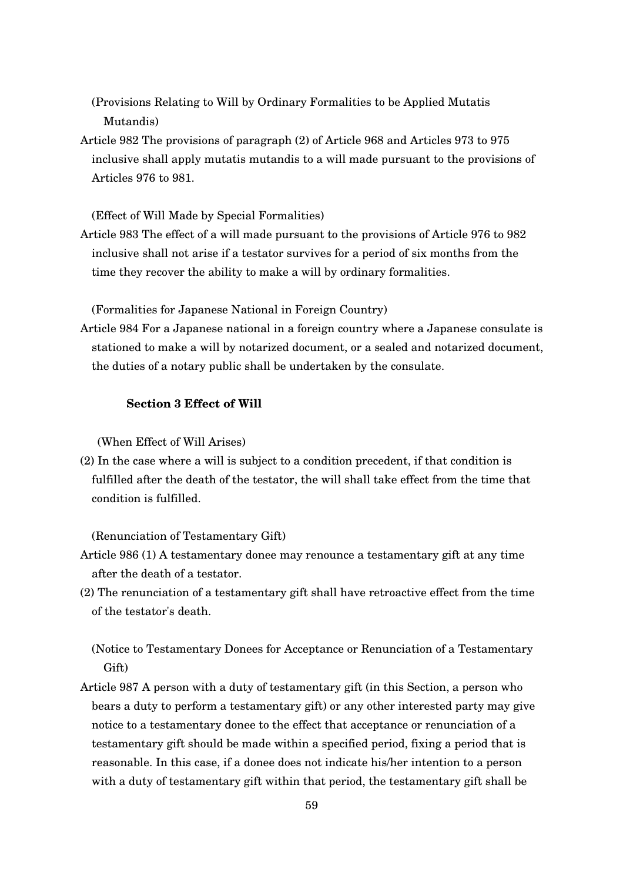(Provisions Relating to Will by Ordinary Formalities to be Applied Mutatis Mutandis)

Article 982 The provisions of paragraph (2) of Article 968 and Articles 973 to 975 inclusive shall apply mutatis mutandis to a will made pursuant to the provisions of Articles 976 to 981.

(Effect of Will Made by Special Formalities)

Article 983 The effect of a will made pursuant to the provisions of Article 976 to 982 inclusive shall not arise if a testator survives for a period of six months from the time they recover the ability to make a will by ordinary formalities.

(Formalities for Japanese National in Foreign Country)

Article 984 For a Japanese national in a foreign country where a Japanese consulate is stationed to make a will by notarized document, or a sealed and notarized document, the duties of a notary public shall be undertaken by the consulate.

**Section 3 Effect of Will**

(When Effect of Will Arises)

(2) In the case where a will is subject to a condition precedent, if that condition is fulfilled after the death of the testator, the will shall take effect from the time that condition is fulfilled.

(Renunciation of Testamentary Gift)

Article 986 (1) A testamentary donee may renounce a testamentary gift at any time after the death of a testator.

(2) The renunciation of a testamentary gift shall have retroactive effect from the time of the testator's death.

(Notice to Testamentary Donees for Acceptance or Renunciation of a Testamentary Gift)

Article 987 A person with a duty of testamentary gift (in this Section, a person who bears a duty to perform a testamentary gift) or any other interested party may give notice to a testamentary donee to the effect that acceptance or renunciation of a testamentary gift should be made within a specified period, fixing a period that is reasonable. In this case, if a donee does not indicate his/her intention to a person with a duty of testamentary gift within that period, the testamentary gift shall be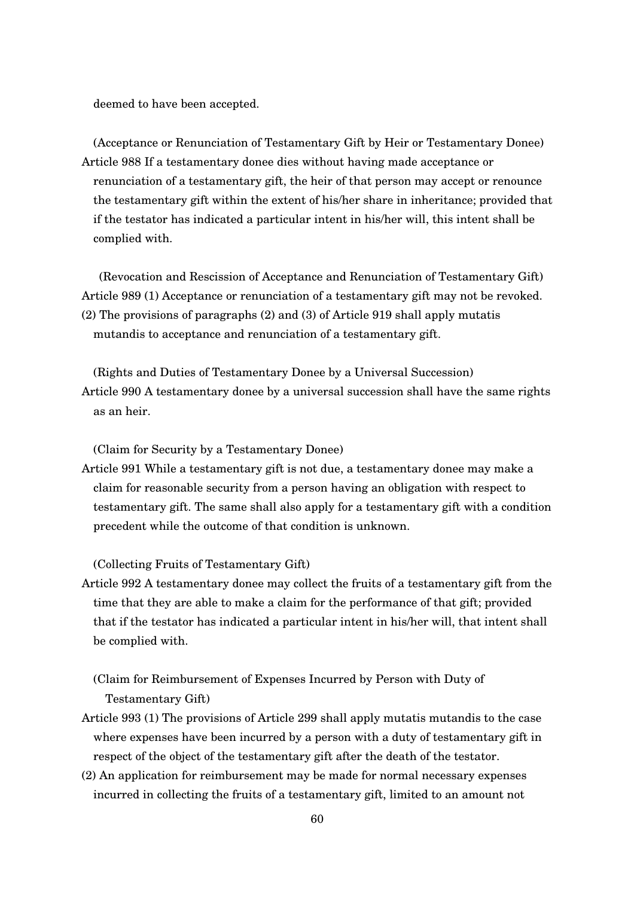deemed to have been accepted.

(Acceptance or Renunciation of Testamentary Gift by Heir or Testamentary Donee)

Article 988 If a testamentary donee dies without having made acceptance or renunciation of a testamentary gift, the heir of that person may accept or renounce the testamentary gift within the extent of his/her share in inheritance; provided that if the testator has indicated a particular intent in his/her will, this intent shall be complied with.

(Revocation and Rescission of Acceptance and Renunciation of Testamentary Gift)

Article 989 (1) Acceptance or renunciation of a testamentary gift may not be revoked.

(2) The provisions of paragraphs (2) and (3) of Article 919 shall apply mutatis mutandis to acceptance and renunciation of a testamentary gift.

(Rights and Duties of Testamentary Donee by a Universal Succession)

Article 990 A testamentary donee by a universal succession shall have the same rights as an heir.

(Claim for Security by a Testamentary Donee)

Article 991 While a testamentary gift is not due, a testamentary donee may make a claim for reasonable security from a person having an obligation with respect to testamentary gift. The same shall also apply for a testamentary gift with a condition precedent while the outcome of that condition is unknown.

(Collecting Fruits of Testamentary Gift)

Article 992 A testamentary donee may collect the fruits of a testamentary gift from the time that they are able to make a claim for the performance of that gift; provided that if the testator has indicated a particular intent in his/her will, that intent shall be complied with.

(Claim for Reimbursement of Expenses Incurred by Person with Duty of Testamentary Gift)

Article 993 (1) The provisions of Article 299 shall apply mutatis mutandis to the case where expenses have been incurred by a person with a duty of testamentary gift in respect of the object of the testamentary gift after the death of the testator.

(2) An application for reimbursement may be made for normal necessary expenses incurred in collecting the fruits of a testamentary gift, limited to an amount not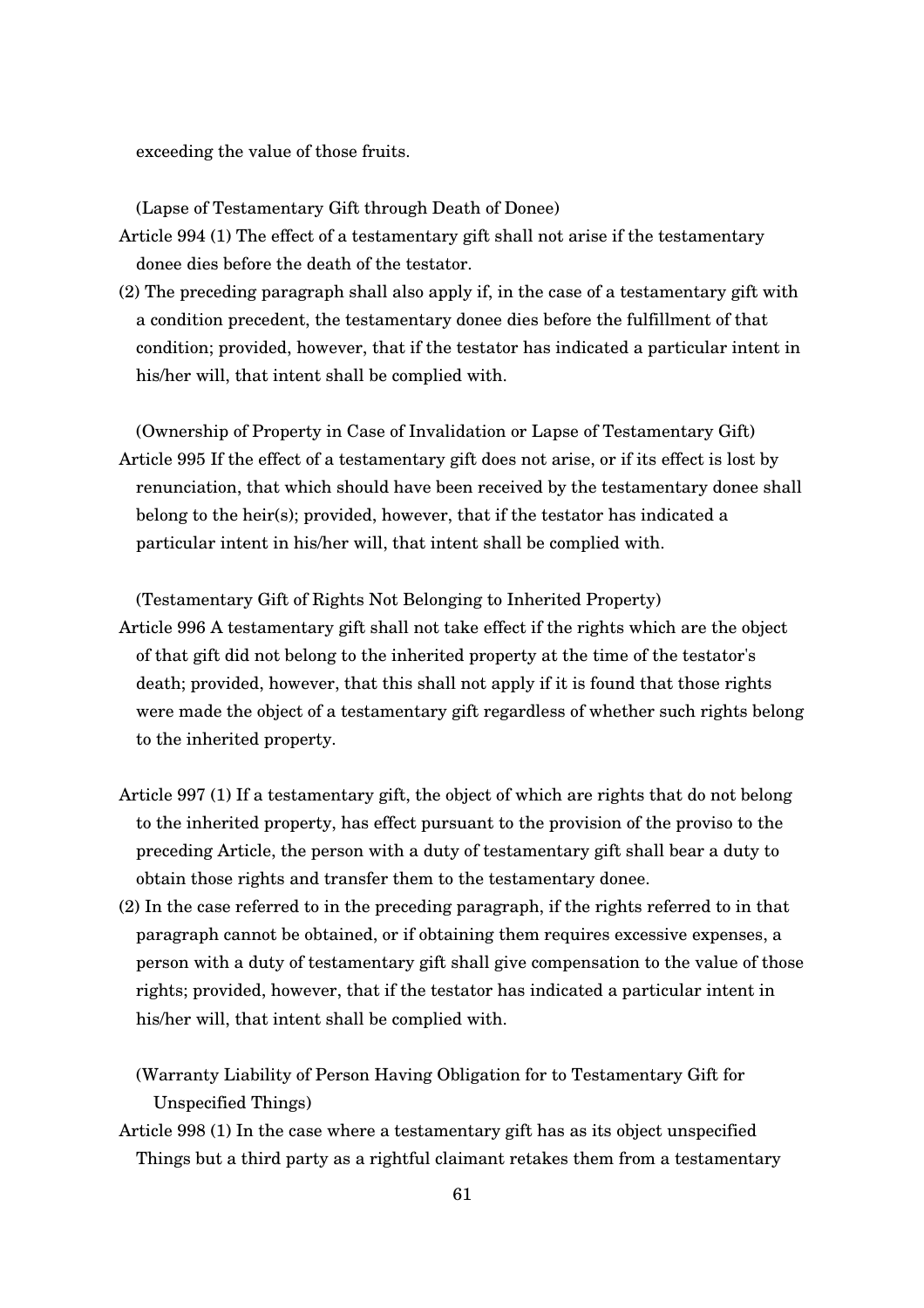exceeding the value of those fruits.

(Lapse of Testamentary Gift through Death of Donee)

Article 994 (1) The effect of a testamentary gift shall not arise if the testamentary donee dies before the death of the testator.

(2) The preceding paragraph shall also apply if, in the case of a testamentary gift with a condition precedent, the testamentary donee dies before the fulfillment of that condition; provided, however, that if the testator has indicated a particular intent in his/her will, that intent shall be complied with.

(Ownership of Property in Case of Invalidation or Lapse of Testamentary Gift)

Article 995 If the effect of a testamentary gift does not arise, or if its effect is lost by renunciation, that which should have been received by the testamentary donee shall belong to the heir(s); provided, however, that if the testator has indicated a particular intent in his/her will, that intent shall be complied with.

(Testamentary Gift of Rights Not Belonging to Inherited Property)

Article 996 A testamentary gift shall not take effect if the rights which are the object of that gift did not belong to the inherited property at the time of the testator's death; provided, however, that this shall not apply if it is found that those rights were made the object of a testamentary gift regardless of whether such rights belong to the inherited property.

Article 997 (1) If a testamentary gift, the object of which are rights that do not belong to the inherited property, has effect pursuant to the provision of the proviso to the preceding Article, the person with a duty of testamentary gift shall bear a duty to obtain those rights and transfer them to the testamentary donee.

(2) In the case referred to in the preceding paragraph, if the rights referred to in that paragraph cannot be obtained, or if obtaining them requires excessive expenses, a person with a duty of testamentary gift shall give compensation to the value of those rights; provided, however, that if the testator has indicated a particular intent in his/her will, that intent shall be complied with.

(Warranty Liability of Person Having Obligation for to Testamentary Gift for Unspecified Things)

Article 998 (1) In the case where a testamentary gift has as its object unspecified Things but a third party as a rightful claimant retakes them from a testamentary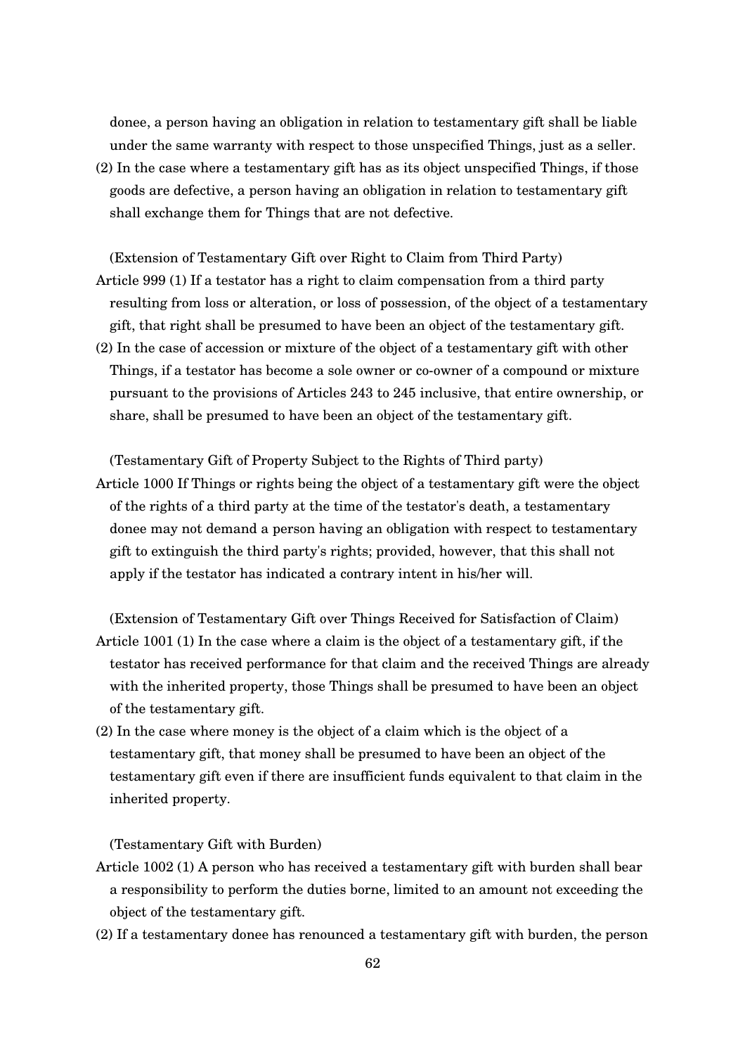donee, a person having an obligation in relation to testamentary gift shall be liable under the same warranty with respect to those unspecified Things, just as a seller.

(2) In the case where a testamentary gift has as its object unspecified Things, if those goods are defective, a person having an obligation in relation to testamentary gift shall exchange them for Things that are not defective.

(Extension of Testamentary Gift over Right to Claim from Third Party)

Article 999 (1) If a testator has a right to claim compensation from a third party resulting from loss or alteration, or loss of possession, of the object of a testamentary gift, that right shall be presumed to have been an object of the testamentary gift.

(2) In the case of accession or mixture of the object of a testamentary gift with other Things, if a testator has become a sole owner or co-owner of a compound or mixture pursuant to the provisions of Articles 243 to 245 inclusive, that entire ownership, or share, shall be presumed to have been an object of the testamentary gift.

(Testamentary Gift of Property Subject to the Rights of Third party)

Article 1000 If Things or rights being the object of a testamentary gift were the object of the rights of a third party at the time of the testator's death, a testamentary donee may not demand a person having an obligation with respect to testamentary gift to extinguish the third party's rights; provided, however, that this shall not apply if the testator has indicated a contrary intent in his/her will.

(Extension of Testamentary Gift over Things Received for Satisfaction of Claim)

Article 1001 (1) In the case where a claim is the object of a testamentary gift, if the testator has received performance for that claim and the received Things are already with the inherited property, those Things shall be presumed to have been an object of the testamentary gift.

(2) In the case where money is the object of a claim which is the object of a testamentary gift, that money shall be presumed to have been an object of the testamentary gift even if there are insufficient funds equivalent to that claim in the inherited property.

(Testamentary Gift with Burden)

Article 1002 (1) A person who has received a testamentary gift with burden shall bear a responsibility to perform the duties borne, limited to an amount not exceeding the object of the testamentary gift.

(2) If a testamentary donee has renounced a testamentary gift with burden, the person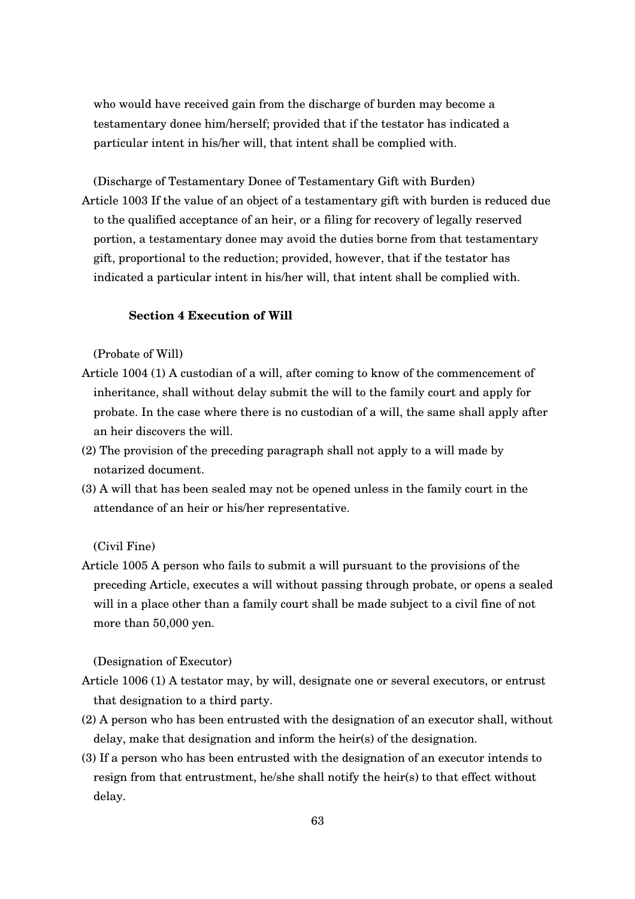who would have received gain from the discharge of burden may become a testamentary donee him/herself; provided that if the testator has indicated a particular intent in his/her will, that intent shall be complied with.

(Discharge of Testamentary Donee of Testamentary Gift with Burden)

Article 1003 If the value of an object of a testamentary gift with burden is reduced due to the qualified acceptance of an heir, or a filing for recovery of legally reserved portion, a testamentary donee may avoid the duties borne from that testamentary gift, proportional to the reduction; provided, however, that if the testator has indicated a particular intent in his/her will, that intent shall be complied with.

### Section 4 Execution of Will

(Probate of Will)

Article 1004 (1) A custodian of a will, after coming to know of the commencement of inheritance, shall without delay submit the will to the family court and apply for probate. In the case where there is no custodian of a will, the same shall apply after an heir discovers the will.

(2) The provision of the preceding paragraph shall not apply to a will made by notarized document.

(3) A will that has been sealed may not be opened unless in the family court in the attendance of an heir or his/her representative.

(Civil Fine)

Article 1005 A person who fails to submit a will pursuant to the provisions of the preceding Article, executes a will without passing through probate, or opens a sealed will in a place other than a family court shall be made subject to a civil fine of not more than 50,000 yen.

(Designation of Executor)

Article 1006 (1) A testator may, by will, designate one or several executors, or entrust that designation to a third party.

(2) A person who has been entrusted with the designation of an executor shall, without delay, make that designation and inform the heir(s) of the designation.

(3) If a person who has been entrusted with the designation of an executor intends to resign from that entrustment, he/she shall notify the heir(s) to that effect without delay.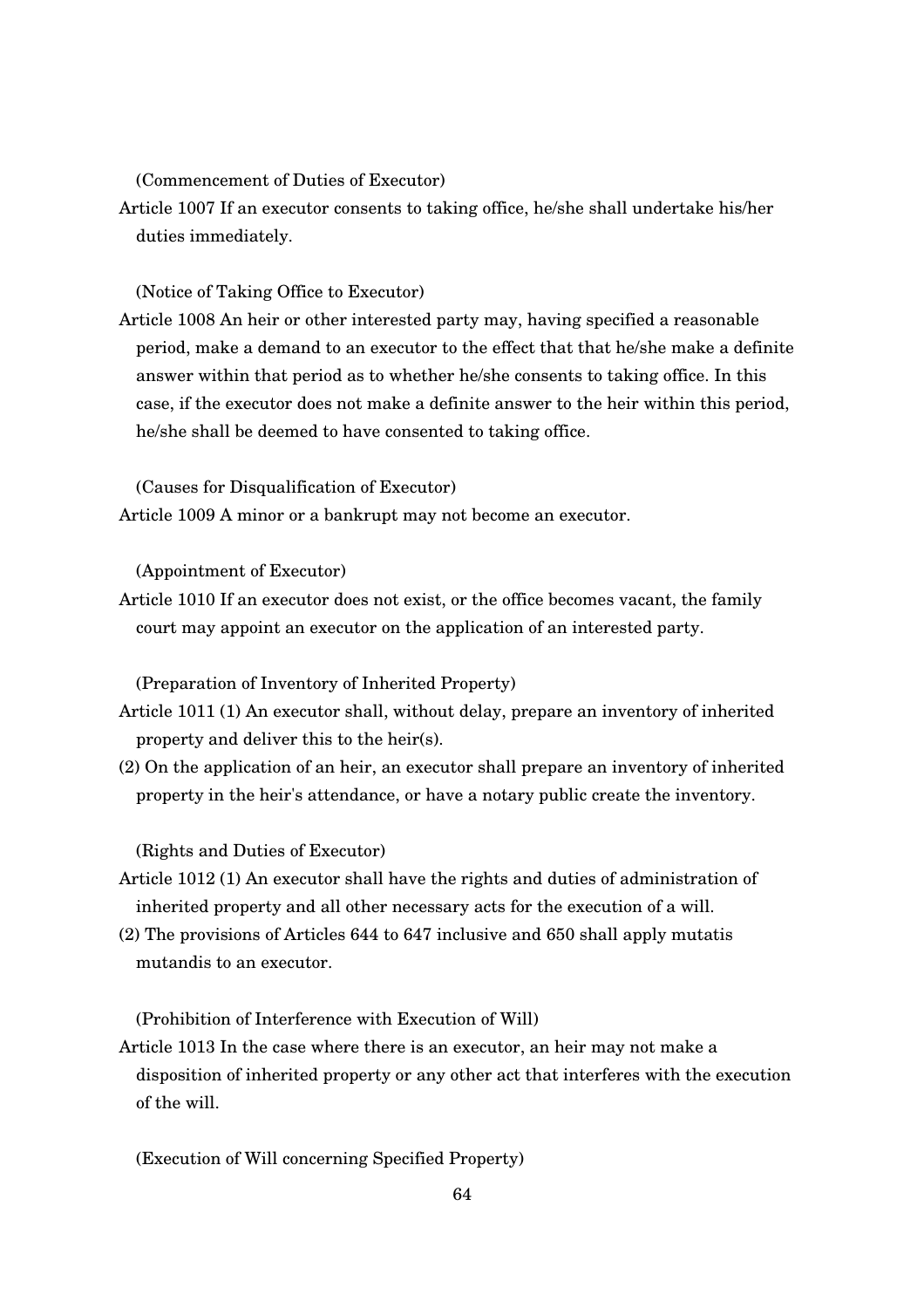(Commencement of Duties of Executor)

Article 1007 If an executor consents to taking office, he/she shall undertake his/her duties immediately.

(Notice of Taking Office to Executor)

Article 1008 An heir or other interested party may, having specified a reasonable period, make a demand to an executor to the effect that that he/she make a definite answer within that period as to whether he/she consents to taking office. In this case, if the executor does not make a definite answer to the heir within this period, he/she shall be deemed to have consented to taking office.

(Causes for Disqualification of Executor)

Article 1009 A minor or a bankrupt may not become an executor.

(Appointment of Executor)

Article 1010 If an executor does not exist, or the office becomes vacant, the family court may appoint an executor on the application of an interested party.

(Preparation of Inventory of Inherited Property)

Article 1011 (1) An executor shall, without delay, prepare an inventory of inherited property and deliver this to the heir(s).

(2) On the application of an heir, an executor shall prepare an inventory of inherited property in the heir's attendance, or have a notary public create the inventory.

(Rights and Duties of Executor)

Article 1012 (1) An executor shall have the rights and duties of administration of inherited property and all other necessary acts for the execution of a will.

(2) The provisions of Articles 644 to 647 inclusive and 650 shall apply mutatis mutandis to an executor.

(Prohibition of Interference with Execution of Will)

Article 1013 In the case where there is an executor, an heir may not make a disposition of inherited property or any other act that interferes with the execution of the will.

(Execution of Will concerning Specified Property)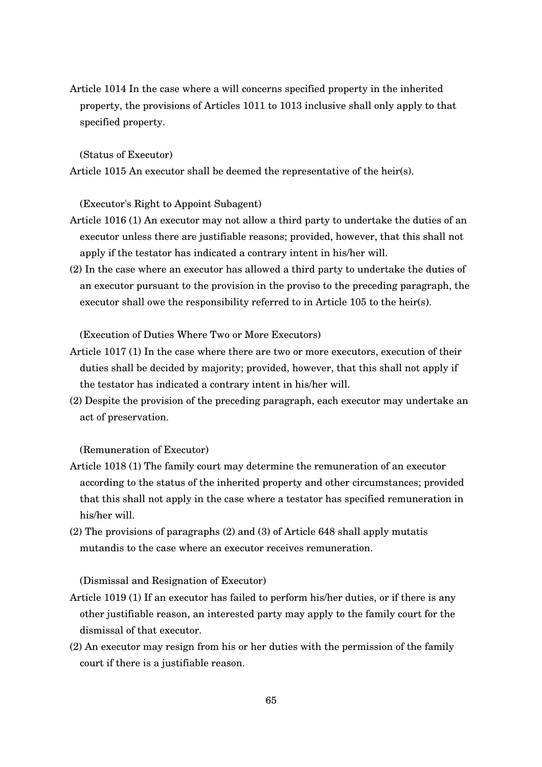Article 1014 In the case where a will concerns specified property in the inherited property, the provisions of Articles 1011 to 1013 inclusive shall only apply to that specified property.

(Status of Executor)

Article 1015 An executor shall be deemed the representative of the heir(s).

(Executor's Right to Appoint Subagent)

Article 1016 (1) An executor may not allow a third party to undertake the duties of an executor unless there are justifiable reasons; provided, however, that this shall not apply if the testator has indicated a contrary intent in his/her will.

(2) In the case where an executor has allowed a third party to undertake the duties of an executor pursuant to the provision in the proviso to the preceding paragraph, the executor shall owe the responsibility referred to in Article 105 to the heir(s).

(Execution of Duties Where Two or More Executors)

Article 1017 (1) In the case where there are two or more executors, execution of their duties shall be decided by majority; provided, however, that this shall not apply if the testator has indicated a contrary intent in his/her will.

(2) Despite the provision of the preceding paragraph, each executor may undertake an act of preservation.

(Remuneration of Executor)

Article 1018 (1) The family court may determine the remuneration of an executor according to the status of the inherited property and other circumstances; provided that this shall not apply in the case where a testator has specified remuneration in his/her will.

(2) The provisions of paragraphs (2) and (3) of Article 648 shall apply mutatis mutandis to the case where an executor receives remuneration.

(Dismissal and Resignation of Executor)

Article 1019 (1) If an executor has failed to perform his/her duties, or if there is any other justifiable reason, an interested party may apply to the family court for the dismissal of that executor.

(2) An executor may resign from his or her duties with the permission of the family court if there is a justifiable reason.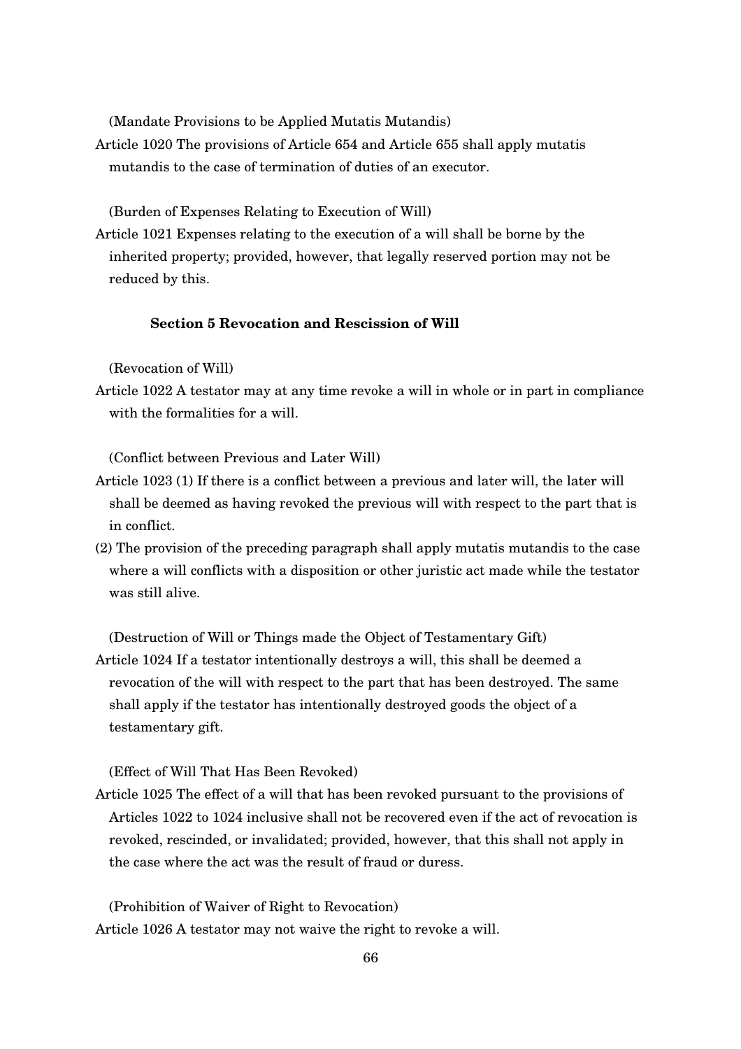(Mandate Provisions to be Applied Mutatis Mutandis)

Article 1020 The provisions of Article 654 and Article 655 shall apply mutatis mutandis to the case of termination of duties of an executor.

(Burden of Expenses Relating to Execution of Will)

Article 1021 Expenses relating to the execution of a will shall be borne by the inherited property; provided, however, that legally reserved portion may not be reduced by this.

### Section 5 Revocation and Rescission of Will

(Revocation of Will)

Article 1022 A testator may at any time revoke a will in whole or in part in compliance with the formalities for a will.

(Conflict between Previous and Later Will)

Article 1023 (1) If there is a conflict between a previous and later will, the later will shall be deemed as having revoked the previous will with respect to the part that is in conflict.

(2) The provision of the preceding paragraph shall apply mutatis mutandis to the case where a will conflicts with a disposition or other juristic act made while the testator was still alive.

(Destruction of Will or Things made the Object of Testamentary Gift)

Article 1024 If a testator intentionally destroys a will, this shall be deemed a revocation of the will with respect to the part that has been destroyed. The same shall apply if the testator has intentionally destroyed goods the object of a testamentary gift.

(Effect of Will That Has Been Revoked)

Article 1025 The effect of a will that has been revoked pursuant to the provisions of Articles 1022 to 1024 inclusive shall not be recovered even if the act of revocation is revoked, rescinded, or invalidated; provided, however, that this shall not apply in the case where the act was the result of fraud or duress.

(Prohibition of Waiver of Right to Revocation)

Article 1026 A testator may not waive the right to revoke a will.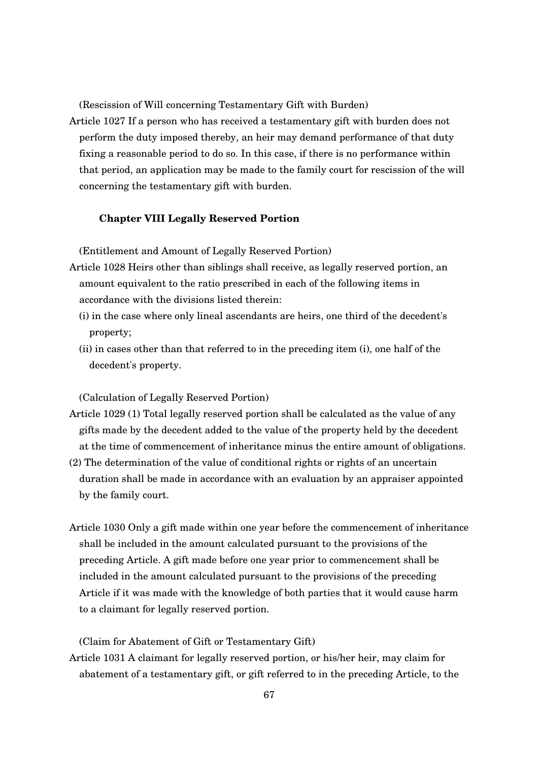(Rescission of Will concerning Testamentary Gift with Burden)

Article 1027 If a person who has received a testamentary gift with burden does not perform the duty imposed thereby, an heir may demand performance of that duty fixing a reasonable period to do so. In this case, if there is no performance within that period, an application may be made to the family court for rescission of the will concerning the testamentary gift with burden.

### Chapter VIII Legally Reserved Portion

(Entitlement and Amount of Legally Reserved Portion)

Article 1028 Heirs other than siblings shall receive, as legally reserved portion, an amount equivalent to the ratio prescribed in each of the following items in accordance with the divisions listed therein:

(i) in the case where only lineal ascendants are heirs, one third of the decedent's property;

(ii) in cases other than that referred to in the preceding item (i), one half of the decedent's property.

(Calculation of Legally Reserved Portion)

Article 1029 (1) Total legally reserved portion shall be calculated as the value of any gifts made by the decedent added to the value of the property held by the decedent at the time of commencement of inheritance minus the entire amount of obligations.

(2) The determination of the value of conditional rights or rights of an uncertain duration shall be made in accordance with an evaluation by an appraiser appointed by the family court.

Article 1030 Only a gift made within one year before the commencement of inheritance shall be included in the amount calculated pursuant to the provisions of the preceding Article. A gift made before one year prior to commencement shall be included in the amount calculated pursuant to the provisions of the preceding Article if it was made with the knowledge of both parties that it would cause harm to a claimant for legally reserved portion.

(Claim for Abatement of Gift or Testamentary Gift)

Article 1031 A claimant for legally reserved portion, or his/her heir, may claim for abatement of a testamentary gift, or gift referred to in the preceding Article, to the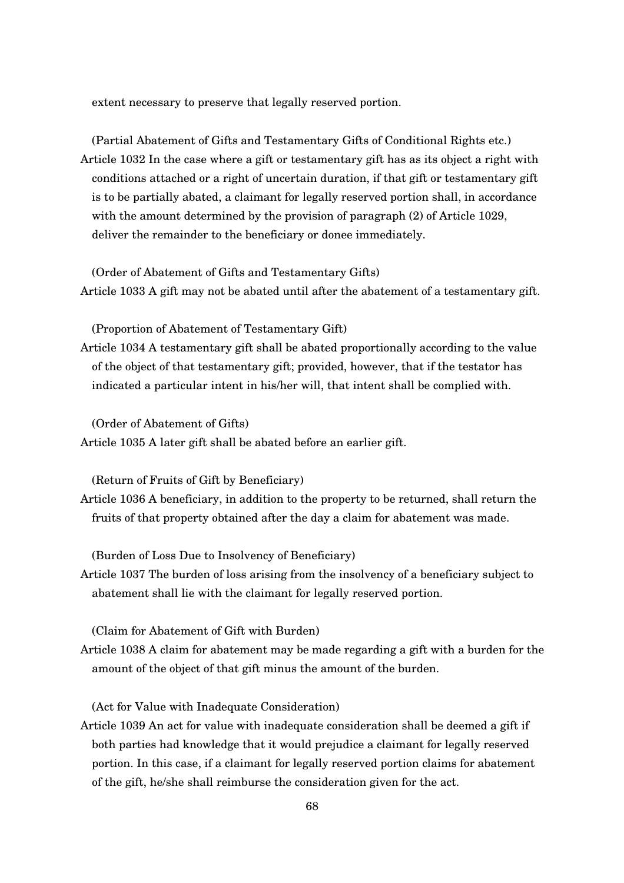extent necessary to preserve that legally reserved portion.

(Partial Abatement of Gifts and Testamentary Gifts of Conditional Rights etc.)

Article 1032 In the case where a gift or testamentary gift has as its object a right with conditions attached or a right of uncertain duration, if that gift or testamentary gift is to be partially abated, a claimant for legally reserved portion shall, in accordance with the amount determined by the provision of paragraph (2) of Article 1029, deliver the remainder to the beneficiary or donee immediately.

(Order of Abatement of Gifts and Testamentary Gifts)

Article 1033 A gift may not be abated until after the abatement of a testamentary gift.

(Proportion of Abatement of Testamentary Gift)

Article 1034 A testamentary gift shall be abated proportionally according to the value of the object of that testamentary gift; provided, however, that if the testator has indicated a particular intent in his/her will, that intent shall be complied with.

(Order of Abatement of Gifts)

Article 1035 A later gift shall be abated before an earlier gift.

(Return of Fruits of Gift by Beneficiary)

Article 1036 A beneficiary, in addition to the property to be returned, shall return the fruits of that property obtained after the day a claim for abatement was made.

(Burden of Loss Due to Insolvency of Beneficiary)

Article 1037 The burden of loss arising from the insolvency of a beneficiary subject to abatement shall lie with the claimant for legally reserved portion.

(Claim for Abatement of Gift with Burden)

Article 1038 A claim for abatement may be made regarding a gift with a burden for the amount of the object of that gift minus the amount of the burden.

(Act for Value with Inadequate Consideration)

Article 1039 An act for value with inadequate consideration shall be deemed a gift if both parties had knowledge that it would prejudice a claimant for legally reserved portion. In this case, if a claimant for legally reserved portion claims for abatement of the gift, he/she shall reimburse the consideration given for the act.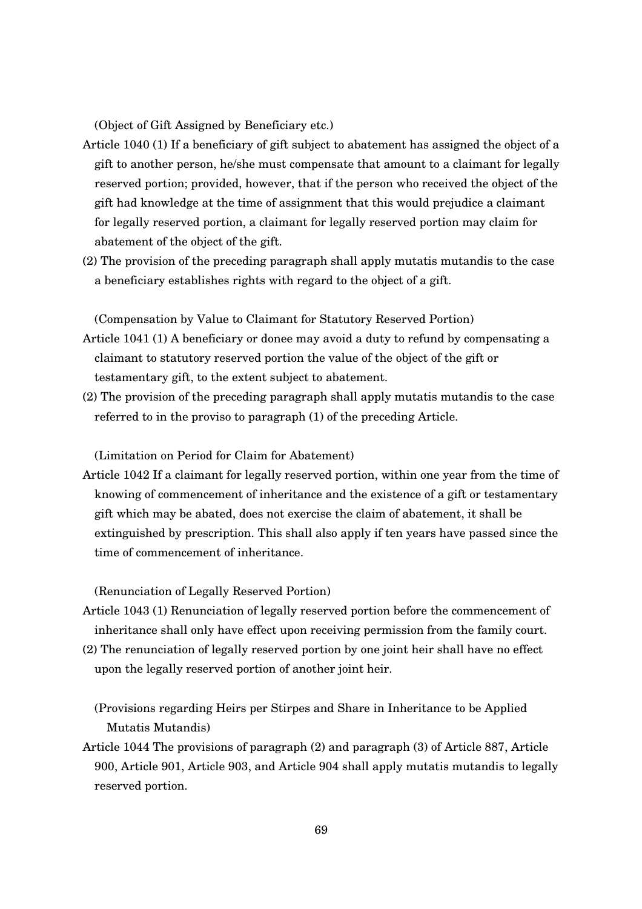(Object of Gift Assigned by Beneficiary etc.)

Article 1040 (1) If a beneficiary of gift subject to abatement has assigned the object of a gift to another person, he/she must compensate that amount to a claimant for legally reserved portion; provided, however, that if the person who received the object of the gift had knowledge at the time of assignment that this would prejudice a claimant for legally reserved portion, a claimant for legally reserved portion may claim for abatement of the object of the gift.

(2) The provision of the preceding paragraph shall apply mutatis mutandis to the case a beneficiary establishes rights with regard to the object of a gift.

(Compensation by Value to Claimant for Statutory Reserved Portion)

Article 1041 (1) A beneficiary or donee may avoid a duty to refund by compensating a claimant to statutory reserved portion the value of the object of the gift or testamentary gift, to the extent subject to abatement.

(2) The provision of the preceding paragraph shall apply mutatis mutandis to the case referred to in the proviso to paragraph (1) of the preceding Article.

(Limitation on Period for Claim for Abatement)

Article 1042 If a claimant for legally reserved portion, within one year from the time of knowing of commencement of inheritance and the existence of a gift or testamentary gift which may be abated, does not exercise the claim of abatement, it shall be extinguished by prescription. This shall also apply if ten years have passed since the time of commencement of inheritance.

(Renunciation of Legally Reserved Portion)

Article 1043 (1) Renunciation of legally reserved portion before the commencement of inheritance shall only have effect upon receiving permission from the family court.

(2) The renunciation of legally reserved portion by one joint heir shall have no effect upon the legally reserved portion of another joint heir.

(Provisions regarding Heirs per Stirpes and Share in Inheritance to be Applied Mutatis Mutandis)

Article 1044 The provisions of paragraph (2) and paragraph (3) of Article 887, Article 900, Article 901, Article 903, and Article 904 shall apply mutatis mutandis to legally reserved portion.